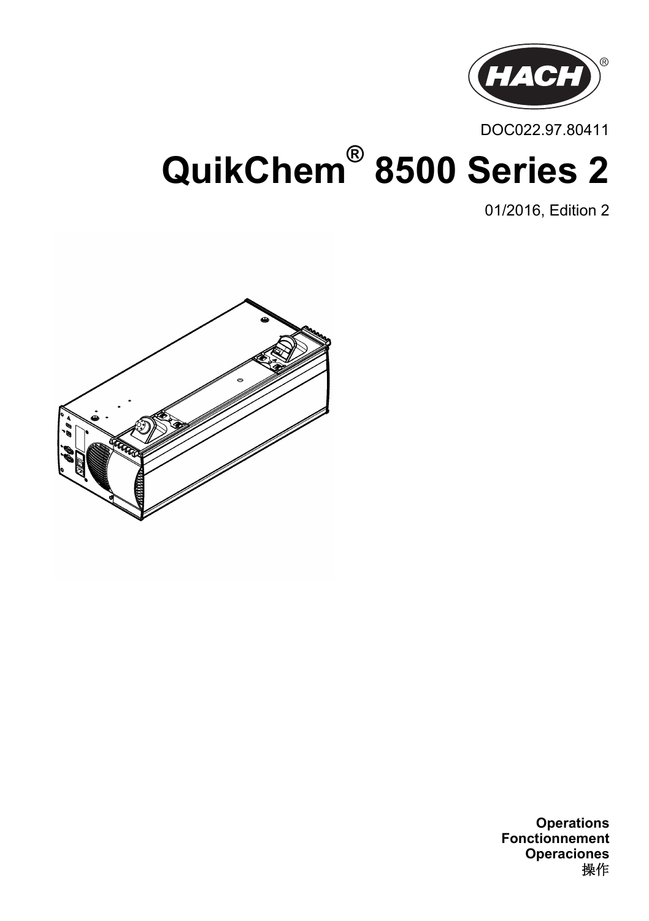HACH®

DOC022.97.80411

# QuikChem® 8500 Series 2

01/2016, Edition 2

**Operations**
**Fonctionnement**
**Operaciones**
操作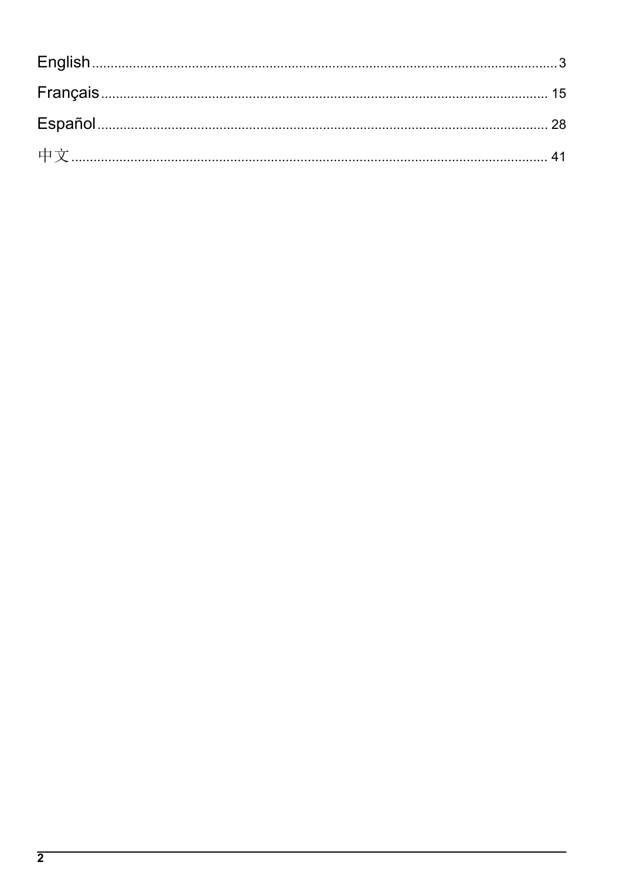English ........................................................................................................................ 3

Français ...................................................................................................................... 15

Español ....................................................................................................................... 28

中文 ............................................................................................................................. 41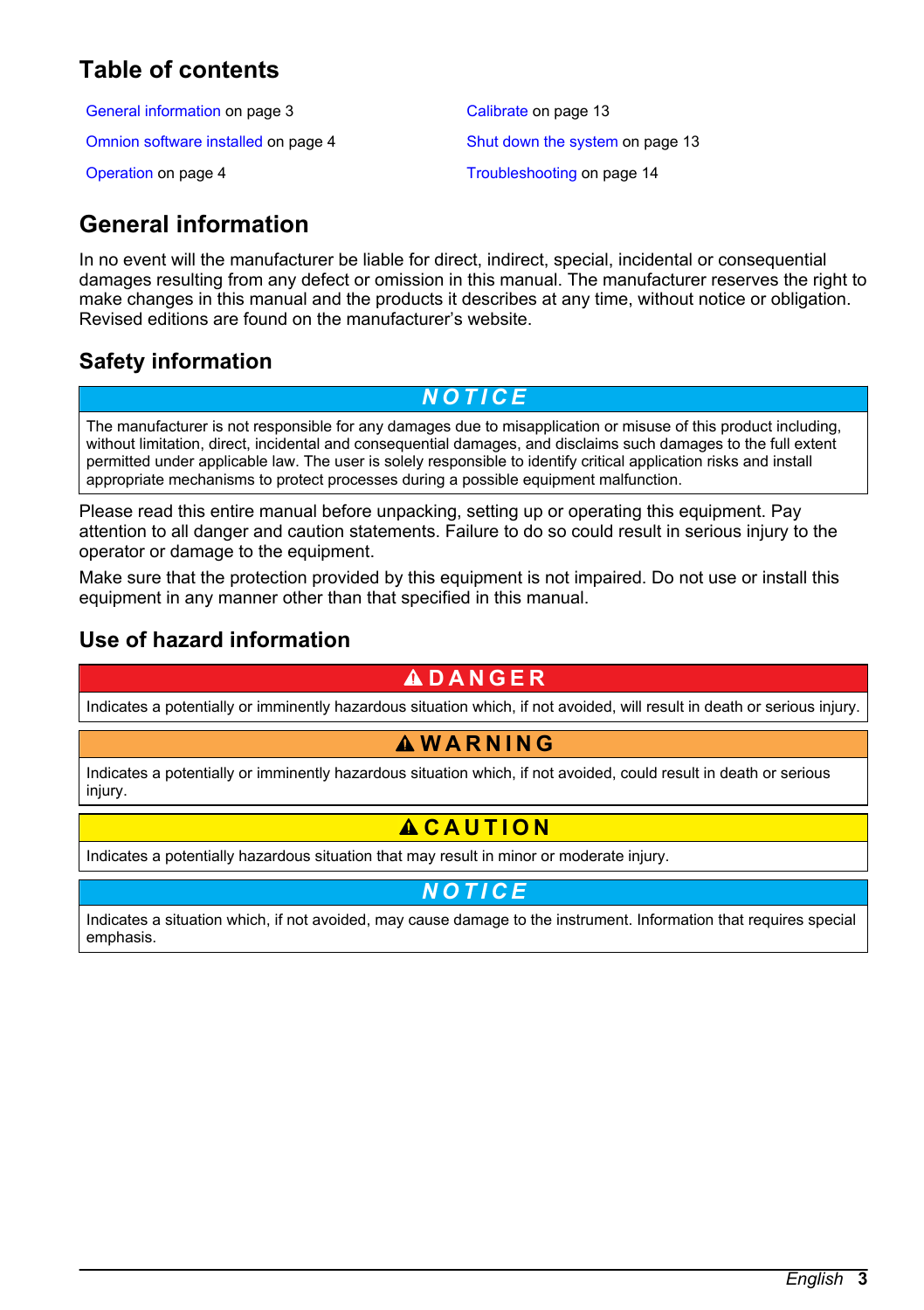# Table of contents

General information on page 3

Omnion software installed on page 4

Operation on page 4

Calibrate on page 13

Shut down the system on page 13

Troubleshooting on page 14

# General information

In no event will the manufacturer be liable for direct, indirect, special, incidental or consequential damages resulting from any defect or omission in this manual. The manufacturer reserves the right to make changes in this manual and the products it describes at any time, without notice or obligation. Revised editions are found on the manufacturer's website.

## Safety information

**NOTICE**

The manufacturer is not responsible for any damages due to misapplication or misuse of this product including, without limitation, direct, incidental and consequential damages, and disclaims such damages to the full extent permitted under applicable law. The user is solely responsible to identify critical application risks and install appropriate mechanisms to protect processes during a possible equipment malfunction.

Please read this entire manual before unpacking, setting up or operating this equipment. Pay attention to all danger and caution statements. Failure to do so could result in serious injury to the operator or damage to the equipment.

Make sure that the protection provided by this equipment is not impaired. Do not use or install this equipment in any manner other than that specified in this manual.

## Use of hazard information

**DANGER**

Indicates a potentially or imminently hazardous situation which, if not avoided, will result in death or serious injury.

**WARNING**

Indicates a potentially or imminently hazardous situation which, if not avoided, could result in death or serious injury.

**CAUTION**

Indicates a potentially hazardous situation that may result in minor or moderate injury.

**NOTICE**

Indicates a situation which, if not avoided, may cause damage to the instrument. Information that requires special emphasis.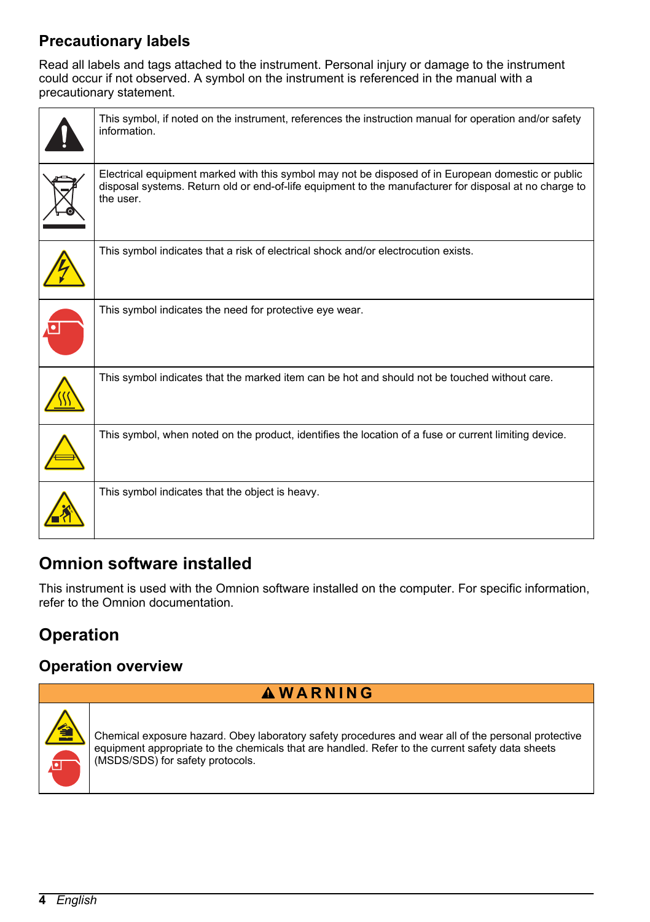### Precautionary labels

Read all labels and tags attached to the instrument. Personal injury or damage to the instrument could occur if not observed. A symbol on the instrument is referenced in the manual with a precautionary statement.

| | |
|---|---|
| | This symbol, if noted on the instrument, references the instruction manual for operation and/or safety information. |
| | Electrical equipment marked with this symbol may not be disposed of in European domestic or public disposal systems. Return old or end-of-life equipment to the manufacturer for disposal at no charge to the user. |
| | This symbol indicates that a risk of electrical shock and/or electrocution exists. |
| | This symbol indicates the need for protective eye wear. |
| | This symbol indicates that the marked item can be hot and should not be touched without care. |
| | This symbol, when noted on the product, identifies the location of a fuse or current limiting device. |
| | This symbol indicates that the object is heavy. |

## Omnion software installed

This instrument is used with the Omnion software installed on the computer. For specific information, refer to the Omnion documentation.

## Operation

### Operation overview

**WARNING**

Chemical exposure hazard. Obey laboratory safety procedures and wear all of the personal protective equipment appropriate to the chemicals that are handled. Refer to the current safety data sheets (MSDS/SDS) for safety protocols.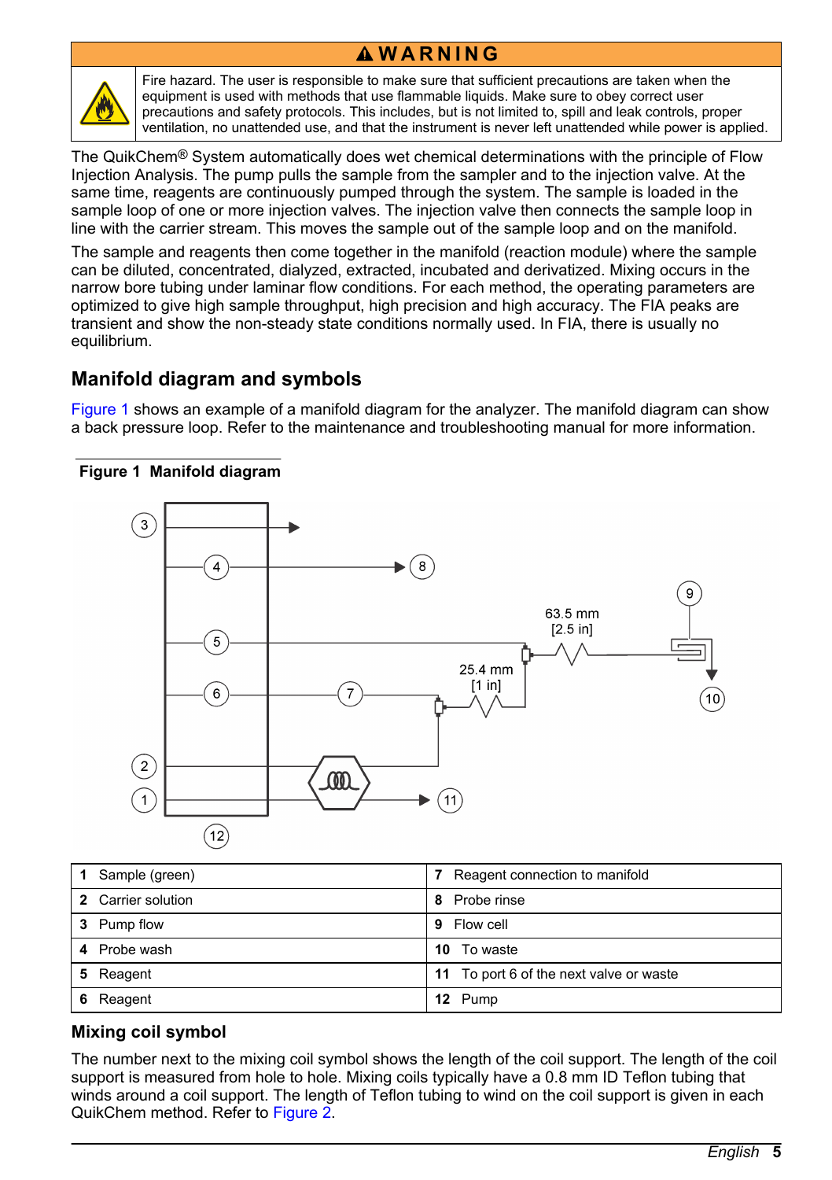**⚠ WARNING**

Fire hazard. The user is responsible to make sure that sufficient precautions are taken when the equipment is used with methods that use flammable liquids. Make sure to obey correct user precautions and safety protocols. This includes, but is not limited to, spill and leak controls, proper ventilation, no unattended use, and that the instrument is never left unattended while power is applied.

The QuikChem® System automatically does wet chemical determinations with the principle of Flow Injection Analysis. The pump pulls the sample from the sampler and to the injection valve. At the same time, reagents are continuously pumped through the system. The sample is loaded in the sample loop of one or more injection valves. The injection valve then connects the sample loop in line with the carrier stream. This moves the sample out of the sample loop and on the manifold.

The sample and reagents then come together in the manifold (reaction module) where the sample can be diluted, concentrated, dialyzed, extracted, incubated and derivatized. Mixing occurs in the narrow bore tubing under laminar flow conditions. For each method, the operating parameters are optimized to give high sample throughput, high precision and high accuracy. The FIA peaks are transient and show the non-steady state conditions normally used. In FIA, there is usually no equilibrium.

## Manifold diagram and symbols

Figure 1 shows an example of a manifold diagram for the analyzer. The manifold diagram can show a back pressure loop. Refer to the maintenance and troubleshooting manual for more information.

**Figure 1 Manifold diagram**

| | | | |
|---|---|---|---|
| **1** | Sample (green) | **7** | Reagent connection to manifold |
| **2** | Carrier solution | **8** | Probe rinse |
| **3** | Pump flow | **9** | Flow cell |
| **4** | Probe wash | **10** | To waste |
| **5** | Reagent | **11** | To port 6 of the next valve or waste |
| **6** | Reagent | **12** | Pump |

### Mixing coil symbol

The number next to the mixing coil symbol shows the length of the coil support. The length of the coil support is measured from hole to hole. Mixing coils typically have a 0.8 mm ID Teflon tubing that winds around a coil support. The length of Teflon tubing to wind on the coil support is given in each QuikChem method. Refer to Figure 2.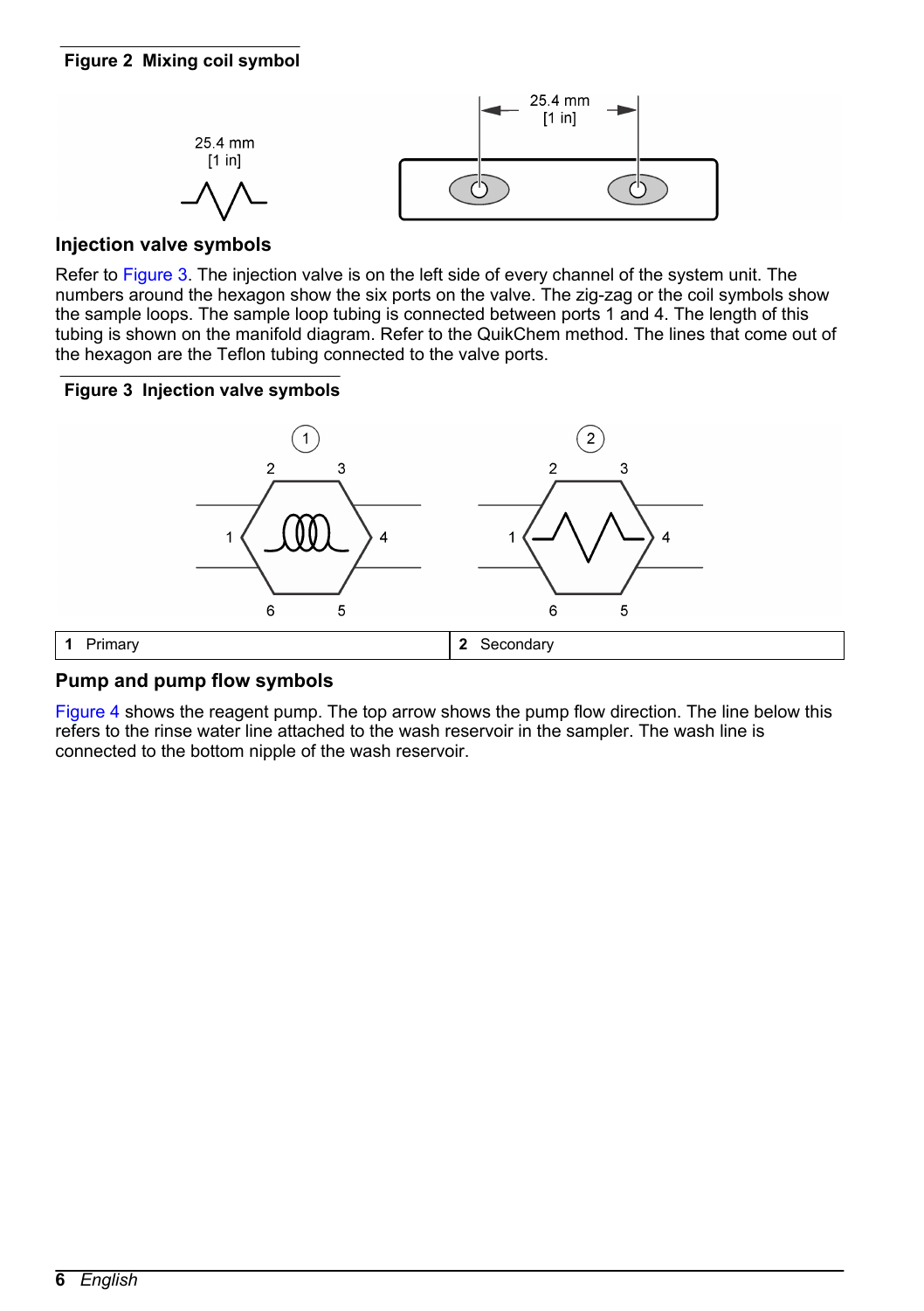**Figure 2 Mixing coil symbol**

25.4 mm
[1 in]

25.4 mm
[1 in]

## Injection valve symbols

Refer to Figure 3. The injection valve is on the left side of every channel of the system unit. The numbers around the hexagon show the six ports on the valve. The zig-zag or the coil symbols show the sample loops. The sample loop tubing is connected between ports 1 and 4. The length of this tubing is shown on the manifold diagram. Refer to the QuikChem method. The lines that come out of the hexagon are the Teflon tubing connected to the valve ports.

**Figure 3 Injection valve symbols**

| | |
|---|---|
| **1** Primary | **2** Secondary |

## Pump and pump flow symbols

Figure 4 shows the reagent pump. The top arrow shows the pump flow direction. The line below this refers to the rinse water line attached to the wash reservoir in the sampler. The wash line is connected to the bottom nipple of the wash reservoir.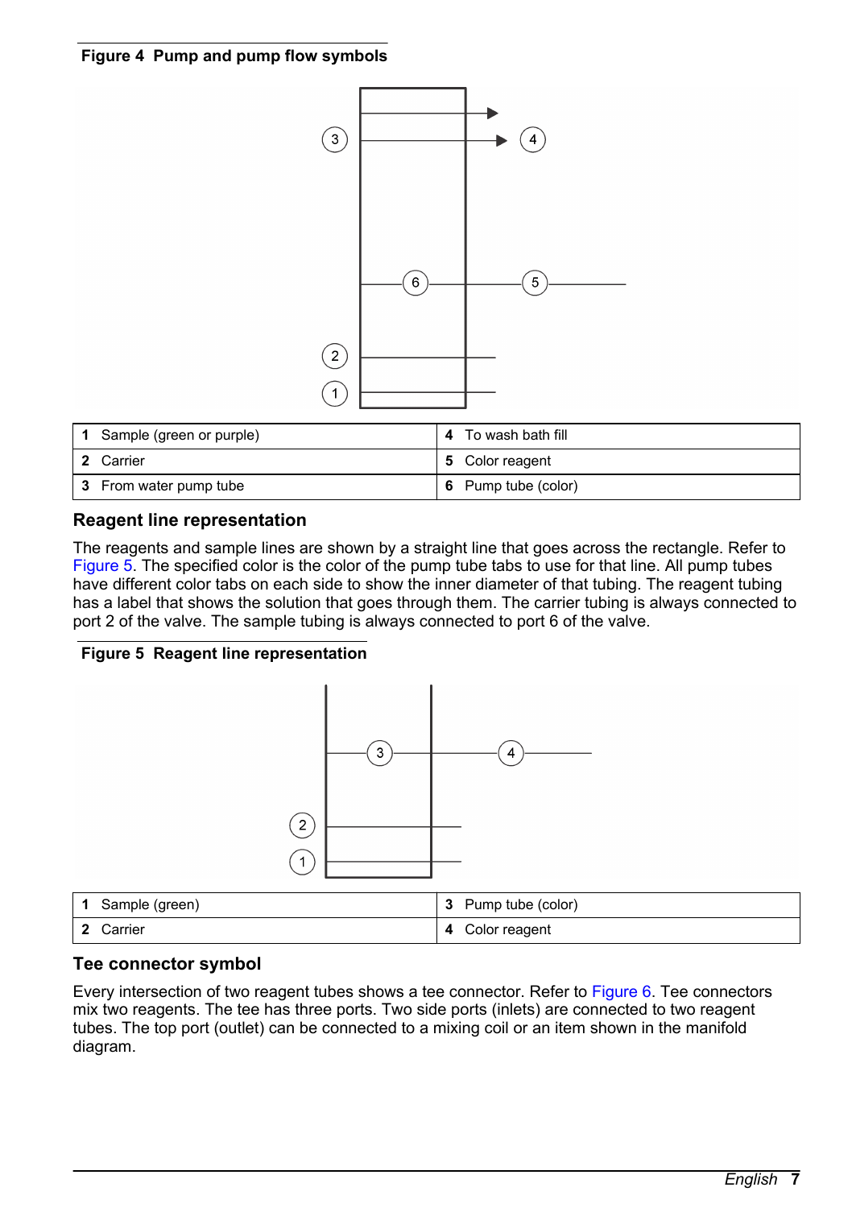**Figure 4 Pump and pump flow symbols**

| | |
|---|---|
| **1** Sample (green or purple) | **4** To wash bath fill |
| **2** Carrier | **5** Color reagent |
| **3** From water pump tube | **6** Pump tube (color) |

## Reagent line representation

The reagents and sample lines are shown by a straight line that goes across the rectangle. Refer to Figure 5. The specified color is the color of the pump tube tabs to use for that line. All pump tubes have different color tabs on each side to show the inner diameter of that tubing. The reagent tubing has a label that shows the solution that goes through them. The carrier tubing is always connected to port 2 of the valve. The sample tubing is always connected to port 6 of the valve.

**Figure 5 Reagent line representation**

| | |
|---|---|
| **1** Sample (green) | **3** Pump tube (color) |
| **2** Carrier | **4** Color reagent |

## Tee connector symbol

Every intersection of two reagent tubes shows a tee connector. Refer to Figure 6. Tee connectors mix two reagents. The tee has three ports. Two side ports (inlets) are connected to two reagent tubes. The top port (outlet) can be connected to a mixing coil or an item shown in the manifold diagram.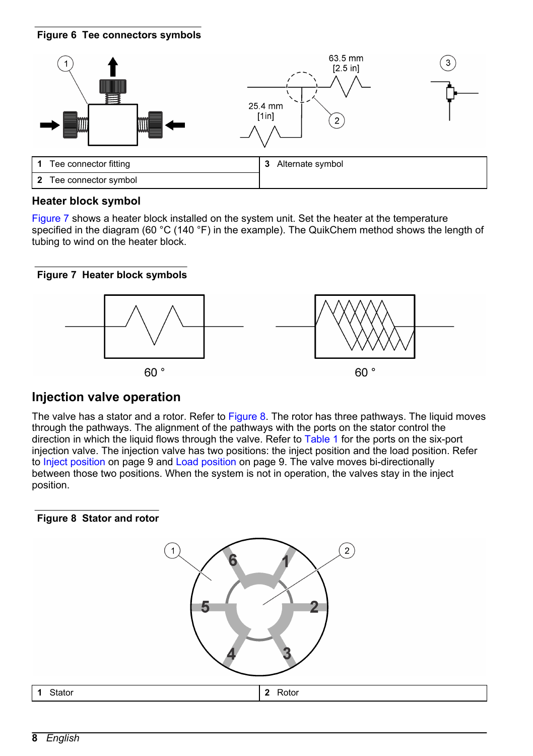**Figure 6 Tee connectors symbols**

| 1 Tee connector fitting | 3 Alternate symbol |
|---|---|
| 2 Tee connector symbol | |

### Heater block symbol

Figure 7 shows a heater block installed on the system unit. Set the heater at the temperature specified in the diagram (60 °C (140 °F) in the example). The QuikChem method shows the length of tubing to wind on the heater block.

**Figure 7 Heater block symbols**

## Injection valve operation

The valve has a stator and a rotor. Refer to Figure 8. The rotor has three pathways. The liquid moves through the pathways. The alignment of the pathways with the ports on the stator control the direction in which the liquid flows through the valve. Refer to Table 1 for the ports on the six-port injection valve. The injection valve has two positions: the inject position and the load position. Refer to Inject position on page 9 and Load position on page 9. The valve moves bi-directionally between those two positions. When the system is not in operation, the valves stay in the inject position.

**Figure 8 Stator and rotor**

| 1 Stator | 2 Rotor |
|---|---|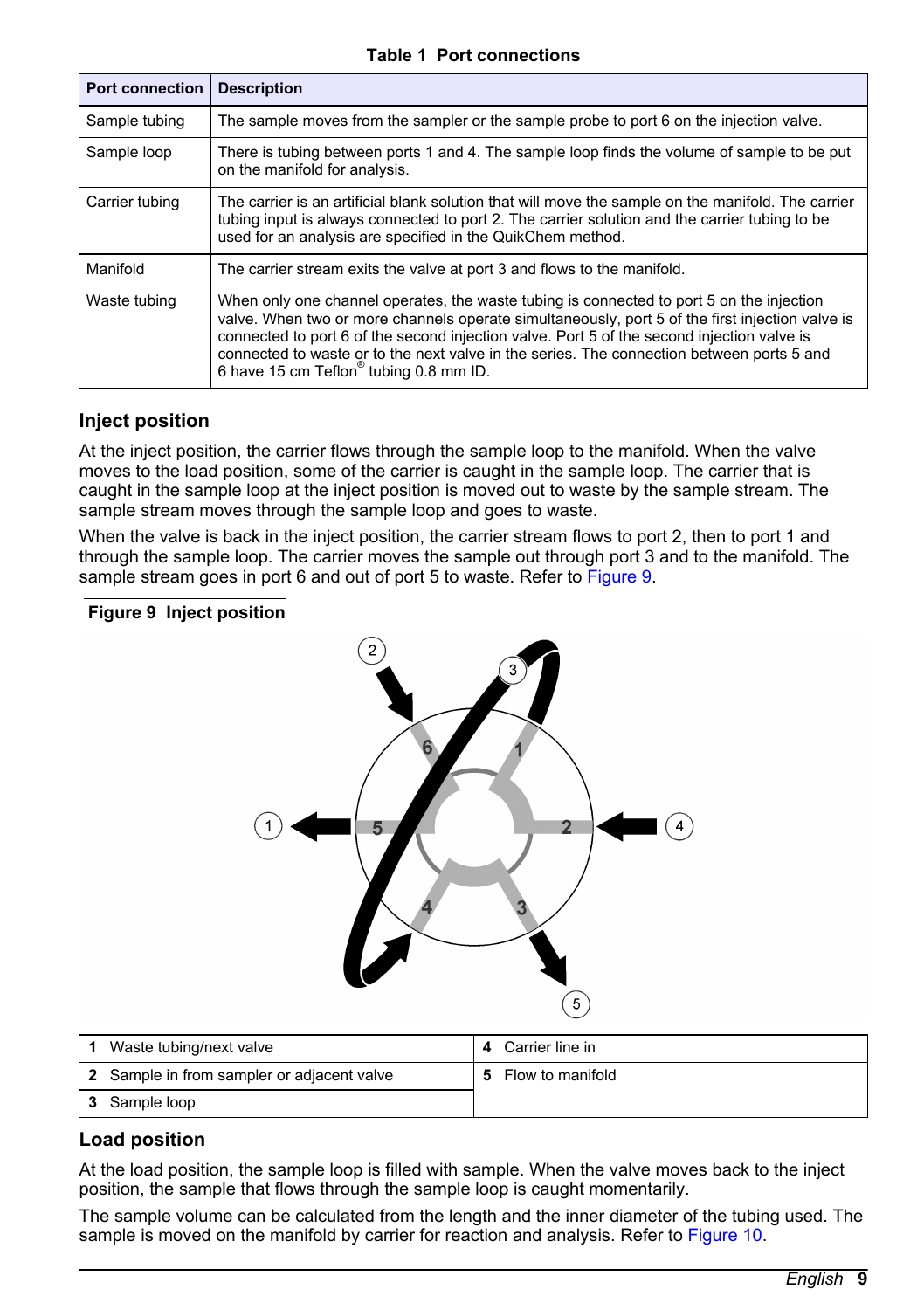**Table 1 Port connections**

| Port connection | Description |
|---|---|
| Sample tubing | The sample moves from the sampler or the sample probe to port 6 on the injection valve. |
| Sample loop | There is tubing between ports 1 and 4. The sample loop finds the volume of sample to be put on the manifold for analysis. |
| Carrier tubing | The carrier is an artificial blank solution that will move the sample on the manifold. The carrier tubing input is always connected to port 2. The carrier solution and the carrier tubing to be used for an analysis are specified in the QuikChem method. |
| Manifold | The carrier stream exits the valve at port 3 and flows to the manifold. |
| Waste tubing | When only one channel operates, the waste tubing is connected to port 5 on the injection valve. When two or more channels operate simultaneously, port 5 of the first injection valve is connected to port 6 of the second injection valve. Port 5 of the second injection valve is connected to waste or to the next valve in the series. The connection between ports 5 and 6 have 15 cm Teflon® tubing 0.8 mm ID. |

## Inject position

At the inject position, the carrier flows through the sample loop to the manifold. When the valve moves to the load position, some of the carrier is caught in the sample loop. The carrier that is caught in the sample loop at the inject position is moved out to waste by the sample stream. The sample stream moves through the sample loop and goes to waste.

When the valve is back in the inject position, the carrier stream flows to port 2, then to port 1 and through the sample loop. The carrier moves the sample out through port 3 and to the manifold. The sample stream goes in port 6 and out of port 5 to waste. Refer to Figure 9.

**Figure 9 Inject position**

| | |
|---|---|
| **1** Waste tubing/next valve | **4** Carrier line in |
| **2** Sample in from sampler or adjacent valve | **5** Flow to manifold |
| **3** Sample loop | |

## Load position

At the load position, the sample loop is filled with sample. When the valve moves back to the inject position, the sample that flows through the sample loop is caught momentarily.

The sample volume can be calculated from the length and the inner diameter of the tubing used. The sample is moved on the manifold by carrier for reaction and analysis. Refer to Figure 10.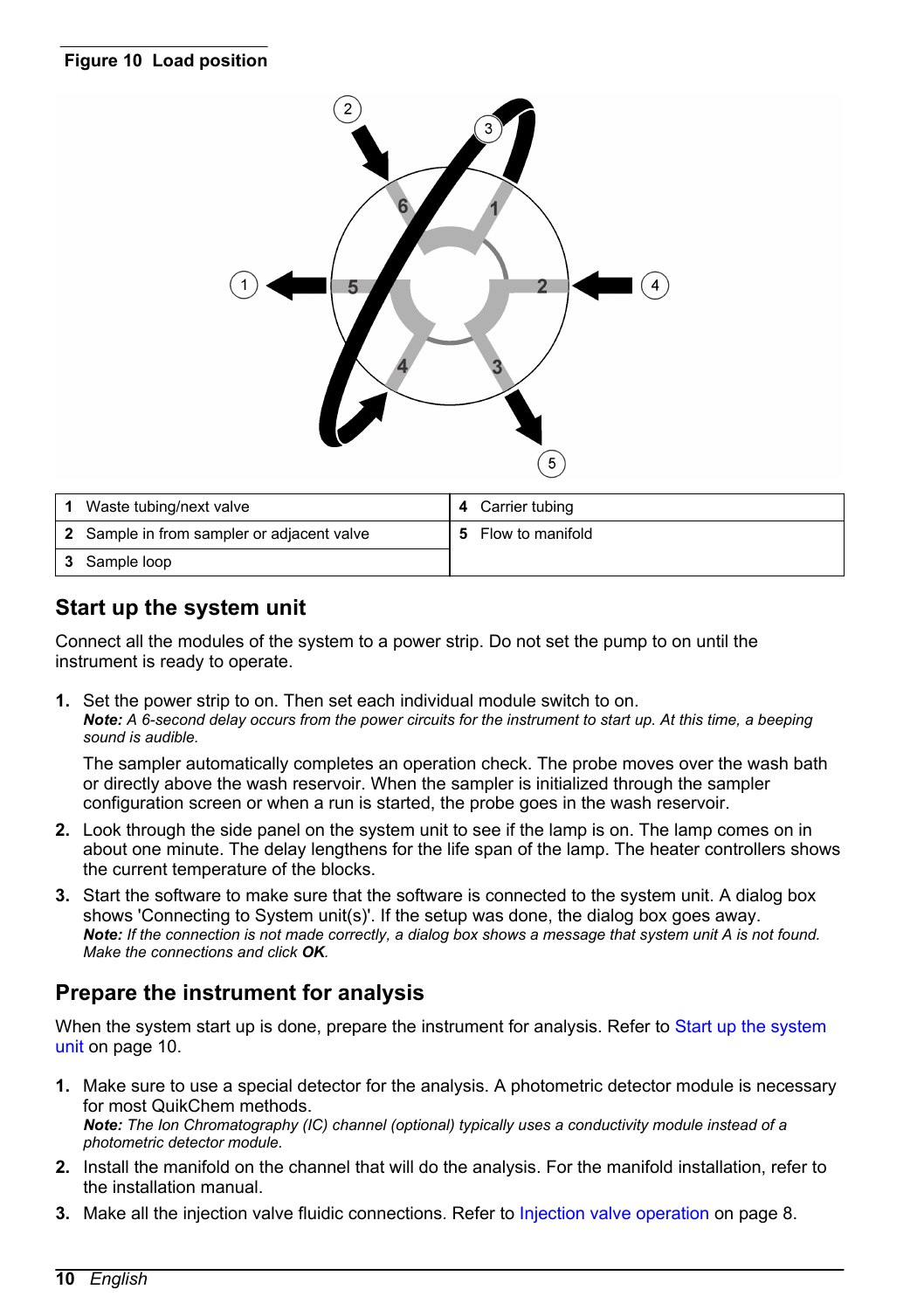**Figure 10 Load position**

| 1 Waste tubing/next valve | 4 Carrier tubing |
| --- | --- |
| 2 Sample in from sampler or adjacent valve | 5 Flow to manifold |
| 3 Sample loop | |

## Start up the system unit

Connect all the modules of the system to a power strip. Do not set the pump to on until the instrument is ready to operate.

1. Set the power strip to on. Then set each individual module switch to on.
   ***Note:*** *A 6-second delay occurs from the power circuits for the instrument to start up. At this time, a beeping sound is audible.*

   The sampler automatically completes an operation check. The probe moves over the wash bath or directly above the wash reservoir. When the sampler is initialized through the sampler configuration screen or when a run is started, the probe goes in the wash reservoir.
2. Look through the side panel on the system unit to see if the lamp is on. The lamp comes on in about one minute. The delay lengthens for the life span of the lamp. The heater controllers shows the current temperature of the blocks.
3. Start the software to make sure that the software is connected to the system unit. A dialog box shows 'Connecting to System unit(s)'. If the setup was done, the dialog box goes away.
   ***Note:*** *If the connection is not made correctly, a dialog box shows a message that system unit A is not found. Make the connections and click* ***OK****.*

## Prepare the instrument for analysis

When the system start up is done, prepare the instrument for analysis. Refer to Start up the system unit on page 10.

1. Make sure to use a special detector for the analysis. A photometric detector module is necessary for most QuikChem methods.
   ***Note:*** *The Ion Chromatography (IC) channel (optional) typically uses a conductivity module instead of a photometric detector module.*
2. Install the manifold on the channel that will do the analysis. For the manifold installation, refer to the installation manual.
3. Make all the injection valve fluidic connections. Refer to Injection valve operation on page 8.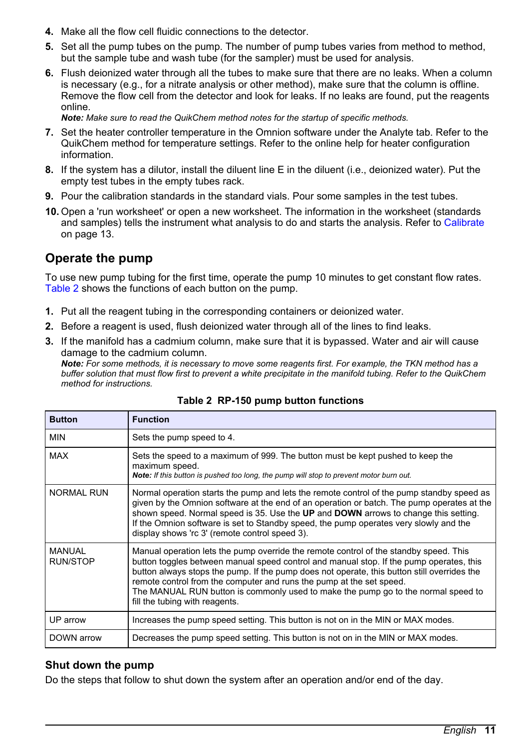4. Make all the flow cell fluidic connections to the detector.
5. Set all the pump tubes on the pump. The number of pump tubes varies from method to method, but the sample tube and wash tube (for the sampler) must be used for analysis.
6. Flush deionized water through all the tubes to make sure that there are no leaks. When a column is necessary (e.g., for a nitrate analysis or other method), make sure that the column is offline. Remove the flow cell from the detector and look for leaks. If no leaks are found, put the reagents online.
   ***Note:*** *Make sure to read the QuikChem method notes for the startup of specific methods.*
7. Set the heater controller temperature in the Omnion software under the Analyte tab. Refer to the QuikChem method for temperature settings. Refer to the online help for heater configuration information.
8. If the system has a dilutor, install the diluent line E in the diluent (i.e., deionized water). Put the empty test tubes in the empty tubes rack.
9. Pour the calibration standards in the standard vials. Pour some samples in the test tubes.
10. Open a 'run worksheet' or open a new worksheet. The information in the worksheet (standards and samples) tells the instrument what analysis to do and starts the analysis. Refer to Calibrate on page 13.

## Operate the pump

To use new pump tubing for the first time, operate the pump 10 minutes to get constant flow rates. Table 2 shows the functions of each button on the pump.

1. Put all the reagent tubing in the corresponding containers or deionized water.
2. Before a reagent is used, flush deionized water through all of the lines to find leaks.
3. If the manifold has a cadmium column, make sure that it is bypassed. Water and air will cause damage to the cadmium column.
   ***Note:*** *For some methods, it is necessary to move some reagents first. For example, the TKN method has a buffer solution that must flow first to prevent a white precipitate in the manifold tubing. Refer to the QuikChem method for instructions.*

**Table 2 RP-150 pump button functions**

| Button | Function |
|---|---|
| MIN | Sets the pump speed to 4. |
| MAX | Sets the speed to a maximum of 999. The button must be kept pushed to keep the maximum speed.<br>***Note:*** *If this button is pushed too long, the pump will stop to prevent motor burn out.* |
| NORMAL RUN | Normal operation starts the pump and lets the remote control of the pump standby speed as given by the Omnion software at the end of an operation or batch. The pump operates at the shown speed. Normal speed is 35. Use the **UP** and **DOWN** arrows to change this setting. If the Omnion software is set to Standby speed, the pump operates very slowly and the display shows 'rc 3' (remote control speed 3). |
| MANUAL RUN/STOP | Manual operation lets the pump override the remote control of the standby speed. This button toggles between manual speed control and manual stop. If the pump operates, this button always stops the pump. If the pump does not operate, this button still overrides the remote control from the computer and runs the pump at the set speed.<br>The MANUAL RUN button is commonly used to make the pump go to the normal speed to fill the tubing with reagents. |
| UP arrow | Increases the pump speed setting. This button is not on in the MIN or MAX modes. |
| DOWN arrow | Decreases the pump speed setting. This button is not on in the MIN or MAX modes. |

### Shut down the pump

Do the steps that follow to shut down the system after an operation and/or end of the day.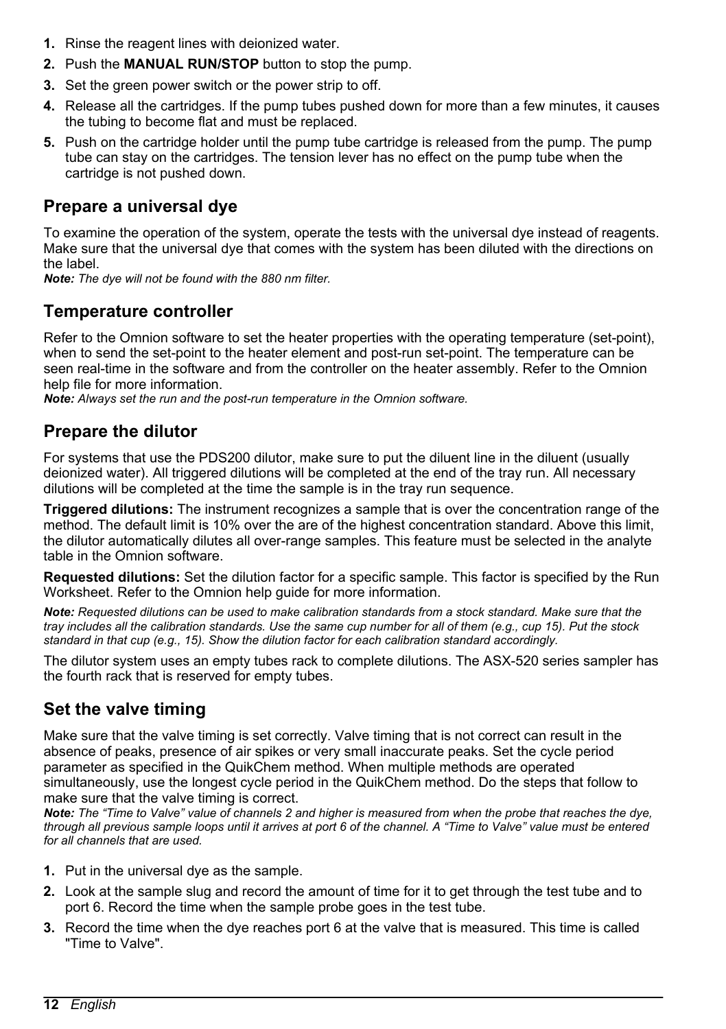1. Rinse the reagent lines with deionized water.
2. Push the **MANUAL RUN/STOP** button to stop the pump.
3. Set the green power switch or the power strip to off.
4. Release all the cartridges. If the pump tubes pushed down for more than a few minutes, it causes the tubing to become flat and must be replaced.
5. Push on the cartridge holder until the pump tube cartridge is released from the pump. The pump tube can stay on the cartridges. The tension lever has no effect on the pump tube when the cartridge is not pushed down.

## Prepare a universal dye

To examine the operation of the system, operate the tests with the universal dye instead of reagents. Make sure that the universal dye that comes with the system has been diluted with the directions on the label.

***Note:*** *The dye will not be found with the 880 nm filter.*

## Temperature controller

Refer to the Omnion software to set the heater properties with the operating temperature (set-point), when to send the set-point to the heater element and post-run set-point. The temperature can be seen real-time in the software and from the controller on the heater assembly. Refer to the Omnion help file for more information.

***Note:*** *Always set the run and the post-run temperature in the Omnion software.*

## Prepare the dilutor

For systems that use the PDS200 dilutor, make sure to put the diluent line in the diluent (usually deionized water). All triggered dilutions will be completed at the end of the tray run. All necessary dilutions will be completed at the time the sample is in the tray run sequence.

**Triggered dilutions:** The instrument recognizes a sample that is over the concentration range of the method. The default limit is 10% over the are of the highest concentration standard. Above this limit, the dilutor automatically dilutes all over-range samples. This feature must be selected in the analyte table in the Omnion software.

**Requested dilutions:** Set the dilution factor for a specific sample. This factor is specified by the Run Worksheet. Refer to the Omnion help guide for more information.

***Note:*** *Requested dilutions can be used to make calibration standards from a stock standard. Make sure that the tray includes all the calibration standards. Use the same cup number for all of them (e.g., cup 15). Put the stock standard in that cup (e.g., 15). Show the dilution factor for each calibration standard accordingly.*

The dilutor system uses an empty tubes rack to complete dilutions. The ASX-520 series sampler has the fourth rack that is reserved for empty tubes.

## Set the valve timing

Make sure that the valve timing is set correctly. Valve timing that is not correct can result in the absence of peaks, presence of air spikes or very small inaccurate peaks. Set the cycle period parameter as specified in the QuikChem method. When multiple methods are operated simultaneously, use the longest cycle period in the QuikChem method. Do the steps that follow to make sure that the valve timing is correct.

***Note:*** *The "Time to Valve" value of channels 2 and higher is measured from when the probe that reaches the dye, through all previous sample loops until it arrives at port 6 of the channel. A "Time to Valve" value must be entered for all channels that are used.*

1. Put in the universal dye as the sample.
2. Look at the sample slug and record the amount of time for it to get through the test tube and to port 6. Record the time when the sample probe goes in the test tube.
3. Record the time when the dye reaches port 6 at the valve that is measured. This time is called "Time to Valve".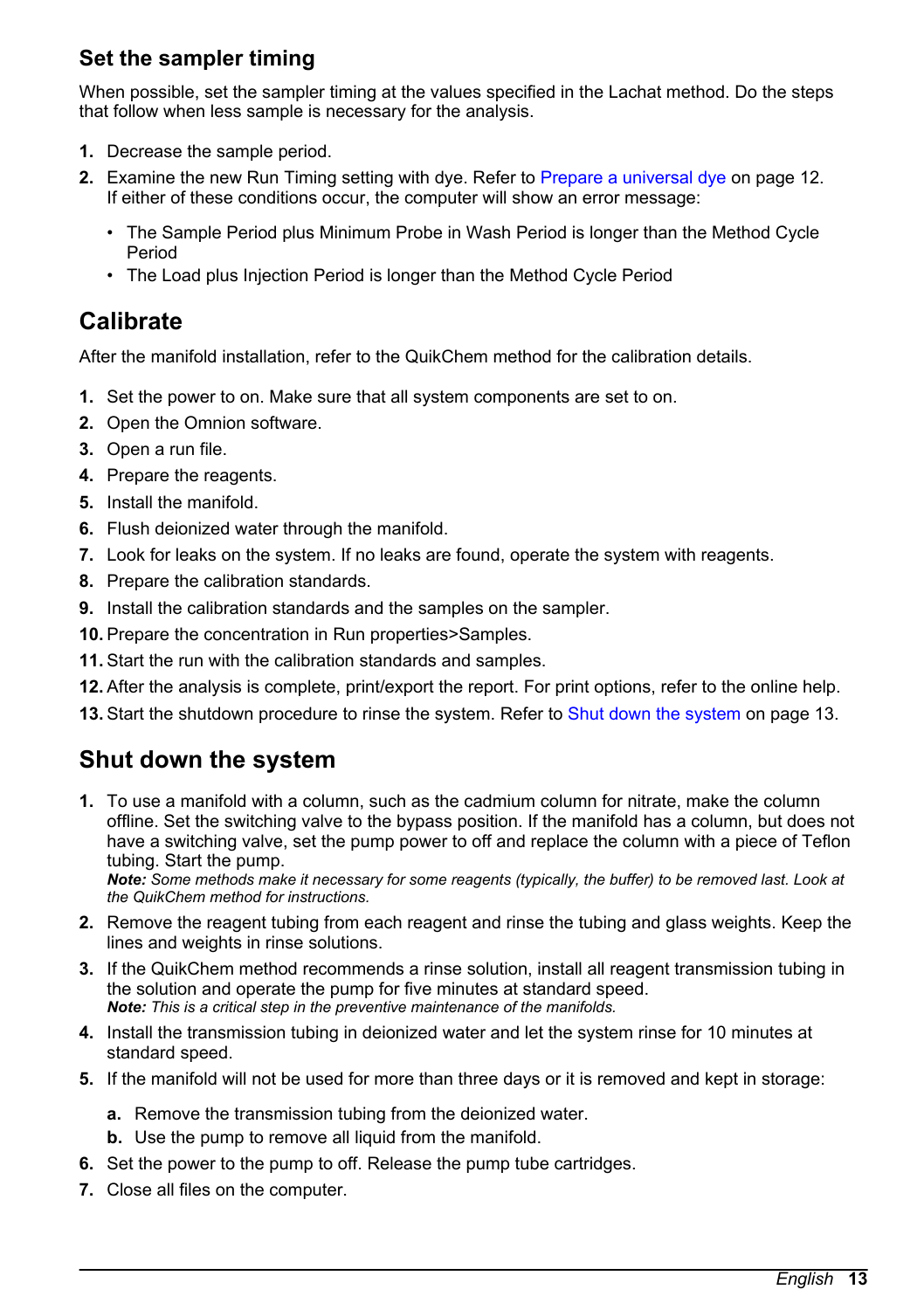### Set the sampler timing

When possible, set the sampler timing at the values specified in the Lachat method. Do the steps that follow when less sample is necessary for the analysis.

1. Decrease the sample period.
2. Examine the new Run Timing setting with dye. Refer to Prepare a universal dye on page 12. If either of these conditions occur, the computer will show an error message:
   - The Sample Period plus Minimum Probe in Wash Period is longer than the Method Cycle Period
   - The Load plus Injection Period is longer than the Method Cycle Period

## Calibrate

After the manifold installation, refer to the QuikChem method for the calibration details.

1. Set the power to on. Make sure that all system components are set to on.
2. Open the Omnion software.
3. Open a run file.
4. Prepare the reagents.
5. Install the manifold.
6. Flush deionized water through the manifold.
7. Look for leaks on the system. If no leaks are found, operate the system with reagents.
8. Prepare the calibration standards.
9. Install the calibration standards and the samples on the sampler.
10. Prepare the concentration in Run properties>Samples.
11. Start the run with the calibration standards and samples.
12. After the analysis is complete, print/export the report. For print options, refer to the online help.
13. Start the shutdown procedure to rinse the system. Refer to Shut down the system on page 13.

## Shut down the system

1. To use a manifold with a column, such as the cadmium column for nitrate, make the column offline. Set the switching valve to the bypass position. If the manifold has a column, but does not have a switching valve, set the pump power to off and replace the column with a piece of Teflon tubing. Start the pump.
   ***Note:*** *Some methods make it necessary for some reagents (typically, the buffer) to be removed last. Look at the QuikChem method for instructions.*
2. Remove the reagent tubing from each reagent and rinse the tubing and glass weights. Keep the lines and weights in rinse solutions.
3. If the QuikChem method recommends a rinse solution, install all reagent transmission tubing in the solution and operate the pump for five minutes at standard speed.
   ***Note:*** *This is a critical step in the preventive maintenance of the manifolds.*
4. Install the transmission tubing in deionized water and let the system rinse for 10 minutes at standard speed.
5. If the manifold will not be used for more than three days or it is removed and kept in storage:
   a. Remove the transmission tubing from the deionized water.
   b. Use the pump to remove all liquid from the manifold.
6. Set the power to the pump to off. Release the pump tube cartridges.
7. Close all files on the computer.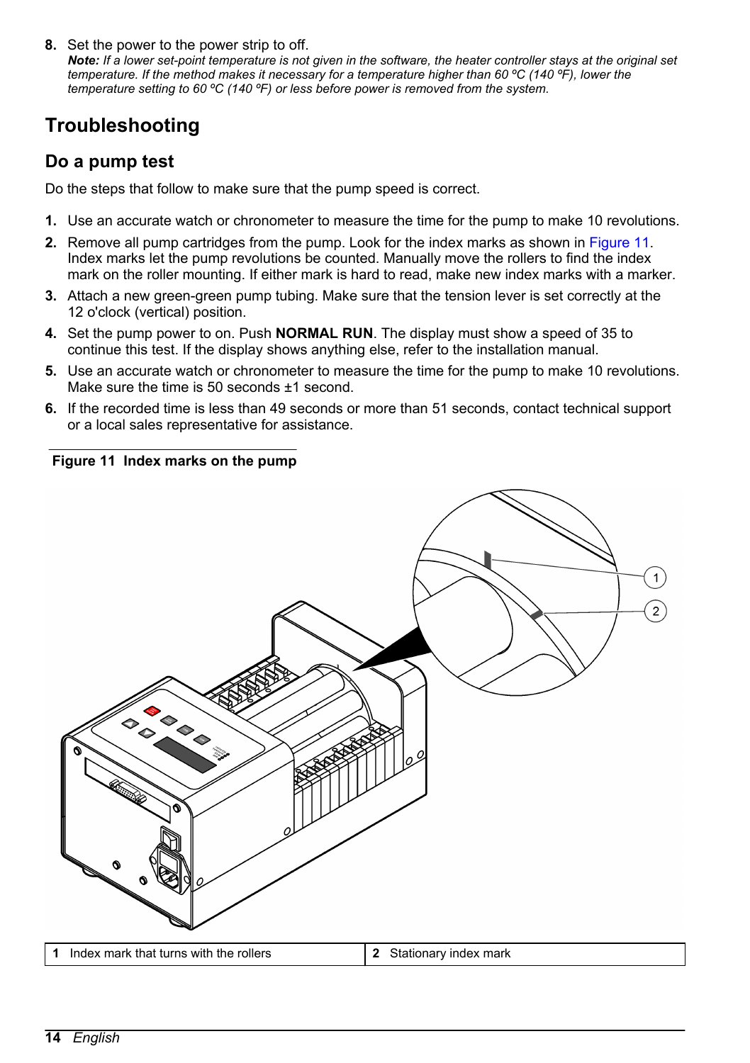8. Set the power to the power strip to off.
   ***Note:*** *If a lower set-point temperature is not given in the software, the heater controller stays at the original set temperature. If the method makes it necessary for a temperature higher than 60 ºC (140 ºF), lower the temperature setting to 60 ºC (140 ºF) or less before power is removed from the system.*

# Troubleshooting

## Do a pump test

Do the steps that follow to make sure that the pump speed is correct.

1. Use an accurate watch or chronometer to measure the time for the pump to make 10 revolutions.
2. Remove all pump cartridges from the pump. Look for the index marks as shown in Figure 11. Index marks let the pump revolutions be counted. Manually move the rollers to find the index mark on the roller mounting. If either mark is hard to read, make new index marks with a marker.
3. Attach a new green-green pump tubing. Make sure that the tension lever is set correctly at the 12 o'clock (vertical) position.
4. Set the pump power to on. Push **NORMAL RUN**. The display must show a speed of 35 to continue this test. If the display shows anything else, refer to the installation manual.
5. Use an accurate watch or chronometer to measure the time for the pump to make 10 revolutions. Make sure the time is 50 seconds ±1 second.
6. If the recorded time is less than 49 seconds or more than 51 seconds, contact technical support or a local sales representative for assistance.

**Figure 11 Index marks on the pump**

| 1 Index mark that turns with the rollers | 2 Stationary index mark |
|---|---|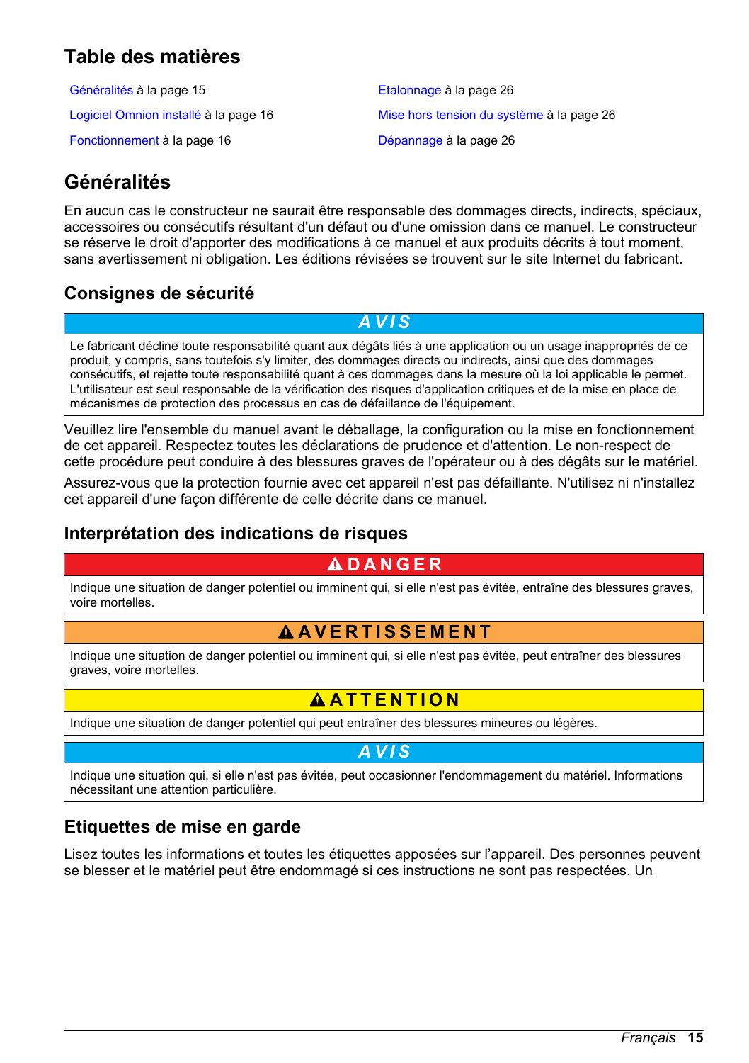## Table des matières

Généralités à la page 15

Logiciel Omnion installé à la page 16

Fonctionnement à la page 16

Etalonnage à la page 26

Mise hors tension du système à la page 26

Dépannage à la page 26

## Généralités

En aucun cas le constructeur ne saurait être responsable des dommages directs, indirects, spéciaux, accessoires ou consécutifs résultant d'un défaut ou d'une omission dans ce manuel. Le constructeur se réserve le droit d'apporter des modifications à ce manuel et aux produits décrits à tout moment, sans avertissement ni obligation. Les éditions révisées se trouvent sur le site Internet du fabricant.

### Consignes de sécurité

**AVIS**

Le fabricant décline toute responsabilité quant aux dégâts liés à une application ou un usage inappropriés de ce produit, y compris, sans toutefois s'y limiter, des dommages directs ou indirects, ainsi que des dommages consécutifs, et rejette toute responsabilité quant à ces dommages dans la mesure où la loi applicable le permet. L'utilisateur est seul responsable de la vérification des risques d'application critiques et de la mise en place de mécanismes de protection des processus en cas de défaillance de l'équipement.

Veuillez lire l'ensemble du manuel avant le déballage, la configuration ou la mise en fonctionnement de cet appareil. Respectez toutes les déclarations de prudence et d'attention. Le non-respect de cette procédure peut conduire à des blessures graves de l'opérateur ou à des dégâts sur le matériel.

Assurez-vous que la protection fournie avec cet appareil n'est pas défaillante. N'utilisez ni n'installez cet appareil d'une façon différente de celle décrite dans ce manuel.

### Interprétation des indications de risques

**⚠ DANGER**

Indique une situation de danger potentiel ou imminent qui, si elle n'est pas évitée, entraîne des blessures graves, voire mortelles.

**⚠ AVERTISSEMENT**

Indique une situation de danger potentiel ou imminent qui, si elle n'est pas évitée, peut entraîner des blessures graves, voire mortelles.

**⚠ ATTENTION**

Indique une situation de danger potentiel qui peut entraîner des blessures mineures ou légères.

**AVIS**

Indique une situation qui, si elle n'est pas évitée, peut occasionner l'endommagement du matériel. Informations nécessitant une attention particulière.

### Etiquettes de mise en garde

Lisez toutes les informations et toutes les étiquettes apposées sur l'appareil. Des personnes peuvent se blesser et le matériel peut être endommagé si ces instructions ne sont pas respectées. Un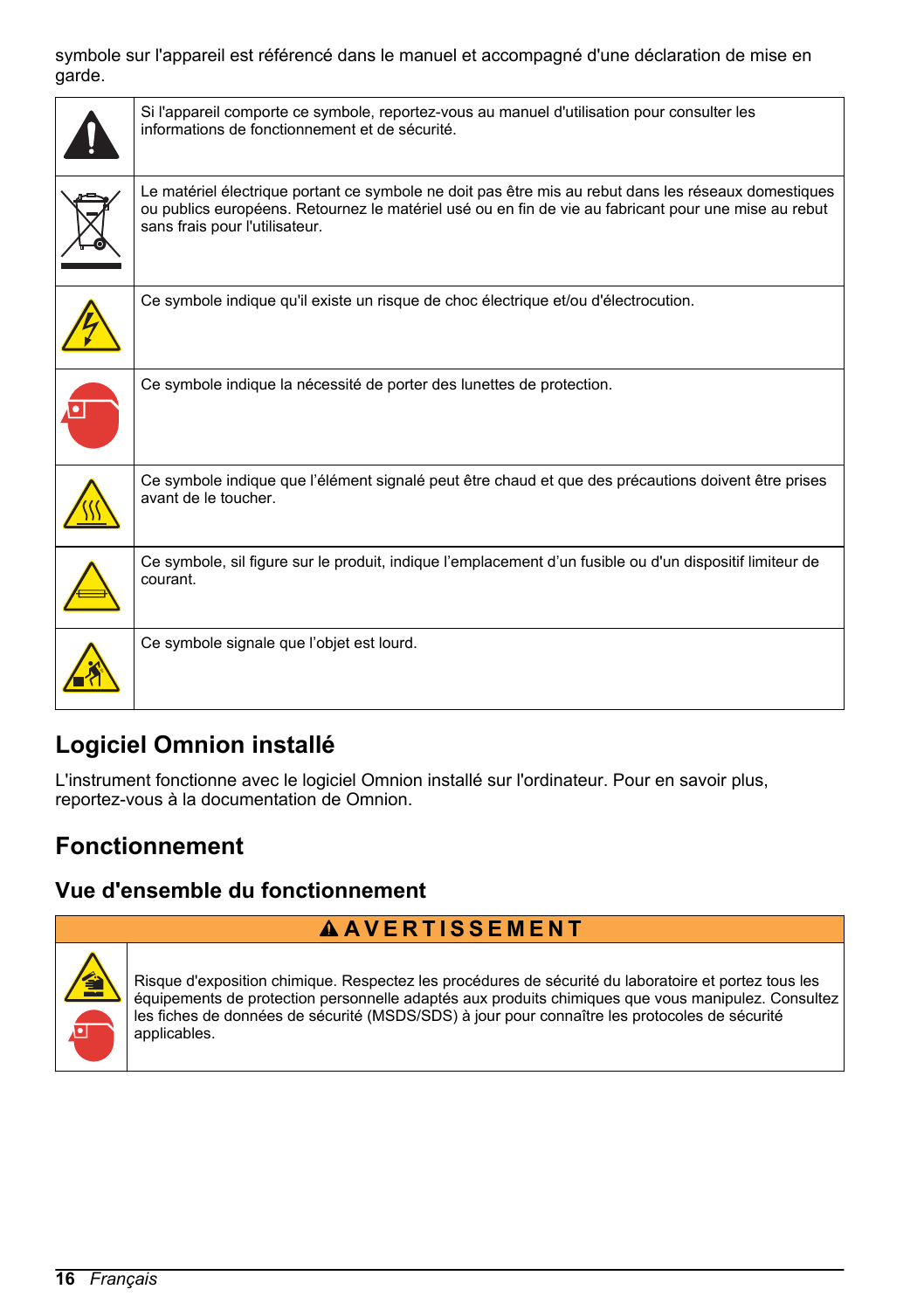symbole sur l'appareil est référencé dans le manuel et accompagné d'une déclaration de mise en garde.

| | |
|---|---|
| | Si l'appareil comporte ce symbole, reportez-vous au manuel d'utilisation pour consulter les informations de fonctionnement et de sécurité. |
| | Le matériel électrique portant ce symbole ne doit pas être mis au rebut dans les réseaux domestiques ou publics européens. Retournez le matériel usé ou en fin de vie au fabricant pour une mise au rebut sans frais pour l'utilisateur. |
| | Ce symbole indique qu'il existe un risque de choc électrique et/ou d'électrocution. |
| | Ce symbole indique la nécessité de porter des lunettes de protection. |
| | Ce symbole indique que l'élément signalé peut être chaud et que des précautions doivent être prises avant de le toucher. |
| | Ce symbole, sil figure sur le produit, indique l'emplacement d'un fusible ou d'un dispositif limiteur de courant. |
| | Ce symbole signale que l'objet est lourd. |

## Logiciel Omnion installé

L'instrument fonctionne avec le logiciel Omnion installé sur l'ordinateur. Pour en savoir plus, reportez-vous à la documentation de Omnion.

## Fonctionnement

### Vue d'ensemble du fonctionnement

**AVERTISSEMENT**

Risque d'exposition chimique. Respectez les procédures de sécurité du laboratoire et portez tous les équipements de protection personnelle adaptés aux produits chimiques que vous manipulez. Consultez les fiches de données de sécurité (MSDS/SDS) à jour pour connaître les protocoles de sécurité applicables.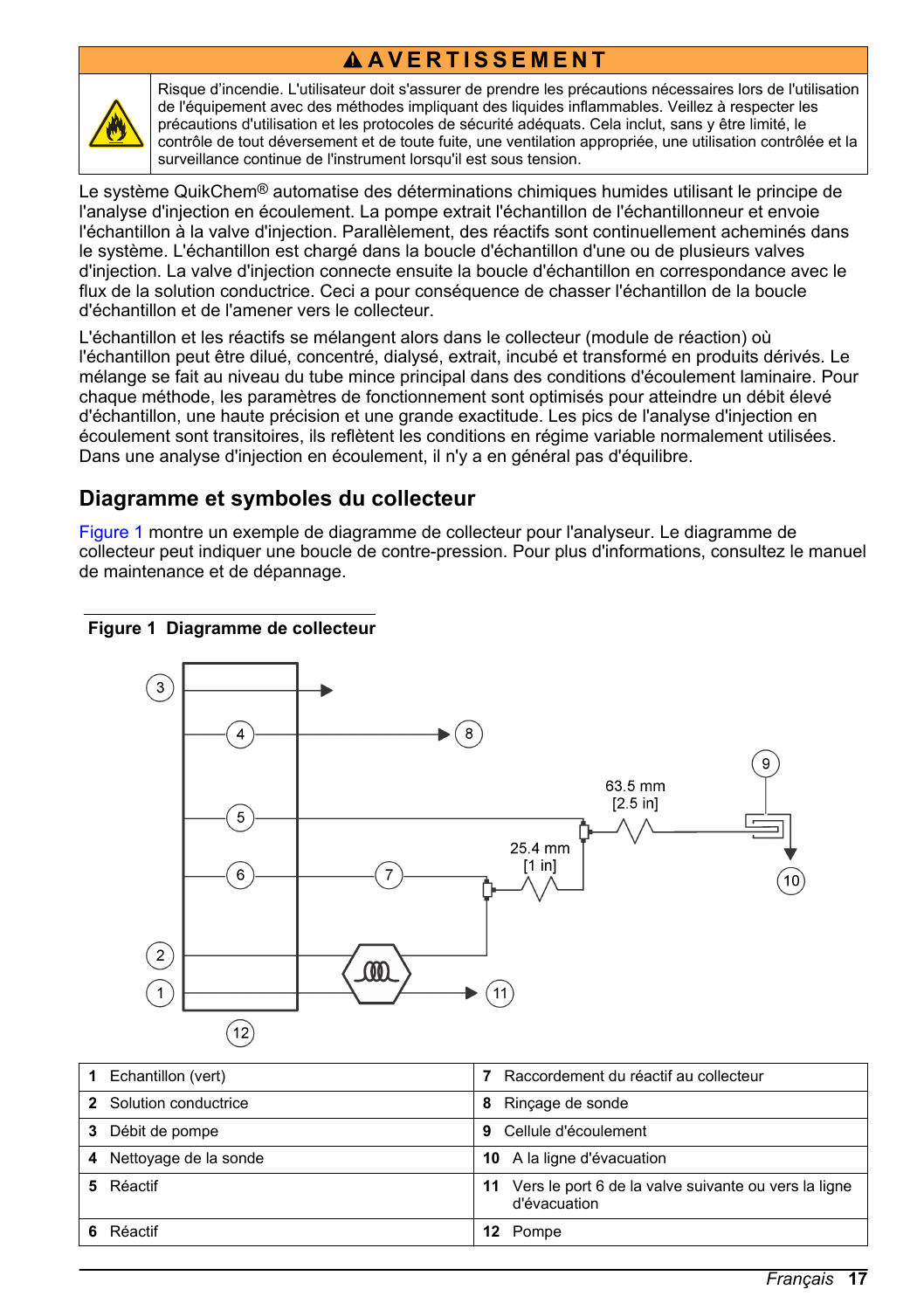**⚠ AVERTISSEMENT**

Risque d'incendie. L'utilisateur doit s'assurer de prendre les précautions nécessaires lors de l'utilisation de l'équipement avec des méthodes impliquant des liquides inflammables. Veillez à respecter les précautions d'utilisation et les protocoles de sécurité adéquats. Cela inclut, sans y être limité, le contrôle de tout déversement et de toute fuite, une ventilation appropriée, une utilisation contrôlée et la surveillance continue de l'instrument lorsqu'il est sous tension.

Le système QuikChem® automatise des déterminations chimiques humides utilisant le principe de l'analyse d'injection en écoulement. La pompe extrait l'échantillon de l'échantillonneur et envoie l'échantillon à la valve d'injection. Parallèlement, des réactifs sont continuellement acheminés dans le système. L'échantillon est chargé dans la boucle d'échantillon d'une ou de plusieurs valves d'injection. La valve d'injection connecte ensuite la boucle d'échantillon en correspondance avec le flux de la solution conductrice. Ceci a pour conséquence de chasser l'échantillon de la boucle d'échantillon et de l'amener vers le collecteur.

L'échantillon et les réactifs se mélangent alors dans le collecteur (module de réaction) où l'échantillon peut être dilué, concentré, dialysé, extrait, incubé et transformé en produits dérivés. Le mélange se fait au niveau du tube mince principal dans des conditions d'écoulement laminaire. Pour chaque méthode, les paramètres de fonctionnement sont optimisés pour atteindre un débit élevé d'échantillon, une haute précision et une grande exactitude. Les pics de l'analyse d'injection en écoulement sont transitoires, ils reflètent les conditions en régime variable normalement utilisées. Dans une analyse d'injection en écoulement, il n'y a en général pas d'équilibre.

## Diagramme et symboles du collecteur

Figure 1 montre un exemple de diagramme de collecteur pour l'analyseur. Le diagramme de collecteur peut indiquer une boucle de contre-pression. Pour plus d'informations, consultez le manuel de maintenance et de dépannage.

**Figure 1 Diagramme de collecteur**

| | | | |
|---|---|---|---|
| **1** | Echantillon (vert) | **7** | Raccordement du réactif au collecteur |
| **2** | Solution conductrice | **8** | Rinçage de sonde |
| **3** | Débit de pompe | **9** | Cellule d'écoulement |
| **4** | Nettoyage de la sonde | **10** | A la ligne d'évacuation |
| **5** | Réactif | **11** | Vers le port 6 de la valve suivante ou vers la ligne d'évacuation |
| **6** | Réactif | **12** | Pompe |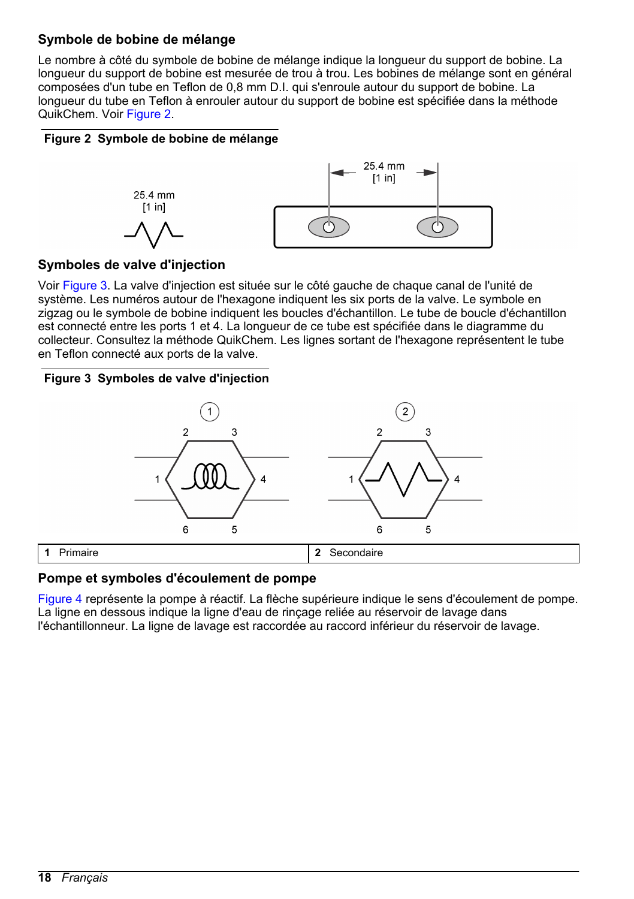### Symbole de bobine de mélange

Le nombre à côté du symbole de bobine de mélange indique la longueur du support de bobine. La longueur du support de bobine est mesurée de trou à trou. Les bobines de mélange sont en général composées d'un tube en Teflon de 0,8 mm D.I. qui s'enroule autour du support de bobine. La longueur du tube en Teflon à enrouler autour du support de bobine est spécifiée dans la méthode QuikChem. Voir Figure 2.

**Figure 2 Symbole de bobine de mélange**

### Symboles de valve d'injection

Voir Figure 3. La valve d'injection est située sur le côté gauche de chaque canal de l'unité de système. Les numéros autour de l'hexagone indiquent les six ports de la valve. Le symbole en zigzag ou le symbole de bobine indiquent les boucles d'échantillon. Le tube de boucle d'échantillon est connecté entre les ports 1 et 4. La longueur de ce tube est spécifiée dans le diagramme du collecteur. Consultez la méthode QuikChem. Les lignes sortant de l'hexagone représentent le tube en Teflon connecté aux ports de la valve.

**Figure 3 Symboles de valve d'injection**

| | |
|---|---|
| **1** Primaire | **2** Secondaire |

### Pompe et symboles d'écoulement de pompe

Figure 4 représente la pompe à réactif. La flèche supérieure indique le sens d'écoulement de pompe. La ligne en dessous indique la ligne d'eau de rinçage reliée au réservoir de lavage dans l'échantillonneur. La ligne de lavage est raccordée au raccord inférieur du réservoir de lavage.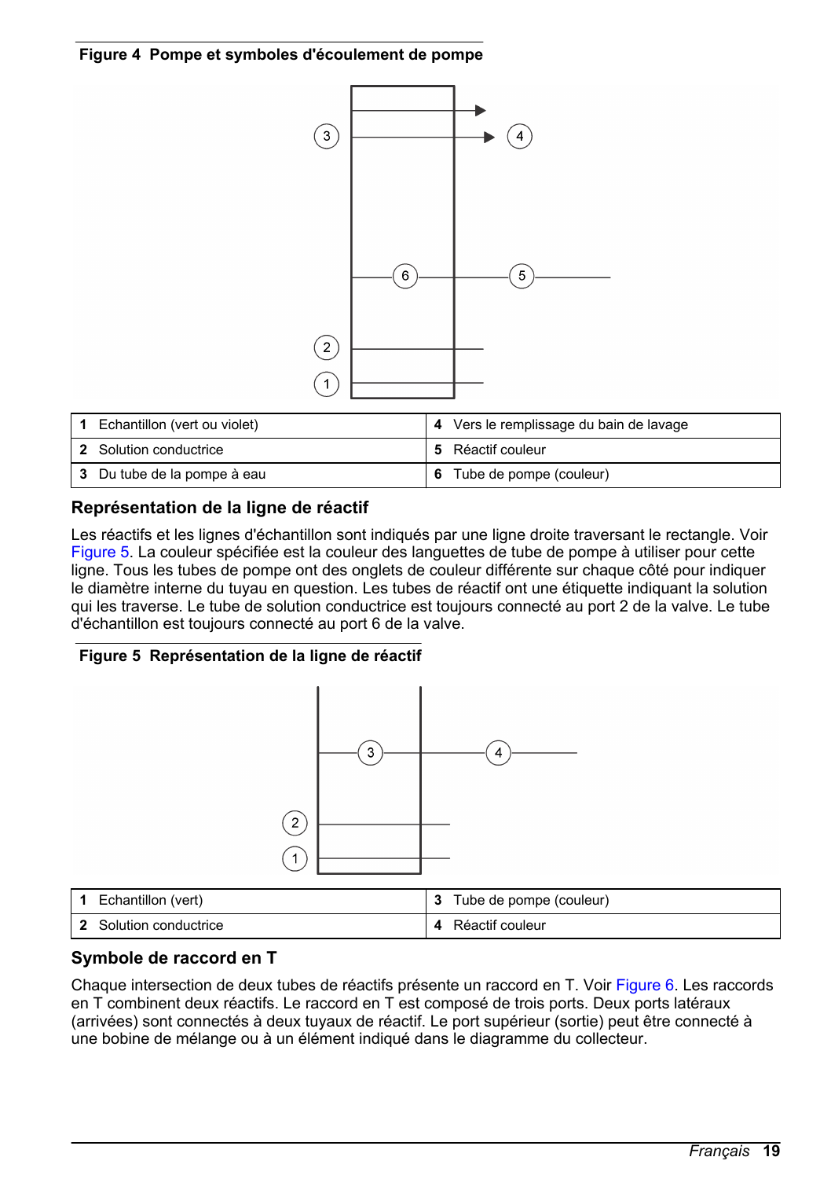**Figure 4 Pompe et symboles d'écoulement de pompe**

| | | | |
|---|---|---|---|
| **1** | Echantillon (vert ou violet) | **4** | Vers le remplissage du bain de lavage |
| **2** | Solution conductrice | **5** | Réactif couleur |
| **3** | Du tube de la pompe à eau | **6** | Tube de pompe (couleur) |

### Représentation de la ligne de réactif

Les réactifs et les lignes d'échantillon sont indiqués par une ligne droite traversant le rectangle. Voir Figure 5. La couleur spécifiée est la couleur des languettes de tube de pompe à utiliser pour cette ligne. Tous les tubes de pompe ont des onglets de couleur différente sur chaque côté pour indiquer le diamètre interne du tuyau en question. Les tubes de réactif ont une étiquette indiquant la solution qui les traverse. Le tube de solution conductrice est toujours connecté au port 2 de la valve. Le tube d'échantillon est toujours connecté au port 6 de la valve.

**Figure 5 Représentation de la ligne de réactif**

| | | | |
|---|---|---|---|
| **1** | Echantillon (vert) | **3** | Tube de pompe (couleur) |
| **2** | Solution conductrice | **4** | Réactif couleur |

### Symbole de raccord en T

Chaque intersection de deux tubes de réactifs présente un raccord en T. Voir Figure 6. Les raccords en T combinent deux réactifs. Le raccord en T est composé de trois ports. Deux ports latéraux (arrivées) sont connectés à deux tuyaux de réactif. Le port supérieur (sortie) peut être connecté à une bobine de mélange ou à un élément indiqué dans le diagramme du collecteur.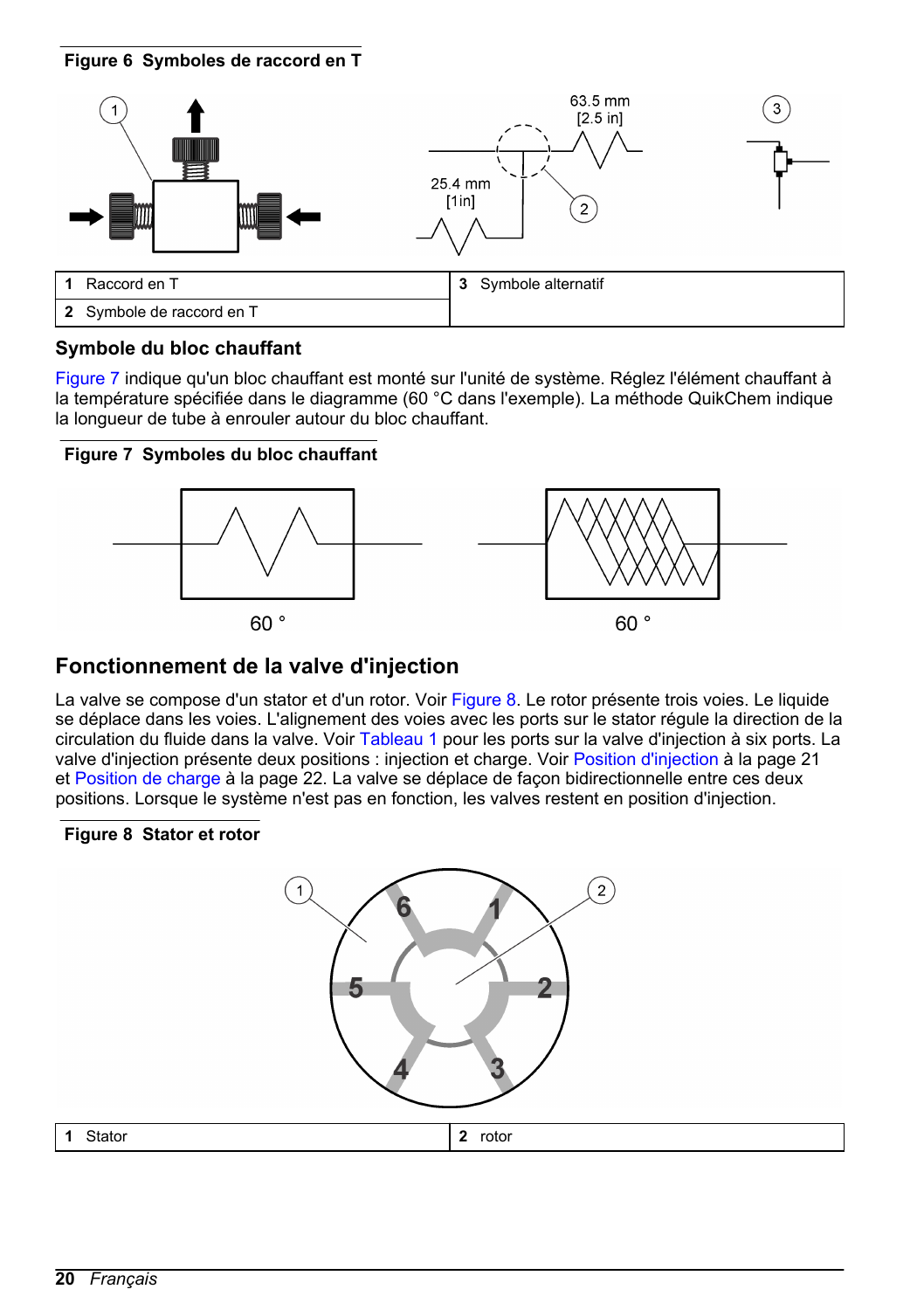**Figure 6 Symboles de raccord en T**

| | |
|---|---|
| 1 Raccord en T | 3 Symbole alternatif |
| 2 Symbole de raccord en T | |

### Symbole du bloc chauffant

Figure 7 indique qu'un bloc chauffant est monté sur l'unité de système. Réglez l'élément chauffant à la température spécifiée dans le diagramme (60 °C dans l'exemple). La méthode QuikChem indique la longueur de tube à enrouler autour du bloc chauffant.

**Figure 7 Symboles du bloc chauffant**

## Fonctionnement de la valve d'injection

La valve se compose d'un stator et d'un rotor. Voir Figure 8. Le rotor présente trois voies. Le liquide se déplace dans les voies. L'alignement des voies avec les ports sur le stator régule la direction de la circulation du fluide dans la valve. Voir Tableau 1 pour les ports sur la valve d'injection à six ports. La valve d'injection présente deux positions : injection et charge. Voir Position d'injection à la page 21 et Position de charge à la page 22. La valve se déplace de façon bidirectionnelle entre ces deux positions. Lorsque le système n'est pas en fonction, les valves restent en position d'injection.

**Figure 8 Stator et rotor**

| | |
|---|---|
| 1 Stator | 2 rotor |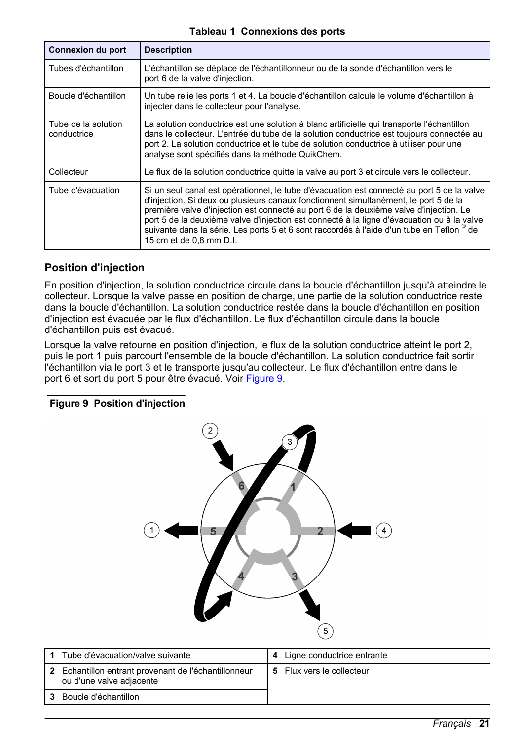**Tableau 1 Connexions des ports**

| Connexion du port | Description |
| --- | --- |
| Tubes d'échantillon | L'échantillon se déplace de l'échantillonneur ou de la sonde d'échantillon vers le port 6 de la valve d'injection. |
| Boucle d'échantillon | Un tube relie les ports 1 et 4. La boucle d'échantillon calcule le volume d'échantillon à injecter dans le collecteur pour l'analyse. |
| Tube de la solution conductrice | La solution conductrice est une solution à blanc artificielle qui transporte l'échantillon dans le collecteur. L'entrée du tube de la solution conductrice est toujours connectée au port 2. La solution conductrice et le tube de solution conductrice à utiliser pour une analyse sont spécifiés dans la méthode QuikChem. |
| Collecteur | Le flux de la solution conductrice quitte la valve au port 3 et circule vers le collecteur. |
| Tube d'évacuation | Si un seul canal est opérationnel, le tube d'évacuation est connecté au port 5 de la valve d'injection. Si deux ou plusieurs canaux fonctionnent simultanément, le port 5 de la première valve d'injection est connecté au port 6 de la deuxième valve d'injection. Le port 5 de la deuxième valve d'injection est connecté à la ligne d'évacuation ou à la valve suivante dans la série. Les ports 5 et 6 sont raccordés à l'aide d'un tube en Teflon ® de 15 cm et de 0,8 mm D.I. |

## Position d'injection

En position d'injection, la solution conductrice circule dans la boucle d'échantillon jusqu'à atteindre le collecteur. Lorsque la valve passe en position de charge, une partie de la solution conductrice reste dans la boucle d'échantillon. La solution conductrice restée dans la boucle d'échantillon en position d'injection est évacuée par le flux d'échantillon. Le flux d'échantillon circule dans la boucle d'échantillon puis est évacué.

Lorsque la valve retourne en position d'injection, le flux de la solution conductrice atteint le port 2, puis le port 1 puis parcourt l'ensemble de la boucle d'échantillon. La solution conductrice fait sortir l'échantillon via le port 3 et le transporte jusqu'au collecteur. Le flux d'échantillon entre dans le port 6 et sort du port 5 pour être évacué. Voir Figure 9.

**Figure 9 Position d'injection**

| | |
| --- | --- |
| **1** Tube d'évacuation/valve suivante | **4** Ligne conductrice entrante |
| **2** Echantillon entrant provenant de l'échantillonneur ou d'une valve adjacente | **5** Flux vers le collecteur |
| **3** Boucle d'échantillon | |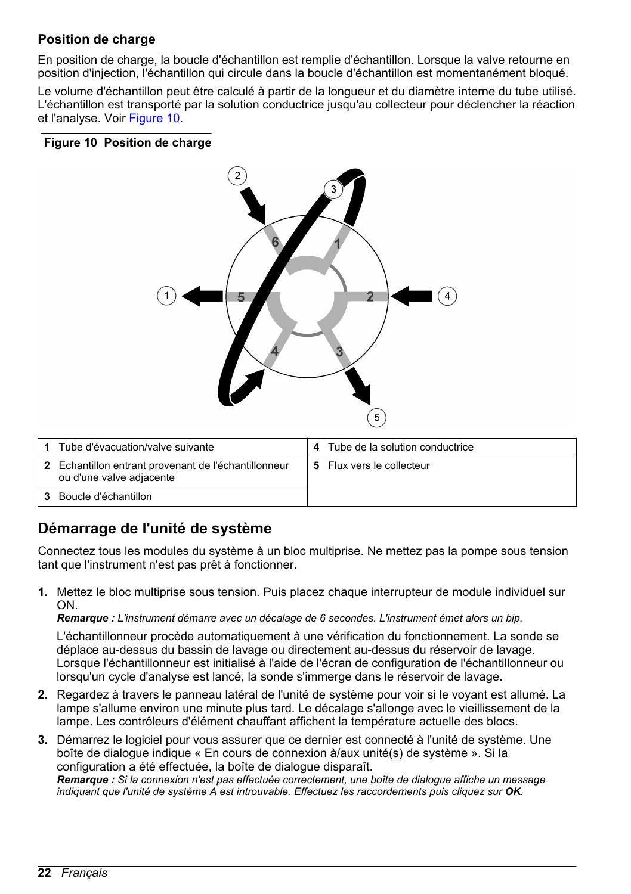### Position de charge

En position de charge, la boucle d'échantillon est remplie d'échantillon. Lorsque la valve retourne en position d'injection, l'échantillon qui circule dans la boucle d'échantillon est momentanément bloqué.

Le volume d'échantillon peut être calculé à partir de la longueur et du diamètre interne du tube utilisé. L'échantillon est transporté par la solution conductrice jusqu'au collecteur pour déclencher la réaction et l'analyse. Voir Figure 10.

**Figure 10 Position de charge**

| | |
|---|---|
| **1** Tube d'évacuation/valve suivante | **4** Tube de la solution conductrice |
| **2** Echantillon entrant provenant de l'échantillonneur ou d'une valve adjacente | **5** Flux vers le collecteur |
| **3** Boucle d'échantillon | |

## Démarrage de l'unité de système

Connectez tous les modules du système à un bloc multiprise. Ne mettez pas la pompe sous tension tant que l'instrument n'est pas prêt à fonctionner.

1. Mettez le bloc multiprise sous tension. Puis placez chaque interrupteur de module individuel sur ON.
   ***Remarque :*** *L'instrument démarre avec un décalage de 6 secondes. L'instrument émet alors un bip.*
   
   L'échantillonneur procède automatiquement à une vérification du fonctionnement. La sonde se déplace au-dessus du bassin de lavage ou directement au-dessus du réservoir de lavage. Lorsque l'échantillonneur est initialisé à l'aide de l'écran de configuration de l'échantillonneur ou lorsqu'un cycle d'analyse est lancé, la sonde s'immerge dans le réservoir de lavage.
2. Regardez à travers le panneau latéral de l'unité de système pour voir si le voyant est allumé. La lampe s'allume environ une minute plus tard. Le décalage s'allonge avec le vieillissement de la lampe. Les contrôleurs d'élément chauffant affichent la température actuelle des blocs.
3. Démarrez le logiciel pour vous assurer que ce dernier est connecté à l'unité de système. Une boîte de dialogue indique « En cours de connexion à/aux unité(s) de système ». Si la configuration a été effectuée, la boîte de dialogue disparaît.
   ***Remarque :*** *Si la connexion n'est pas effectuée correctement, une boîte de dialogue affiche un message indiquant que l'unité de système A est introuvable. Effectuez les raccordements puis cliquez sur* ***OK****.*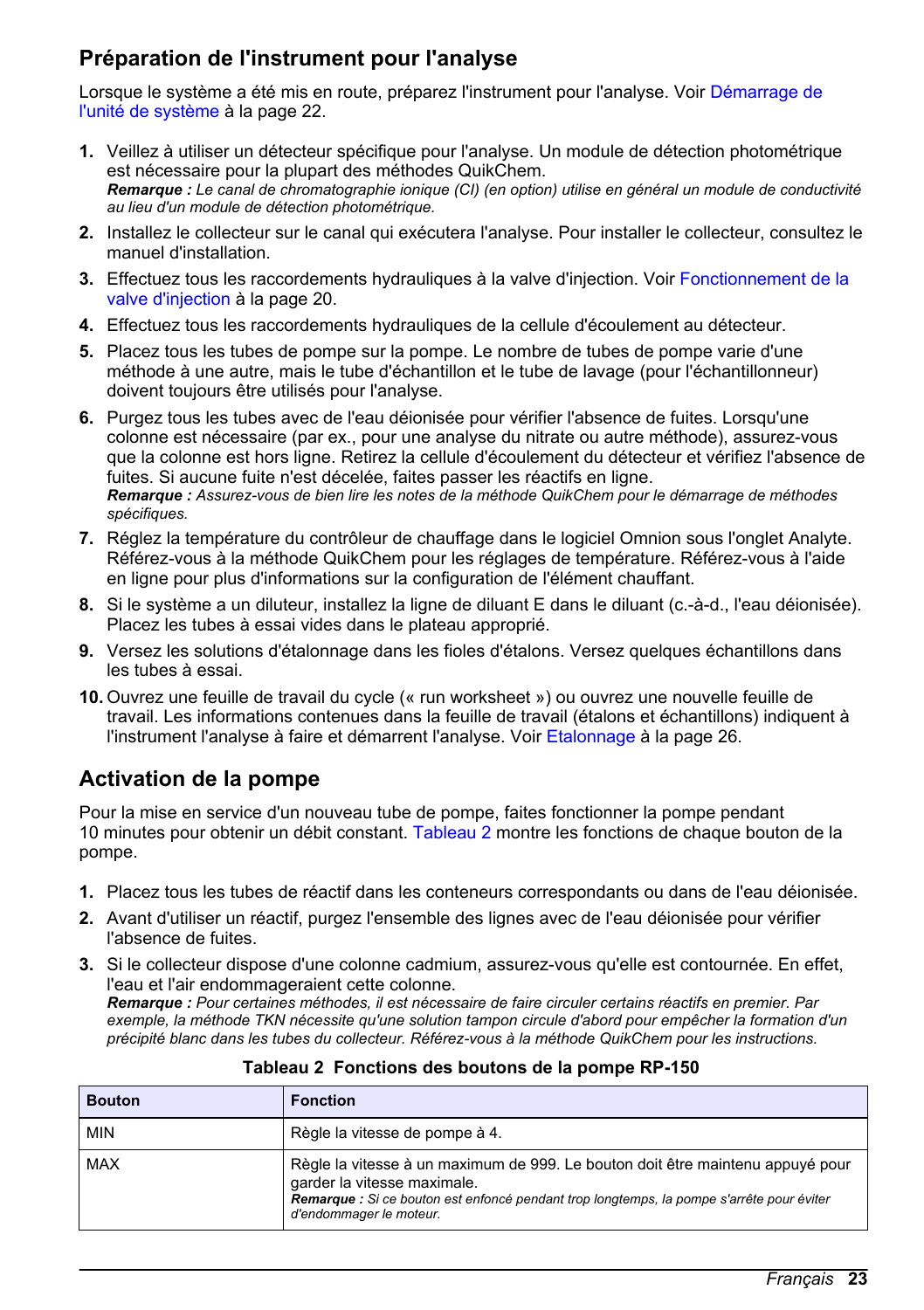## Préparation de l'instrument pour l'analyse

Lorsque le système a été mis en route, préparez l'instrument pour l'analyse. Voir Démarrage de l'unité de système à la page 22.

1. Veillez à utiliser un détecteur spécifique pour l'analyse. Un module de détection photométrique est nécessaire pour la plupart des méthodes QuikChem.
   ***Remarque :*** *Le canal de chromatographie ionique (CI) (en option) utilise en général un module de conductivité au lieu d'un module de détection photométrique.*
2. Installez le collecteur sur le canal qui exécutera l'analyse. Pour installer le collecteur, consultez le manuel d'installation.
3. Effectuez tous les raccordements hydrauliques à la valve d'injection. Voir Fonctionnement de la valve d'injection à la page 20.
4. Effectuez tous les raccordements hydrauliques de la cellule d'écoulement au détecteur.
5. Placez tous les tubes de pompe sur la pompe. Le nombre de tubes de pompe varie d'une méthode à une autre, mais le tube d'échantillon et le tube de lavage (pour l'échantillonneur) doivent toujours être utilisés pour l'analyse.
6. Purgez tous les tubes avec de l'eau déionisée pour vérifier l'absence de fuites. Lorsqu'une colonne est nécessaire (par ex., pour une analyse du nitrate ou autre méthode), assurez-vous que la colonne est hors ligne. Retirez la cellule d'écoulement du détecteur et vérifiez l'absence de fuites. Si aucune fuite n'est décelée, faites passer les réactifs en ligne.
   ***Remarque :*** *Assurez-vous de bien lire les notes de la méthode QuikChem pour le démarrage de méthodes spécifiques.*
7. Réglez la température du contrôleur de chauffage dans le logiciel Omnion sous l'onglet Analyte. Référez-vous à la méthode QuikChem pour les réglages de température. Référez-vous à l'aide en ligne pour plus d'informations sur la configuration de l'élément chauffant.
8. Si le système a un diluteur, installez la ligne de diluant E dans le diluant (c.-à-d., l'eau déionisée). Placez les tubes à essai vides dans le plateau approprié.
9. Versez les solutions d'étalonnage dans les fioles d'étalons. Versez quelques échantillons dans les tubes à essai.
10. Ouvrez une feuille de travail du cycle (« run worksheet ») ou ouvrez une nouvelle feuille de travail. Les informations contenues dans la feuille de travail (étalons et échantillons) indiquent à l'instrument l'analyse à faire et démarrent l'analyse. Voir Etalonnage à la page 26.

## Activation de la pompe

Pour la mise en service d'un nouveau tube de pompe, faites fonctionner la pompe pendant 10 minutes pour obtenir un débit constant. Tableau 2 montre les fonctions de chaque bouton de la pompe.

1. Placez tous les tubes de réactif dans les conteneurs correspondants ou dans de l'eau déionisée.
2. Avant d'utiliser un réactif, purgez l'ensemble des lignes avec de l'eau déionisée pour vérifier l'absence de fuites.
3. Si le collecteur dispose d'une colonne cadmium, assurez-vous qu'elle est contournée. En effet, l'eau et l'air endommageraient cette colonne.
   ***Remarque :*** *Pour certaines méthodes, il est nécessaire de faire circuler certains réactifs en premier. Par exemple, la méthode TKN nécessite qu'une solution tampon circule d'abord pour empêcher la formation d'un précipité blanc dans les tubes du collecteur. Référez-vous à la méthode QuikChem pour les instructions.*

**Tableau 2 Fonctions des boutons de la pompe RP-150**

| Bouton | Fonction |
| --- | --- |
| MIN | Règle la vitesse de pompe à 4. |
| MAX | Règle la vitesse à un maximum de 999. Le bouton doit être maintenu appuyé pour garder la vitesse maximale. ***Remarque :*** *Si ce bouton est enfoncé pendant trop longtemps, la pompe s'arrête pour éviter d'endommager le moteur.* |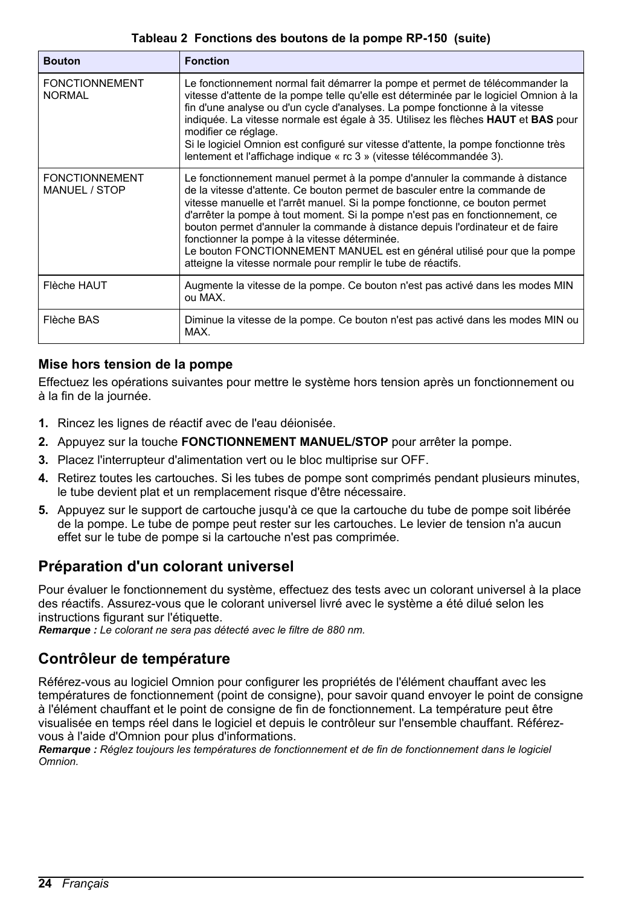**Tableau 2 Fonctions des boutons de la pompe RP-150 (suite)**

| Bouton | Fonction |
| --- | --- |
| FONCTIONNEMENT NORMAL | Le fonctionnement normal fait démarrer la pompe et permet de télécommander la vitesse d'attente de la pompe telle qu'elle est déterminée par le logiciel Omnion à la fin d'une analyse ou d'un cycle d'analyses. La pompe fonctionne à la vitesse indiquée. La vitesse normale est égale à 35. Utilisez les flèches **HAUT** et **BAS** pour modifier ce réglage.<br>Si le logiciel Omnion est configuré sur vitesse d'attente, la pompe fonctionne très lentement et l'affichage indique « rc 3 » (vitesse télécommandée 3). |
| FONCTIONNEMENT MANUEL / STOP | Le fonctionnement manuel permet à la pompe d'annuler la commande à distance de la vitesse d'attente. Ce bouton permet de basculer entre la commande de vitesse manuelle et l'arrêt manuel. Si la pompe fonctionne, ce bouton permet d'arrêter la pompe à tout moment. Si la pompe n'est pas en fonctionnement, ce bouton permet d'annuler la commande à distance depuis l'ordinateur et de faire fonctionner la pompe à la vitesse déterminée.<br>Le bouton FONCTIONNEMENT MANUEL est en général utilisé pour que la pompe atteigne la vitesse normale pour remplir le tube de réactifs. |
| Flèche HAUT | Augmente la vitesse de la pompe. Ce bouton n'est pas activé dans les modes MIN ou MAX. |
| Flèche BAS | Diminue la vitesse de la pompe. Ce bouton n'est pas activé dans les modes MIN ou MAX. |

### Mise hors tension de la pompe

Effectuez les opérations suivantes pour mettre le système hors tension après un fonctionnement ou à la fin de la journée.

1. Rincez les lignes de réactif avec de l'eau déionisée.
2. Appuyez sur la touche **FONCTIONNEMENT MANUEL/STOP** pour arrêter la pompe.
3. Placez l'interrupteur d'alimentation vert ou le bloc multiprise sur OFF.
4. Retirez toutes les cartouches. Si les tubes de pompe sont comprimés pendant plusieurs minutes, le tube devient plat et un remplacement risque d'être nécessaire.
5. Appuyez sur le support de cartouche jusqu'à ce que la cartouche du tube de pompe soit libérée de la pompe. Le tube de pompe peut rester sur les cartouches. Le levier de tension n'a aucun effet sur le tube de pompe si la cartouche n'est pas comprimée.

## Préparation d'un colorant universel

Pour évaluer le fonctionnement du système, effectuez des tests avec un colorant universel à la place des réactifs. Assurez-vous que le colorant universel livré avec le système a été dilué selon les instructions figurant sur l'étiquette.
***Remarque :*** *Le colorant ne sera pas détecté avec le filtre de 880 nm.*

## Contrôleur de température

Référez-vous au logiciel Omnion pour configurer les propriétés de l'élément chauffant avec les températures de fonctionnement (point de consigne), pour savoir quand envoyer le point de consigne à l'élément chauffant et le point de consigne de fin de fonctionnement. La température peut être visualisée en temps réel dans le logiciel et depuis le contrôleur sur l'ensemble chauffant. Référez-vous à l'aide d'Omnion pour plus d'informations.
***Remarque :*** *Réglez toujours les températures de fonctionnement et de fin de fonctionnement dans le logiciel Omnion.*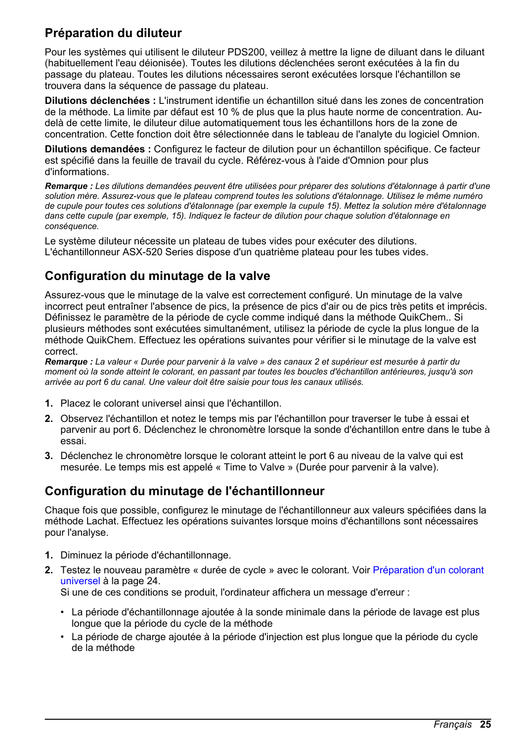## Préparation du diluteur

Pour les systèmes qui utilisent le diluteur PDS200, veillez à mettre la ligne de diluant dans le diluant (habituellement l'eau déionisée). Toutes les dilutions déclenchées seront exécutées à la fin du passage du plateau. Toutes les dilutions nécessaires seront exécutées lorsque l'échantillon se trouvera dans la séquence de passage du plateau.

**Dilutions déclenchées :** L'instrument identifie un échantillon situé dans les zones de concentration de la méthode. La limite par défaut est 10 % de plus que la plus haute norme de concentration. Au-delà de cette limite, le diluteur dilue automatiquement tous les échantillons hors de la zone de concentration. Cette fonction doit être sélectionnée dans le tableau de l'analyte du logiciel Omnion.

**Dilutions demandées :** Configurez le facteur de dilution pour un échantillon spécifique. Ce facteur est spécifié dans la feuille de travail du cycle. Référez-vous à l'aide d'Omnion pour plus d'informations.

***Remarque :*** *Les dilutions demandées peuvent être utilisées pour préparer des solutions d'étalonnage à partir d'une solution mère. Assurez-vous que le plateau comprend toutes les solutions d'étalonnage. Utilisez le même numéro de cupule pour toutes ces solutions d'étalonnage (par exemple la cupule 15). Mettez la solution mère d'étalonnage dans cette cupule (par exemple, 15). Indiquez le facteur de dilution pour chaque solution d'étalonnage en conséquence.*

Le système diluteur nécessite un plateau de tubes vides pour exécuter des dilutions. L'échantillonneur ASX-520 Series dispose d'un quatrième plateau pour les tubes vides.

## Configuration du minutage de la valve

Assurez-vous que le minutage de la valve est correctement configuré. Un minutage de la valve incorrect peut entraîner l'absence de pics, la présence de pics d'air ou de pics très petits et imprécis. Définissez le paramètre de la période de cycle comme indiqué dans la méthode QuikChem.. Si plusieurs méthodes sont exécutées simultanément, utilisez la période de cycle la plus longue de la méthode QuikChem. Effectuez les opérations suivantes pour vérifier si le minutage de la valve est correct.

***Remarque :*** *La valeur « Durée pour parvenir à la valve » des canaux 2 et supérieur est mesurée à partir du moment où la sonde atteint le colorant, en passant par toutes les boucles d'échantillon antérieures, jusqu'à son arrivée au port 6 du canal. Une valeur doit être saisie pour tous les canaux utilisés.*

1. Placez le colorant universel ainsi que l'échantillon.
2. Observez l'échantillon et notez le temps mis par l'échantillon pour traverser le tube à essai et parvenir au port 6. Déclenchez le chronomètre lorsque la sonde d'échantillon entre dans le tube à essai.
3. Déclenchez le chronomètre lorsque le colorant atteint le port 6 au niveau de la valve qui est mesurée. Le temps mis est appelé « Time to Valve » (Durée pour parvenir à la valve).

## Configuration du minutage de l'échantillonneur

Chaque fois que possible, configurez le minutage de l'échantillonneur aux valeurs spécifiées dans la méthode Lachat. Effectuez les opérations suivantes lorsque moins d'échantillons sont nécessaires pour l'analyse.

1. Diminuez la période d'échantillonnage.
2. Testez le nouveau paramètre « durée de cycle » avec le colorant. Voir Préparation d'un colorant universel à la page 24.
   Si une de ces conditions se produit, l'ordinateur affichera un message d'erreur :
   - La période d'échantillonnage ajoutée à la sonde minimale dans la période de lavage est plus longue que la période du cycle de la méthode
   - La période de charge ajoutée à la période d'injection est plus longue que la période du cycle de la méthode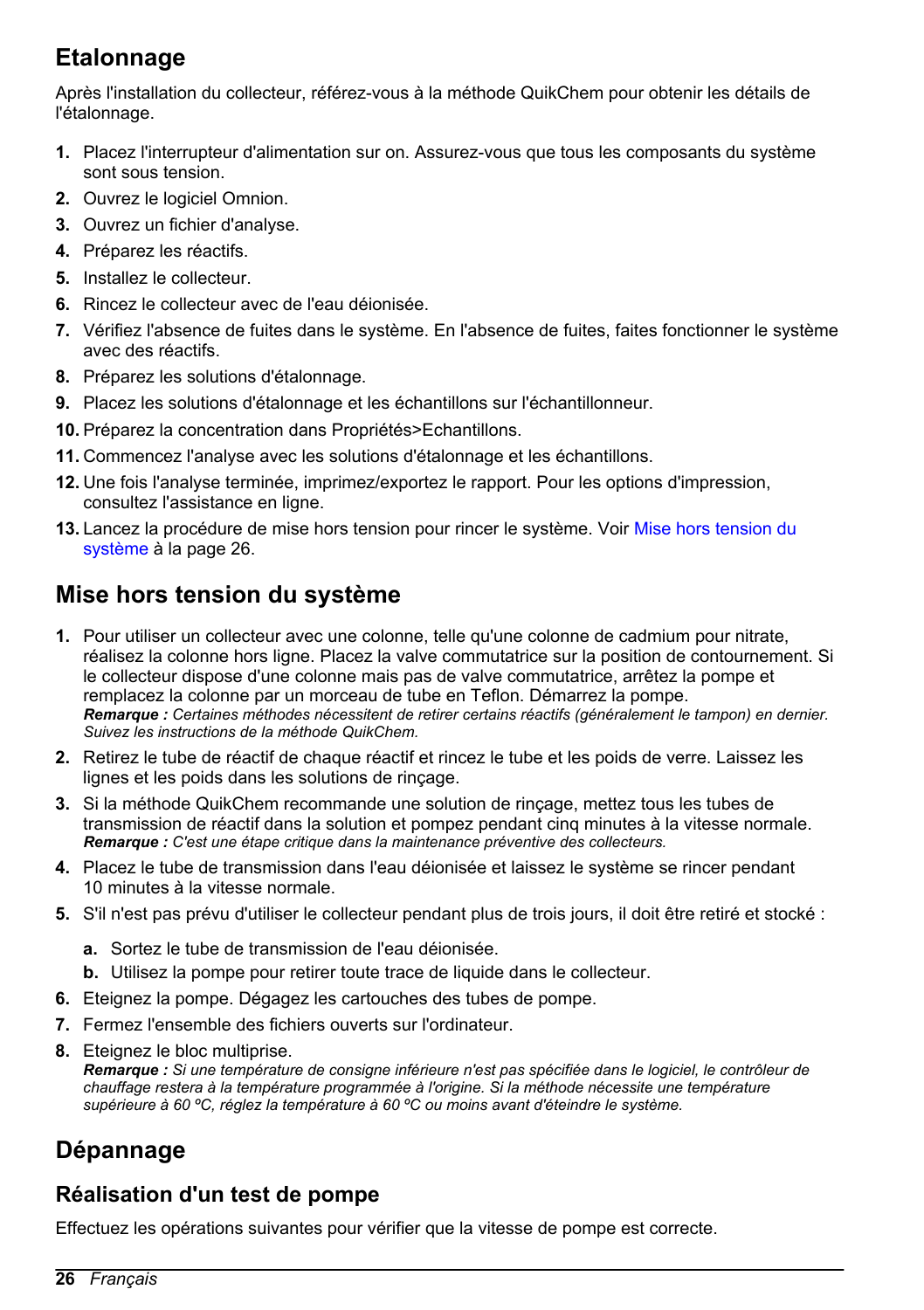## Etalonnage

Après l'installation du collecteur, référez-vous à la méthode QuikChem pour obtenir les détails de l'étalonnage.

1. Placez l'interrupteur d'alimentation sur on. Assurez-vous que tous les composants du système sont sous tension.
2. Ouvrez le logiciel Omnion.
3. Ouvrez un fichier d'analyse.
4. Préparez les réactifs.
5. Installez le collecteur.
6. Rincez le collecteur avec de l'eau déionisée.
7. Vérifiez l'absence de fuites dans le système. En l'absence de fuites, faites fonctionner le système avec des réactifs.
8. Préparez les solutions d'étalonnage.
9. Placez les solutions d'étalonnage et les échantillons sur l'échantillonneur.
10. Préparez la concentration dans Propriétés>Echantillons.
11. Commencez l'analyse avec les solutions d'étalonnage et les échantillons.
12. Une fois l'analyse terminée, imprimez/exportez le rapport. Pour les options d'impression, consultez l'assistance en ligne.
13. Lancez la procédure de mise hors tension pour rincer le système. Voir Mise hors tension du système à la page 26.

## Mise hors tension du système

1. Pour utiliser un collecteur avec une colonne, telle qu'une colonne de cadmium pour nitrate, réalisez la colonne hors ligne. Placez la valve commutatrice sur la position de contournement. Si le collecteur dispose d'une colonne mais pas de valve commutatrice, arrêtez la pompe et remplacez la colonne par un morceau de tube en Teflon. Démarrez la pompe.
   ***Remarque :*** *Certaines méthodes nécessitent de retirer certains réactifs (généralement le tampon) en dernier. Suivez les instructions de la méthode QuikChem.*
2. Retirez le tube de réactif de chaque réactif et rincez le tube et les poids de verre. Laissez les lignes et les poids dans les solutions de rinçage.
3. Si la méthode QuikChem recommande une solution de rinçage, mettez tous les tubes de transmission de réactif dans la solution et pompez pendant cinq minutes à la vitesse normale.
   ***Remarque :*** *C'est une étape critique dans la maintenance préventive des collecteurs.*
4. Placez le tube de transmission dans l'eau déionisée et laissez le système se rincer pendant 10 minutes à la vitesse normale.
5. S'il n'est pas prévu d'utiliser le collecteur pendant plus de trois jours, il doit être retiré et stocké :
   a. Sortez le tube de transmission de l'eau déionisée.
   b. Utilisez la pompe pour retirer toute trace de liquide dans le collecteur.
6. Eteignez la pompe. Dégagez les cartouches des tubes de pompe.
7. Fermez l'ensemble des fichiers ouverts sur l'ordinateur.
8. Eteignez le bloc multiprise.
   ***Remarque :*** *Si une température de consigne inférieure n'est pas spécifiée dans le logiciel, le contrôleur de chauffage restera à la température programmée à l'origine. Si la méthode nécessite une température supérieure à 60 ºC, réglez la température à 60 ºC ou moins avant d'éteindre le système.*

## Dépannage

### Réalisation d'un test de pompe

Effectuez les opérations suivantes pour vérifier que la vitesse de pompe est correcte.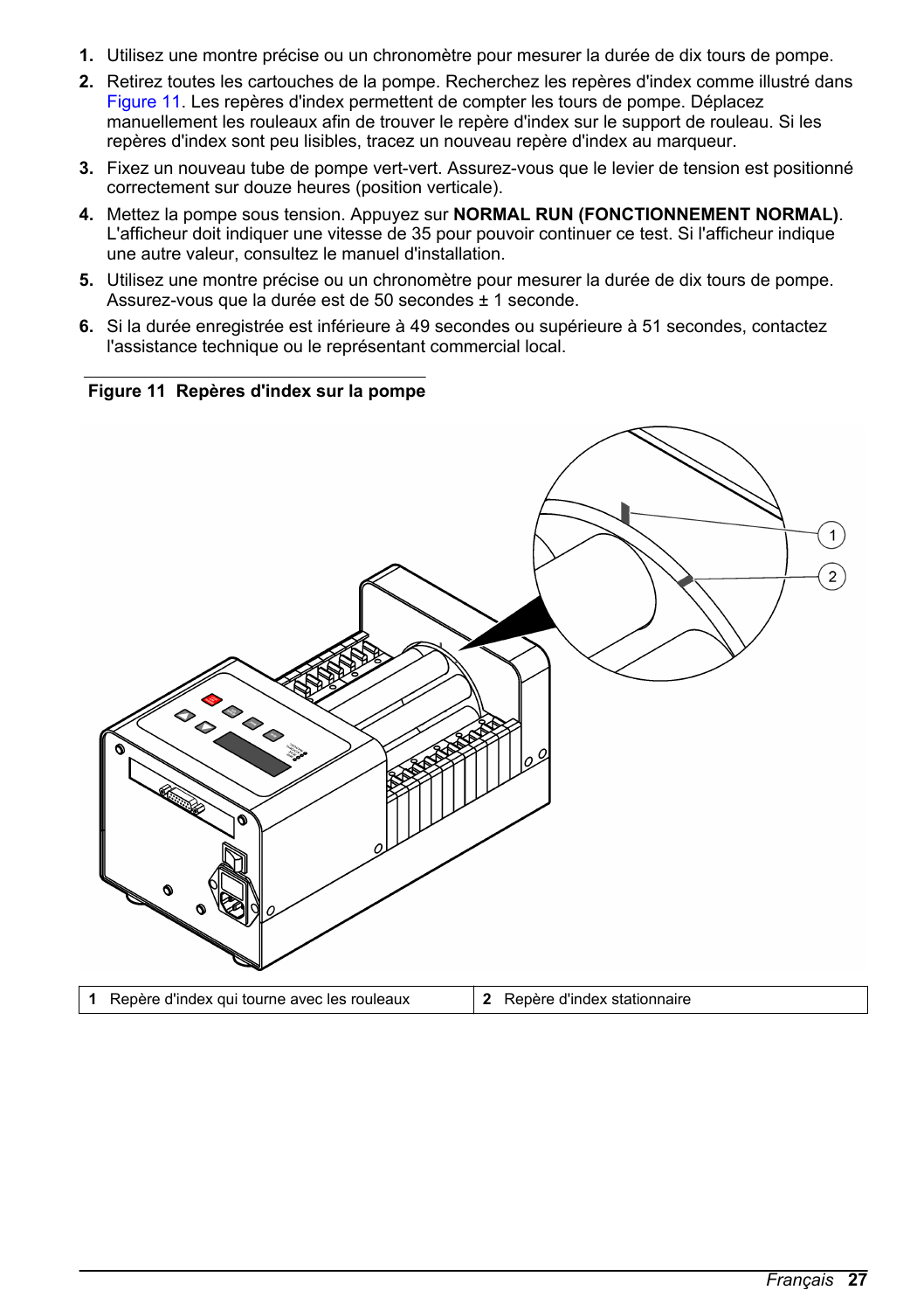1. Utilisez une montre précise ou un chronomètre pour mesurer la durée de dix tours de pompe.
2. Retirez toutes les cartouches de la pompe. Recherchez les repères d'index comme illustré dans Figure 11. Les repères d'index permettent de compter les tours de pompe. Déplacez manuellement les rouleaux afin de trouver le repère d'index sur le support de rouleau. Si les repères d'index sont peu lisibles, tracez un nouveau repère d'index au marqueur.
3. Fixez un nouveau tube de pompe vert-vert. Assurez-vous que le levier de tension est positionné correctement sur douze heures (position verticale).
4. Mettez la pompe sous tension. Appuyez sur **NORMAL RUN (FONCTIONNEMENT NORMAL)**. L'afficheur doit indiquer une vitesse de 35 pour pouvoir continuer ce test. Si l'afficheur indique une autre valeur, consultez le manuel d'installation.
5. Utilisez une montre précise ou un chronomètre pour mesurer la durée de dix tours de pompe. Assurez-vous que la durée est de 50 secondes ± 1 seconde.
6. Si la durée enregistrée est inférieure à 49 secondes ou supérieure à 51 secondes, contactez l'assistance technique ou le représentant commercial local.

**Figure 11 Repères d'index sur la pompe**

| 1 Repère d'index qui tourne avec les rouleaux | 2 Repère d'index stationnaire |
|---|---|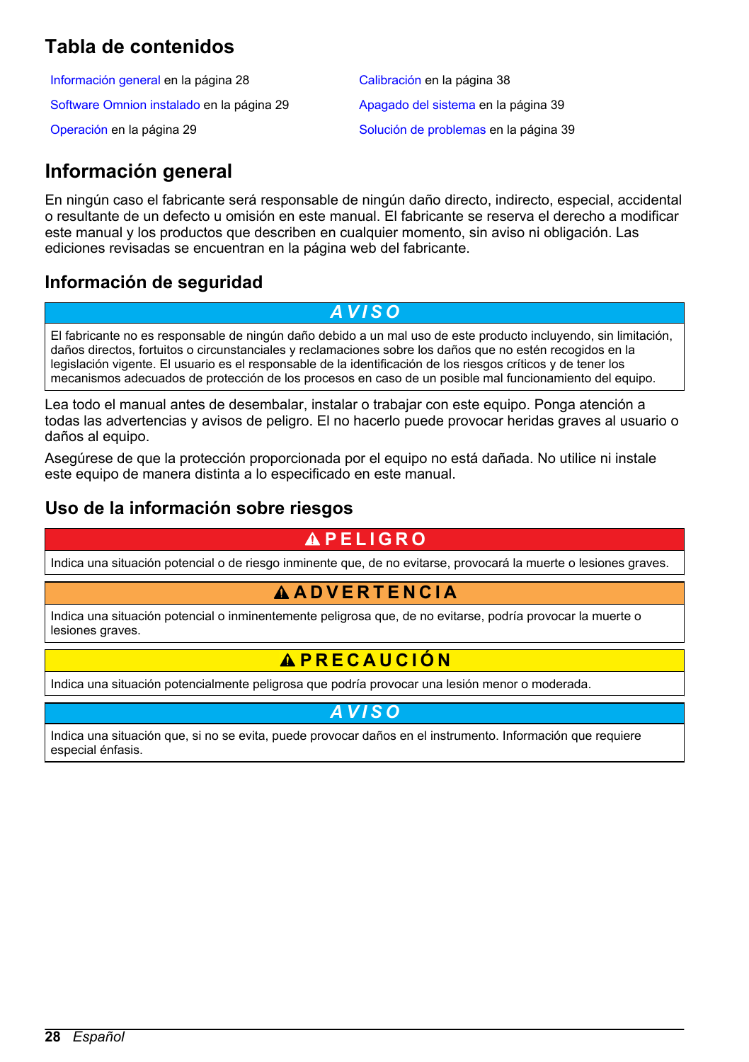# Tabla de contenidos

Información general en la página 28

Software Omnion instalado en la página 29

Operación en la página 29

Calibración en la página 38

Apagado del sistema en la página 39

Solución de problemas en la página 39

# Información general

En ningún caso el fabricante será responsable de ningún daño directo, indirecto, especial, accidental o resultante de un defecto u omisión en este manual. El fabricante se reserva el derecho a modificar este manual y los productos que describen en cualquier momento, sin aviso ni obligación. Las ediciones revisadas se encuentran en la página web del fabricante.

## Información de seguridad

**AVISO**

El fabricante no es responsable de ningún daño debido a un mal uso de este producto incluyendo, sin limitación, daños directos, fortuitos o circunstanciales y reclamaciones sobre los daños que no estén recogidos en la legislación vigente. El usuario es el responsable de la identificación de los riesgos críticos y de tener los mecanismos adecuados de protección de los procesos en caso de un posible mal funcionamiento del equipo.

Lea todo el manual antes de desembalar, instalar o trabajar con este equipo. Ponga atención a todas las advertencias y avisos de peligro. El no hacerlo puede provocar heridas graves al usuario o daños al equipo.

Asegúrese de que la protección proporcionada por el equipo no está dañada. No utilice ni instale este equipo de manera distinta a lo especificado en este manual.

## Uso de la información sobre riesgos

**⚠ PELIGRO**

Indica una situación potencial o de riesgo inminente que, de no evitarse, provocará la muerte o lesiones graves.

**⚠ ADVERTENCIA**

Indica una situación potencial o inminentemente peligrosa que, de no evitarse, podría provocar la muerte o lesiones graves.

**⚠ PRECAUCIÓN**

Indica una situación potencialmente peligrosa que podría provocar una lesión menor o moderada.

**AVISO**

Indica una situación que, si no se evita, puede provocar daños en el instrumento. Información que requiere especial énfasis.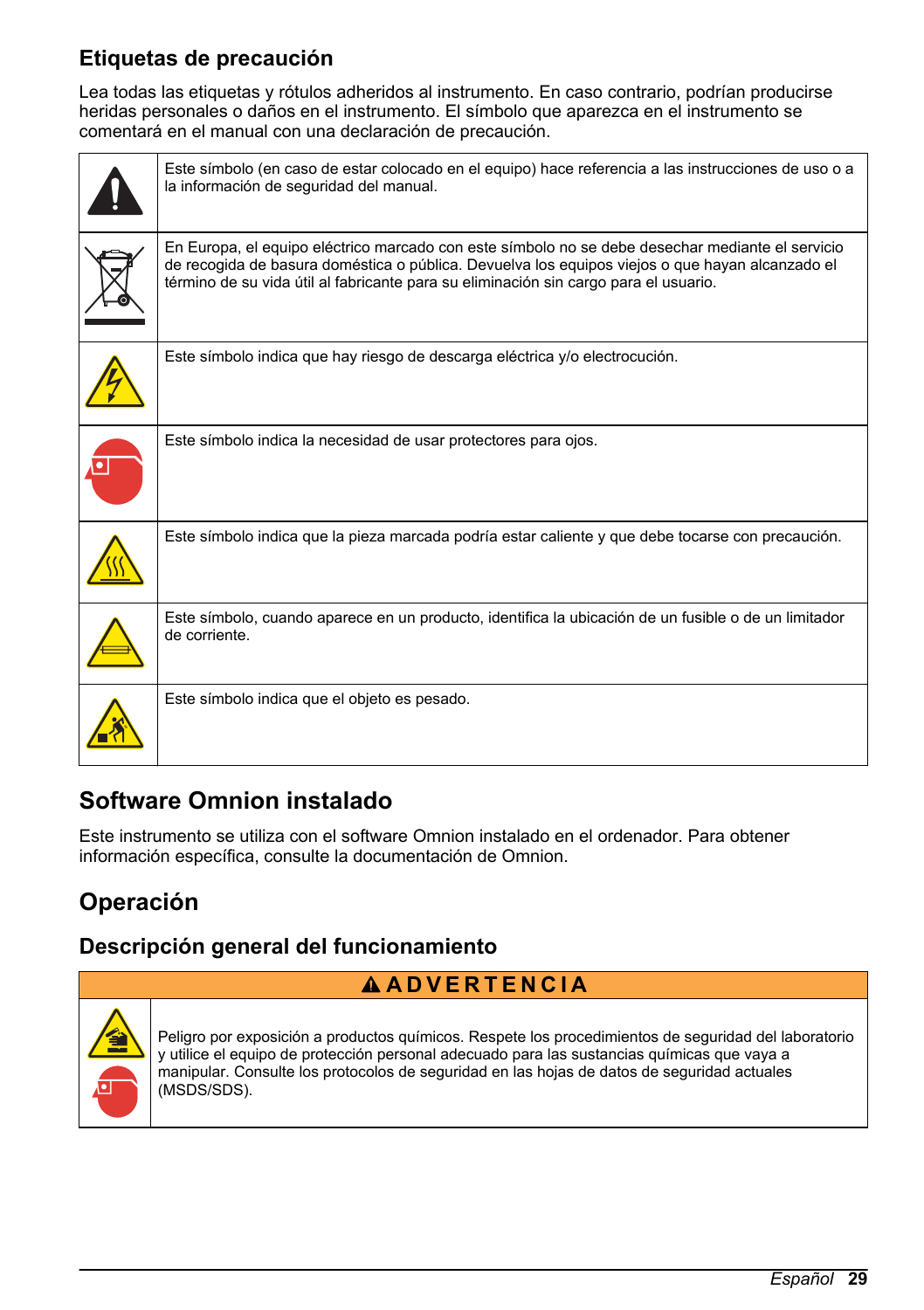### Etiquetas de precaución

Lea todas las etiquetas y rótulos adheridos al instrumento. En caso contrario, podrían producirse heridas personales o daños en el instrumento. El símbolo que aparezca en el instrumento se comentará en el manual con una declaración de precaución.

| | |
|---|---|
| | Este símbolo (en caso de estar colocado en el equipo) hace referencia a las instrucciones de uso o a la información de seguridad del manual. |
| | En Europa, el equipo eléctrico marcado con este símbolo no se debe desechar mediante el servicio de recogida de basura doméstica o pública. Devuelva los equipos viejos o que hayan alcanzado el término de su vida útil al fabricante para su eliminación sin cargo para el usuario. |
| | Este símbolo indica que hay riesgo de descarga eléctrica y/o electrocución. |
| | Este símbolo indica la necesidad de usar protectores para ojos. |
| | Este símbolo indica que la pieza marcada podría estar caliente y que debe tocarse con precaución. |
| | Este símbolo, cuando aparece en un producto, identifica la ubicación de un fusible o de un limitador de corriente. |
| | Este símbolo indica que el objeto es pesado. |

## Software Omnion instalado

Este instrumento se utiliza con el software Omnion instalado en el ordenador. Para obtener información específica, consulte la documentación de Omnion.

## Operación

### Descripción general del funcionamiento

**ADVERTENCIA**

Peligro por exposición a productos químicos. Respete los procedimientos de seguridad del laboratorio y utilice el equipo de protección personal adecuado para las sustancias químicas que vaya a manipular. Consulte los protocolos de seguridad en las hojas de datos de seguridad actuales (MSDS/SDS).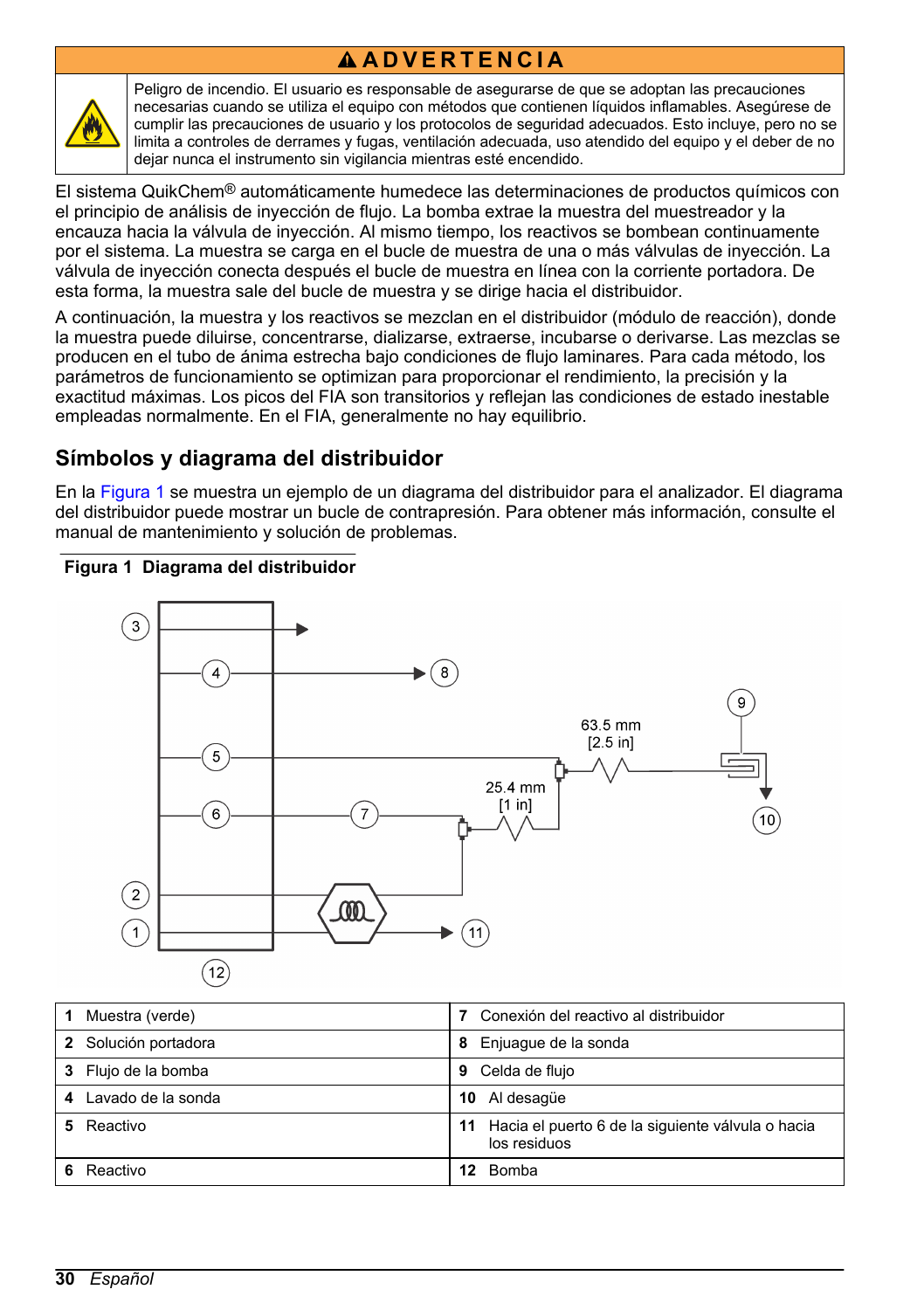**⚠ ADVERTENCIA**

Peligro de incendio. El usuario es responsable de asegurarse de que se adoptan las precauciones necesarias cuando se utiliza el equipo con métodos que contienen líquidos inflamables. Asegúrese de cumplir las precauciones de usuario y los protocolos de seguridad adecuados. Esto incluye, pero no se limita a controles de derrames y fugas, ventilación adecuada, uso atendido del equipo y el deber de no dejar nunca el instrumento sin vigilancia mientras esté encendido.

El sistema QuikChem® automáticamente humedece las determinaciones de productos químicos con el principio de análisis de inyección de flujo. La bomba extrae la muestra del muestreador y la encauza hacia la válvula de inyección. Al mismo tiempo, los reactivos se bombean continuamente por el sistema. La muestra se carga en el bucle de muestra de una o más válvulas de inyección. La válvula de inyección conecta después el bucle de muestra en línea con la corriente portadora. De esta forma, la muestra sale del bucle de muestra y se dirige hacia el distribuidor.

A continuación, la muestra y los reactivos se mezclan en el distribuidor (módulo de reacción), donde la muestra puede diluirse, concentrarse, dializarse, extraerse, incubarse o derivarse. Las mezclas se producen en el tubo de ánima estrecha bajo condiciones de flujo laminares. Para cada método, los parámetros de funcionamiento se optimizan para proporcionar el rendimiento, la precisión y la exactitud máximas. Los picos del FIA son transitorios y reflejan las condiciones de estado inestable empleadas normalmente. En el FIA, generalmente no hay equilibrio.

## Símbolos y diagrama del distribuidor

En la Figura 1 se muestra un ejemplo de un diagrama del distribuidor para el analizador. El diagrama del distribuidor puede mostrar un bucle de contrapresión. Para obtener más información, consulte el manual de mantenimiento y solución de problemas.

**Figura 1 Diagrama del distribuidor**

63.5 mm [2.5 in]

25.4 mm [1 in]

| | |
|---|---|
| **1** Muestra (verde) | **7** Conexión del reactivo al distribuidor |
| **2** Solución portadora | **8** Enjuague de la sonda |
| **3** Flujo de la bomba | **9** Celda de flujo |
| **4** Lavado de la sonda | **10** Al desagüe |
| **5** Reactivo | **11** Hacia el puerto 6 de la siguiente válvula o hacia los residuos |
| **6** Reactivo | **12** Bomba |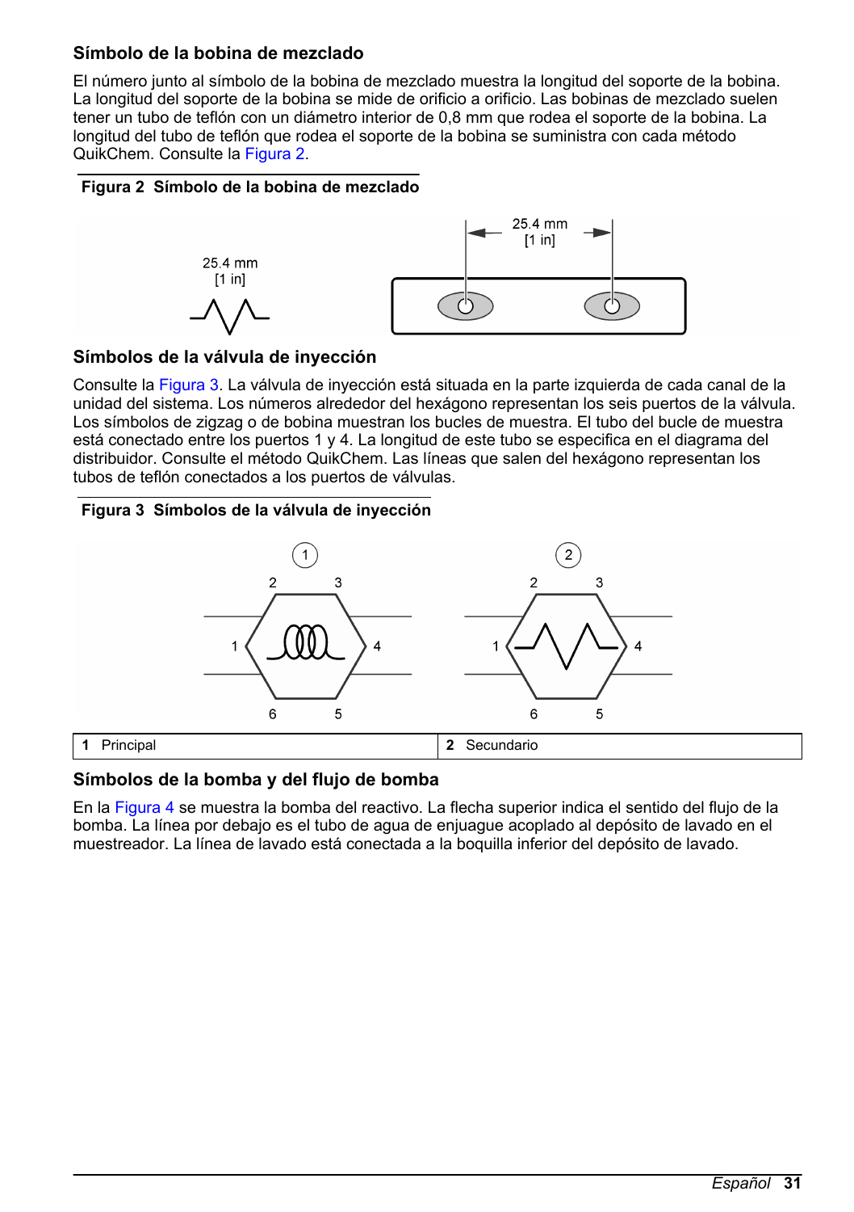### Símbolo de la bobina de mezclado

El número junto al símbolo de la bobina de mezclado muestra la longitud del soporte de la bobina. La longitud del soporte de la bobina se mide de orificio a orificio. Las bobinas de mezclado suelen tener un tubo de teflón con un diámetro interior de 0,8 mm que rodea el soporte de la bobina. La longitud del tubo de teflón que rodea el soporte de la bobina se suministra con cada método QuikChem. Consulte la Figura 2.

**Figura 2 Símbolo de la bobina de mezclado**

25.4 mm [1 in]

25.4 mm [1 in]

### Símbolos de la válvula de inyección

Consulte la Figura 3. La válvula de inyección está situada en la parte izquierda de cada canal de la unidad del sistema. Los números alrededor del hexágono representan los seis puertos de la válvula. Los símbolos de zigzag o de bobina muestran los bucles de muestra. El tubo del bucle de muestra está conectado entre los puertos 1 y 4. La longitud de este tubo se especifica en el diagrama del distribuidor. Consulte el método QuikChem. Las líneas que salen del hexágono representan los tubos de teflón conectados a los puertos de válvulas.

**Figura 3 Símbolos de la válvula de inyección**

| | |
|---|---|
| **1** Principal | **2** Secundario |

### Símbolos de la bomba y del flujo de bomba

En la Figura 4 se muestra la bomba del reactivo. La flecha superior indica el sentido del flujo de la bomba. La línea por debajo es el tubo de agua de enjuague acoplado al depósito de lavado en el muestreador. La línea de lavado está conectada a la boquilla inferior del depósito de lavado.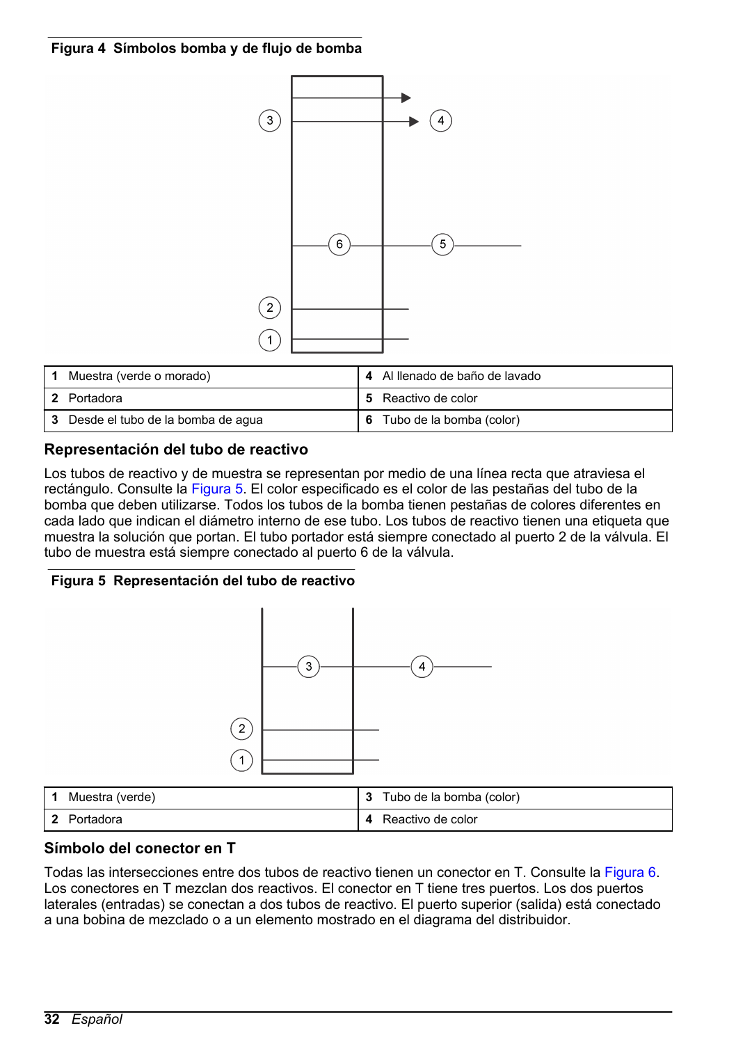**Figura 4 Símbolos bomba y de flujo de bomba**

| | | | |
|---|---|---|---|
| **1** | Muestra (verde o morado) | **4** | Al llenado de baño de lavado |
| **2** | Portadora | **5** | Reactivo de color |
| **3** | Desde el tubo de la bomba de agua | **6** | Tubo de la bomba (color) |

### Representación del tubo de reactivo

Los tubos de reactivo y de muestra se representan por medio de una línea recta que atraviesa el rectángulo. Consulte la Figura 5. El color especificado es el color de las pestañas del tubo de la bomba que deben utilizarse. Todos los tubos de la bomba tienen pestañas de colores diferentes en cada lado que indican el diámetro interno de ese tubo. Los tubos de reactivo tienen una etiqueta que muestra la solución que portan. El tubo portador está siempre conectado al puerto 2 de la válvula. El tubo de muestra está siempre conectado al puerto 6 de la válvula.

**Figura 5 Representación del tubo de reactivo**

| | | | |
|---|---|---|---|
| **1** | Muestra (verde) | **3** | Tubo de la bomba (color) |
| **2** | Portadora | **4** | Reactivo de color |

### Símbolo del conector en T

Todas las intersecciones entre dos tubos de reactivo tienen un conector en T. Consulte la Figura 6. Los conectores en T mezclan dos reactivos. El conector en T tiene tres puertos. Los dos puertos laterales (entradas) se conectan a dos tubos de reactivo. El puerto superior (salida) está conectado a una bobina de mezclado o a un elemento mostrado en el diagrama del distribuidor.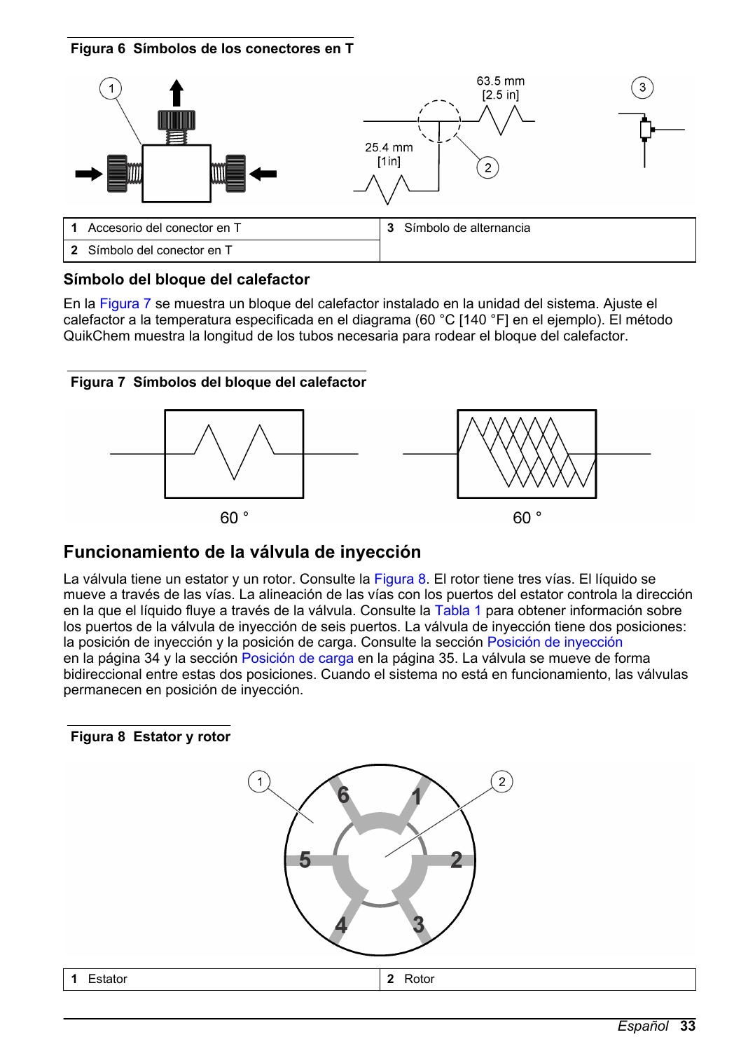**Figura 6 Símbolos de los conectores en T**

| | | | |
|---|---|---|---|
| **1** | Accesorio del conector en T | **3** | Símbolo de alternancia |
| **2** | Símbolo del conector en T | | |

### Símbolo del bloque del calefactor

En la Figura 7 se muestra un bloque del calefactor instalado en la unidad del sistema. Ajuste el calefactor a la temperatura especificada en el diagrama (60 °C [140 °F] en el ejemplo). El método QuikChem muestra la longitud de los tubos necesaria para rodear el bloque del calefactor.

**Figura 7 Símbolos del bloque del calefactor**

## Funcionamiento de la válvula de inyección

La válvula tiene un estator y un rotor. Consulte la Figura 8. El rotor tiene tres vías. El líquido se mueve a través de las vías. La alineación de las vías con los puertos del estator controla la dirección en la que el líquido fluye a través de la válvula. Consulte la Tabla 1 para obtener información sobre los puertos de la válvula de inyección de seis puertos. La válvula de inyección tiene dos posiciones: la posición de inyección y la posición de carga. Consulte la sección Posición de inyección en la página 34 y la sección Posición de carga en la página 35. La válvula se mueve de forma bidireccional entre estas dos posiciones. Cuando el sistema no está en funcionamiento, las válvulas permanecen en posición de inyección.

**Figura 8 Estator y rotor**

| | | | |
|---|---|---|---|
| **1** | Estator | **2** | Rotor |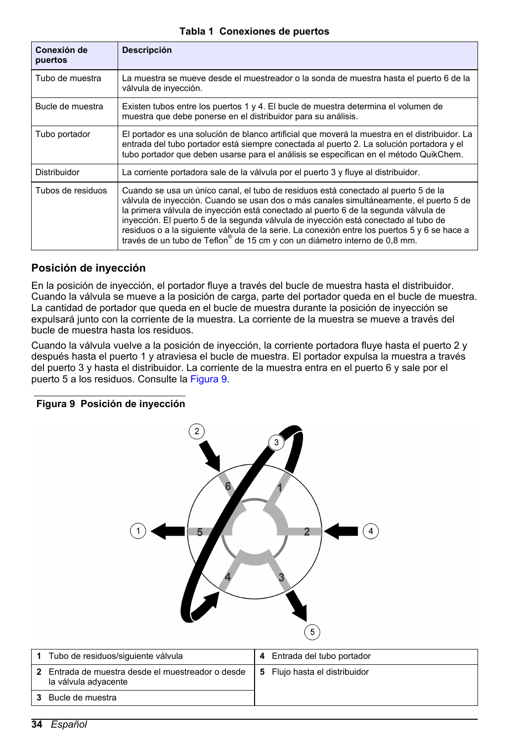**Tabla 1 Conexiones de puertos**

| Conexión de puertos | Descripción |
|---|---|
| Tubo de muestra | La muestra se mueve desde el muestreador o la sonda de muestra hasta el puerto 6 de la válvula de inyección. |
| Bucle de muestra | Existen tubos entre los puertos 1 y 4. El bucle de muestra determina el volumen de muestra que debe ponerse en el distribuidor para su análisis. |
| Tubo portador | El portador es una solución de blanco artificial que moverá la muestra en el distribuidor. La entrada del tubo portador está siempre conectada al puerto 2. La solución portadora y el tubo portador que deben usarse para el análisis se especifican en el método QuikChem. |
| Distribuidor | La corriente portadora sale de la válvula por el puerto 3 y fluye al distribuidor. |
| Tubos de residuos | Cuando se usa un único canal, el tubo de residuos está conectado al puerto 5 de la válvula de inyección. Cuando se usan dos o más canales simultáneamente, el puerto 5 de la primera válvula de inyección está conectado al puerto 6 de la segunda válvula de inyección. El puerto 5 de la segunda válvula de inyección está conectado al tubo de residuos o a la siguiente válvula de la serie. La conexión entre los puertos 5 y 6 se hace a través de un tubo de Teflon® de 15 cm y con un diámetro interno de 0,8 mm. |

### Posición de inyección

En la posición de inyección, el portador fluye a través del bucle de muestra hasta el distribuidor. Cuando la válvula se mueve a la posición de carga, parte del portador queda en el bucle de muestra. La cantidad de portador que queda en el bucle de muestra durante la posición de inyección se expulsará junto con la corriente de la muestra. La corriente de la muestra se mueve a través del bucle de muestra hasta los residuos.

Cuando la válvula vuelve a la posición de inyección, la corriente portadora fluye hasta el puerto 2 y después hasta el puerto 1 y atraviesa el bucle de muestra. El portador expulsa la muestra a través del puerto 3 y hasta el distribuidor. La corriente de la muestra entra en el puerto 6 y sale por el puerto 5 a los residuos. Consulte la Figura 9.

**Figura 9 Posición de inyección**

| | |
|---|---|
| **1** Tubo de residuos/siguiente válvula | **4** Entrada del tubo portador |
| **2** Entrada de muestra desde el muestreador o desde la válvula adyacente | **5** Flujo hasta el distribuidor |
| **3** Bucle de muestra | |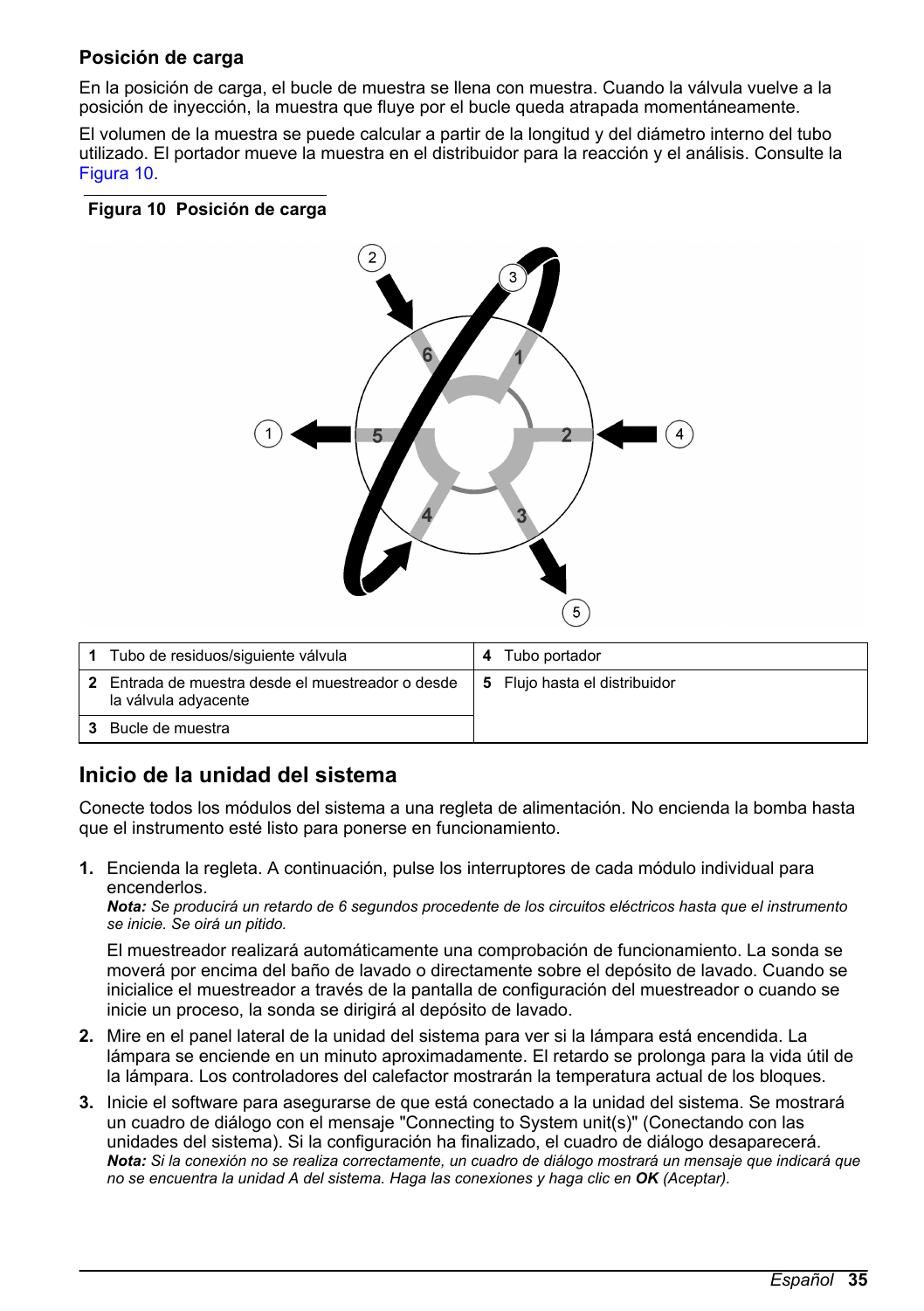### Posición de carga

En la posición de carga, el bucle de muestra se llena con muestra. Cuando la válvula vuelve a la posición de inyección, la muestra que fluye por el bucle queda atrapada momentáneamente.

El volumen de la muestra se puede calcular a partir de la longitud y del diámetro interno del tubo utilizado. El portador mueve la muestra en el distribuidor para la reacción y el análisis. Consulte la Figura 10.

**Figura 10 Posición de carga**

| | | | |
|---|---|---|---|
| 1 | Tubo de residuos/siguiente válvula | 4 | Tubo portador |
| 2 | Entrada de muestra desde el muestreador o desde la válvula adyacente | 5 | Flujo hasta el distribuidor |
| 3 | Bucle de muestra | | |

## Inicio de la unidad del sistema

Conecte todos los módulos del sistema a una regleta de alimentación. No encienda la bomba hasta que el instrumento esté listo para ponerse en funcionamiento.

1. Encienda la regleta. A continuación, pulse los interruptores de cada módulo individual para encenderlos.
   ***Nota:*** *Se producirá un retardo de 6 segundos procedente de los circuitos eléctricos hasta que el instrumento se inicie. Se oirá un pitido.*

   El muestreador realizará automáticamente una comprobación de funcionamiento. La sonda se moverá por encima del baño de lavado o directamente sobre el depósito de lavado. Cuando se inicialice el muestreador a través de la pantalla de configuración del muestreador o cuando se inicie un proceso, la sonda se dirigirá al depósito de lavado.
2. Mire en el panel lateral de la unidad del sistema para ver si la lámpara está encendida. La lámpara se enciende en un minuto aproximadamente. El retardo se prolonga para la vida útil de la lámpara. Los controladores del calefactor mostrarán la temperatura actual de los bloques.
3. Inicie el software para asegurarse de que está conectado a la unidad del sistema. Se mostrará un cuadro de diálogo con el mensaje "Connecting to System unit(s)" (Conectando con las unidades del sistema). Si la configuración ha finalizado, el cuadro de diálogo desaparecerá.
   ***Nota:*** *Si la conexión no se realiza correctamente, un cuadro de diálogo mostrará un mensaje que indicará que no se encuentra la unidad A del sistema. Haga las conexiones y haga clic en* ***OK*** *(Aceptar).*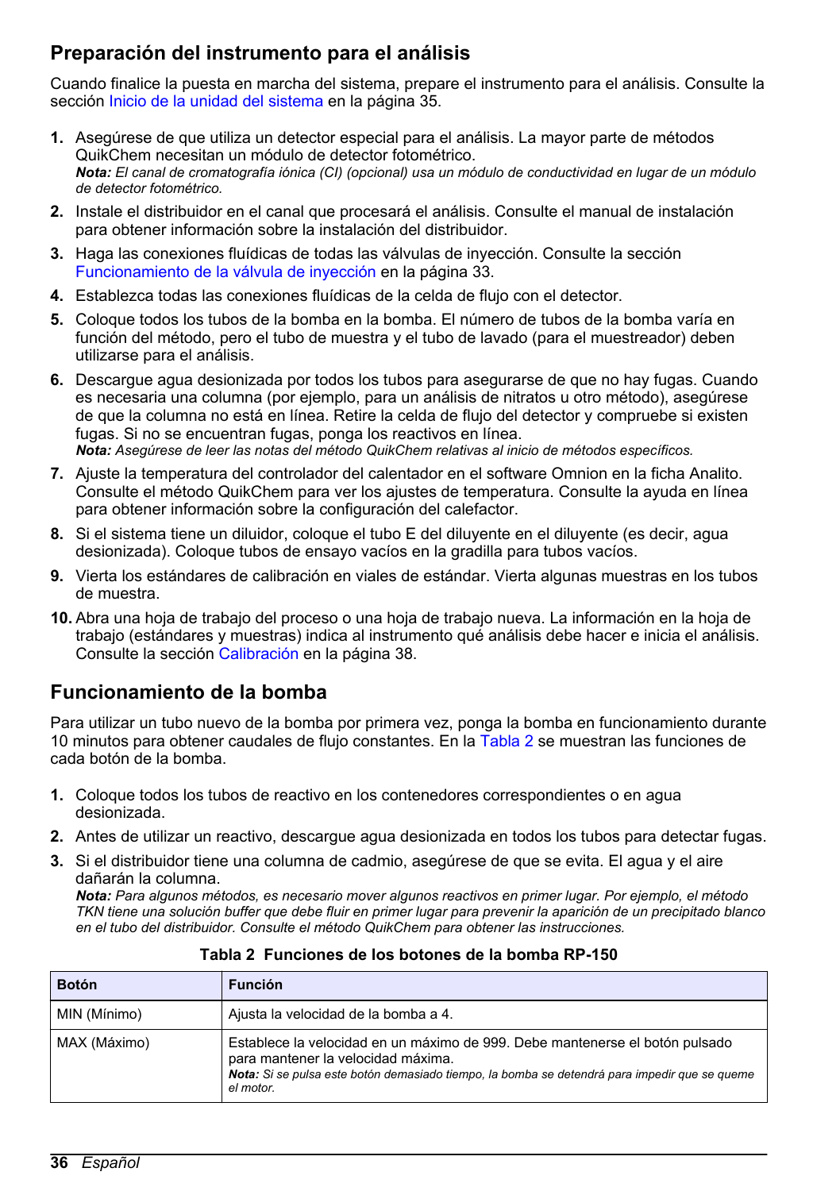## Preparación del instrumento para el análisis

Cuando finalice la puesta en marcha del sistema, prepare el instrumento para el análisis. Consulte la sección Inicio de la unidad del sistema en la página 35.

1. Asegúrese de que utiliza un detector especial para el análisis. La mayor parte de métodos QuikChem necesitan un módulo de detector fotométrico.
   ***Nota:*** *El canal de cromatografía iónica (CI) (opcional) usa un módulo de conductividad en lugar de un módulo de detector fotométrico.*
2. Instale el distribuidor en el canal que procesará el análisis. Consulte el manual de instalación para obtener información sobre la instalación del distribuidor.
3. Haga las conexiones fluídicas de todas las válvulas de inyección. Consulte la sección Funcionamiento de la válvula de inyección en la página 33.
4. Establezca todas las conexiones fluídicas de la celda de flujo con el detector.
5. Coloque todos los tubos de la bomba en la bomba. El número de tubos de la bomba varía en función del método, pero el tubo de muestra y el tubo de lavado (para el muestreador) deben utilizarse para el análisis.
6. Descargue agua desionizada por todos los tubos para asegurarse de que no hay fugas. Cuando es necesaria una columna (por ejemplo, para un análisis de nitratos u otro método), asegúrese de que la columna no está en línea. Retire la celda de flujo del detector y compruebe si existen fugas. Si no se encuentran fugas, ponga los reactivos en línea.
   ***Nota:*** *Asegúrese de leer las notas del método QuikChem relativas al inicio de métodos específicos.*
7. Ajuste la temperatura del controlador del calentador en el software Omnion en la ficha Analito. Consulte el método QuikChem para ver los ajustes de temperatura. Consulte la ayuda en línea para obtener información sobre la configuración del calefactor.
8. Si el sistema tiene un diluidor, coloque el tubo E del diluyente en el diluyente (es decir, agua desionizada). Coloque tubos de ensayo vacíos en la gradilla para tubos vacíos.
9. Vierta los estándares de calibración en viales de estándar. Vierta algunas muestras en los tubos de muestra.
10. Abra una hoja de trabajo del proceso o una hoja de trabajo nueva. La información en la hoja de trabajo (estándares y muestras) indica al instrumento qué análisis debe hacer e inicia el análisis. Consulte la sección Calibración en la página 38.

## Funcionamiento de la bomba

Para utilizar un tubo nuevo de la bomba por primera vez, ponga la bomba en funcionamiento durante 10 minutos para obtener caudales de flujo constantes. En la Tabla 2 se muestran las funciones de cada botón de la bomba.

1. Coloque todos los tubos de reactivo en los contenedores correspondientes o en agua desionizada.
2. Antes de utilizar un reactivo, descargue agua desionizada en todos los tubos para detectar fugas.
3. Si el distribuidor tiene una columna de cadmio, asegúrese de que se evita. El agua y el aire dañarán la columna.
   ***Nota:*** *Para algunos métodos, es necesario mover algunos reactivos en primer lugar. Por ejemplo, el método TKN tiene una solución buffer que debe fluir en primer lugar para prevenir la aparición de un precipitado blanco en el tubo del distribuidor. Consulte el método QuikChem para obtener las instrucciones.*

**Tabla 2 Funciones de los botones de la bomba RP-150**

| Botón | Función |
| --- | --- |
| MIN (Mínimo) | Ajusta la velocidad de la bomba a 4. |
| MAX (Máximo) | Establece la velocidad en un máximo de 999. Debe mantenerse el botón pulsado para mantener la velocidad máxima. ***Nota:*** *Si se pulsa este botón demasiado tiempo, la bomba se detendrá para impedir que se queme el motor.* |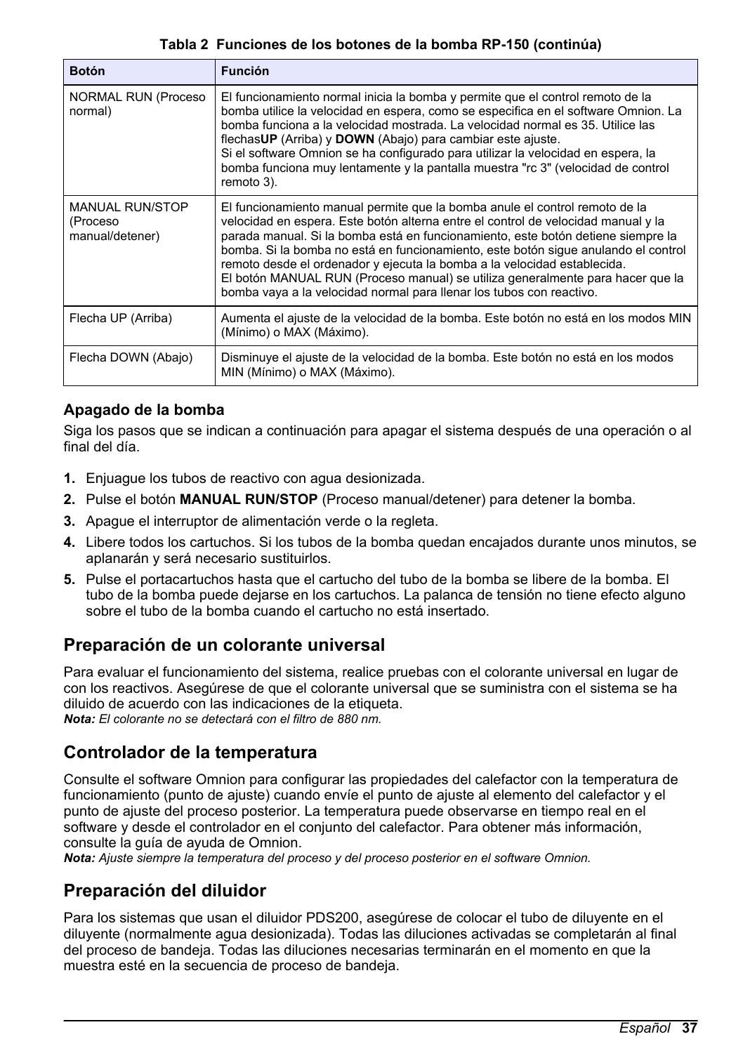**Tabla 2 Funciones de los botones de la bomba RP-150 (continúa)**

| Botón | Función |
| --- | --- |
| NORMAL RUN (Proceso normal) | El funcionamiento normal inicia la bomba y permite que el control remoto de la bomba utilice la velocidad en espera, como se especifica en el software Omnion. La bomba funciona a la velocidad mostrada. La velocidad normal es 35. Utilice las flechas**UP** (Arriba) y **DOWN** (Abajo) para cambiar este ajuste.<br>Si el software Omnion se ha configurado para utilizar la velocidad en espera, la bomba funciona muy lentamente y la pantalla muestra "rc 3" (velocidad de control remoto 3). |
| MANUAL RUN/STOP (Proceso manual/detener) | El funcionamiento manual permite que la bomba anule el control remoto de la velocidad en espera. Este botón alterna entre el control de velocidad manual y la parada manual. Si la bomba está en funcionamiento, este botón detiene siempre la bomba. Si la bomba no está en funcionamiento, este botón sigue anulando el control remoto desde el ordenador y ejecuta la bomba a la velocidad establecida.<br>El botón MANUAL RUN (Proceso manual) se utiliza generalmente para hacer que la bomba vaya a la velocidad normal para llenar los tubos con reactivo. |
| Flecha UP (Arriba) | Aumenta el ajuste de la velocidad de la bomba. Este botón no está en los modos MIN (Mínimo) o MAX (Máximo). |
| Flecha DOWN (Abajo) | Disminuye el ajuste de la velocidad de la bomba. Este botón no está en los modos MIN (Mínimo) o MAX (Máximo). |

### Apagado de la bomba

Siga los pasos que se indican a continuación para apagar el sistema después de una operación o al final del día.

1. Enjuague los tubos de reactivo con agua desionizada.
2. Pulse el botón **MANUAL RUN/STOP** (Proceso manual/detener) para detener la bomba.
3. Apague el interruptor de alimentación verde o la regleta.
4. Libere todos los cartuchos. Si los tubos de la bomba quedan encajados durante unos minutos, se aplanarán y será necesario sustituirlos.
5. Pulse el portacartuchos hasta que el cartucho del tubo de la bomba se libere de la bomba. El tubo de la bomba puede dejarse en los cartuchos. La palanca de tensión no tiene efecto alguno sobre el tubo de la bomba cuando el cartucho no está insertado.

## Preparación de un colorante universal

Para evaluar el funcionamiento del sistema, realice pruebas con el colorante universal en lugar de con los reactivos. Asegúrese de que el colorante universal que se suministra con el sistema se ha diluido de acuerdo con las indicaciones de la etiqueta.
***Nota:*** *El colorante no se detectará con el filtro de 880 nm.*

## Controlador de la temperatura

Consulte el software Omnion para configurar las propiedades del calefactor con la temperatura de funcionamiento (punto de ajuste) cuando envíe el punto de ajuste al elemento del calefactor y el punto de ajuste del proceso posterior. La temperatura puede observarse en tiempo real en el software y desde el controlador en el conjunto del calefactor. Para obtener más información, consulte la guía de ayuda de Omnion.
***Nota:*** *Ajuste siempre la temperatura del proceso y del proceso posterior en el software Omnion.*

## Preparación del diluidor

Para los sistemas que usan el diluidor PDS200, asegúrese de colocar el tubo de diluyente en el diluyente (normalmente agua desionizada). Todas las diluciones activadas se completarán al final del proceso de bandeja. Todas las diluciones necesarias terminarán en el momento en que la muestra esté en la secuencia de proceso de bandeja.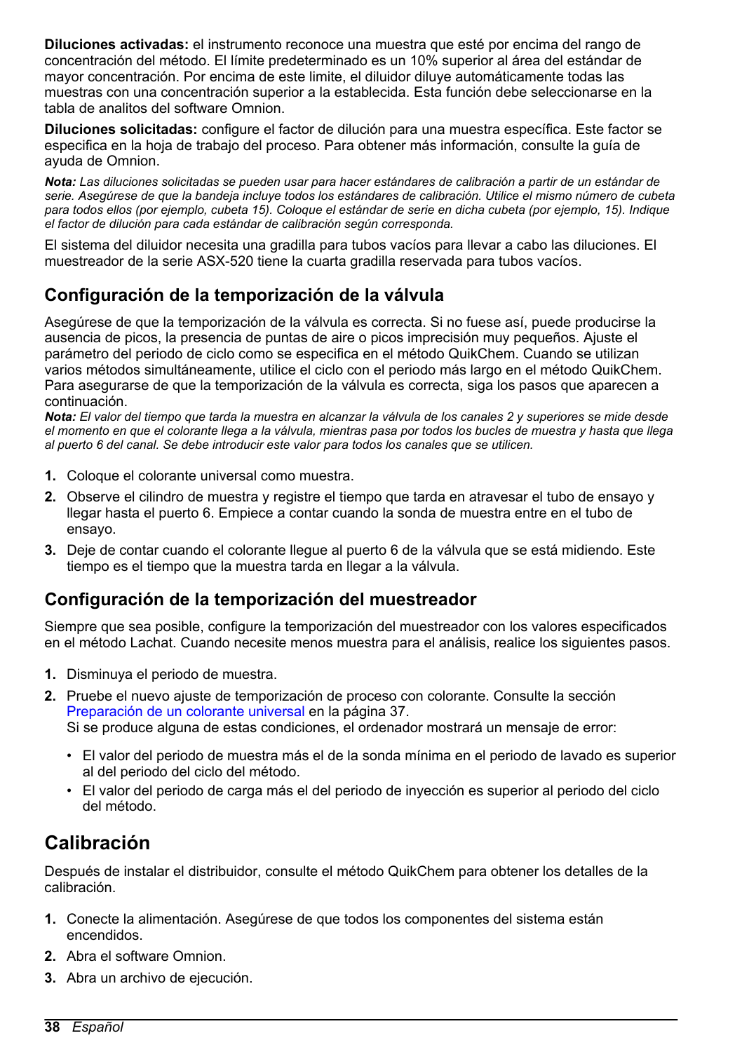**Diluciones activadas:** el instrumento reconoce una muestra que esté por encima del rango de concentración del método. El límite predeterminado es un 10% superior al área del estándar de mayor concentración. Por encima de este limite, el diluidor diluye automáticamente todas las muestras con una concentración superior a la establecida. Esta función debe seleccionarse en la tabla de analitos del software Omnion.

**Diluciones solicitadas:** configure el factor de dilución para una muestra específica. Este factor se especifica en la hoja de trabajo del proceso. Para obtener más información, consulte la guía de ayuda de Omnion.

***Nota:** Las diluciones solicitadas se pueden usar para hacer estándares de calibración a partir de un estándar de serie. Asegúrese de que la bandeja incluye todos los estándares de calibración. Utilice el mismo número de cubeta para todos ellos (por ejemplo, cubeta 15). Coloque el estándar de serie en dicha cubeta (por ejemplo, 15). Indique el factor de dilución para cada estándar de calibración según corresponda.*

El sistema del diluidor necesita una gradilla para tubos vacíos para llevar a cabo las diluciones. El muestreador de la serie ASX-520 tiene la cuarta gradilla reservada para tubos vacíos.

## Configuración de la temporización de la válvula

Asegúrese de que la temporización de la válvula es correcta. Si no fuese así, puede producirse la ausencia de picos, la presencia de puntas de aire o picos imprecisión muy pequeños. Ajuste el parámetro del periodo de ciclo como se especifica en el método QuikChem. Cuando se utilizan varios métodos simultáneamente, utilice el ciclo con el periodo más largo en el método QuikChem. Para asegurarse de que la temporización de la válvula es correcta, siga los pasos que aparecen a continuación.

***Nota:** El valor del tiempo que tarda la muestra en alcanzar la válvula de los canales 2 y superiores se mide desde el momento en que el colorante llega a la válvula, mientras pasa por todos los bucles de muestra y hasta que llega al puerto 6 del canal. Se debe introducir este valor para todos los canales que se utilicen.*

1. Coloque el colorante universal como muestra.
2. Observe el cilindro de muestra y registre el tiempo que tarda en atravesar el tubo de ensayo y llegar hasta el puerto 6. Empiece a contar cuando la sonda de muestra entre en el tubo de ensayo.
3. Deje de contar cuando el colorante llegue al puerto 6 de la válvula que se está midiendo. Este tiempo es el tiempo que la muestra tarda en llegar a la válvula.

## Configuración de la temporización del muestreador

Siempre que sea posible, configure la temporización del muestreador con los valores especificados en el método Lachat. Cuando necesite menos muestra para el análisis, realice los siguientes pasos.

1. Disminuya el periodo de muestra.
2. Pruebe el nuevo ajuste de temporización de proceso con colorante. Consulte la sección Preparación de un colorante universal en la página 37.
   Si se produce alguna de estas condiciones, el ordenador mostrará un mensaje de error:
   - El valor del periodo de muestra más el de la sonda mínima en el periodo de lavado es superior al del periodo del ciclo del método.
   - El valor del periodo de carga más el del periodo de inyección es superior al periodo del ciclo del método.

# Calibración

Después de instalar el distribuidor, consulte el método QuikChem para obtener los detalles de la calibración.

1. Conecte la alimentación. Asegúrese de que todos los componentes del sistema están encendidos.
2. Abra el software Omnion.
3. Abra un archivo de ejecución.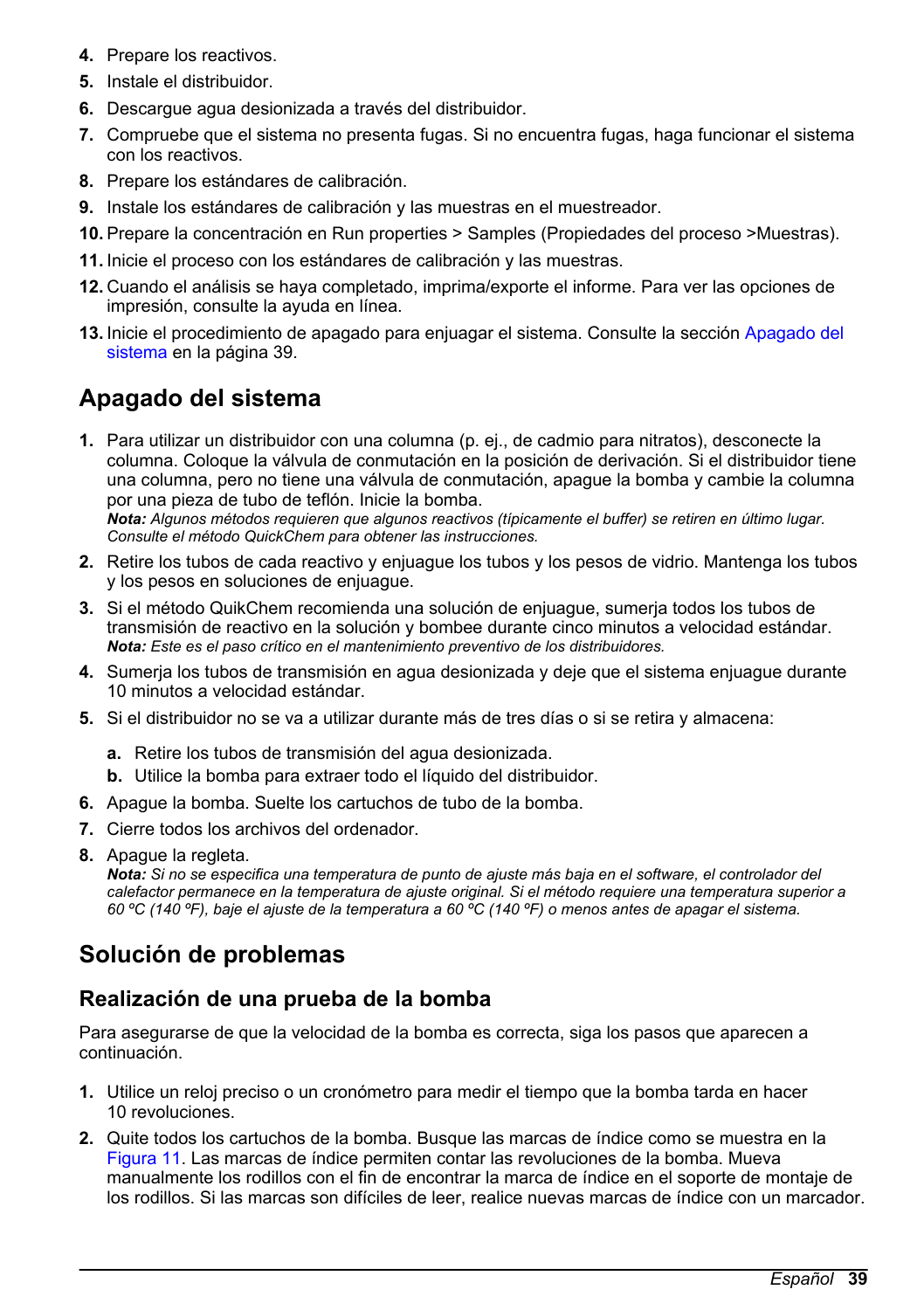4. Prepare los reactivos.
5. Instale el distribuidor.
6. Descargue agua desionizada a través del distribuidor.
7. Compruebe que el sistema no presenta fugas. Si no encuentra fugas, haga funcionar el sistema con los reactivos.
8. Prepare los estándares de calibración.
9. Instale los estándares de calibración y las muestras en el muestreador.
10. Prepare la concentración en Run properties > Samples (Propiedades del proceso >Muestras).
11. Inicie el proceso con los estándares de calibración y las muestras.
12. Cuando el análisis se haya completado, imprima/exporte el informe. Para ver las opciones de impresión, consulte la ayuda en línea.
13. Inicie el procedimiento de apagado para enjuagar el sistema. Consulte la sección Apagado del sistema en la página 39.

## Apagado del sistema

1. Para utilizar un distribuidor con una columna (p. ej., de cadmio para nitratos), desconecte la columna. Coloque la válvula de conmutación en la posición de derivación. Si el distribuidor tiene una columna, pero no tiene una válvula de conmutación, apague la bomba y cambie la columna por una pieza de tubo de teflón. Inicie la bomba.
   ***Nota:*** *Algunos métodos requieren que algunos reactivos (típicamente el buffer) se retiren en último lugar. Consulte el método QuickChem para obtener las instrucciones.*
2. Retire los tubos de cada reactivo y enjuague los tubos y los pesos de vidrio. Mantenga los tubos y los pesos en soluciones de enjuague.
3. Si el método QuikChem recomienda una solución de enjuague, sumerja todos los tubos de transmisión de reactivo en la solución y bombee durante cinco minutos a velocidad estándar.
   ***Nota:*** *Este es el paso crítico en el mantenimiento preventivo de los distribuidores.*
4. Sumerja los tubos de transmisión en agua desionizada y deje que el sistema enjuague durante 10 minutos a velocidad estándar.
5. Si el distribuidor no se va a utilizar durante más de tres días o si se retira y almacena:
   a. Retire los tubos de transmisión del agua desionizada.
   b. Utilice la bomba para extraer todo el líquido del distribuidor.
6. Apague la bomba. Suelte los cartuchos de tubo de la bomba.
7. Cierre todos los archivos del ordenador.
8. Apague la regleta.
   ***Nota:*** *Si no se especifica una temperatura de punto de ajuste más baja en el software, el controlador del calefactor permanece en la temperatura de ajuste original. Si el método requiere una temperatura superior a 60 ºC (140 ºF), baje el ajuste de la temperatura a 60 ºC (140 ºF) o menos antes de apagar el sistema.*

## Solución de problemas

### Realización de una prueba de la bomba

Para asegurarse de que la velocidad de la bomba es correcta, siga los pasos que aparecen a continuación.

1. Utilice un reloj preciso o un cronómetro para medir el tiempo que la bomba tarda en hacer 10 revoluciones.
2. Quite todos los cartuchos de la bomba. Busque las marcas de índice como se muestra en la Figura 11. Las marcas de índice permiten contar las revoluciones de la bomba. Mueva manualmente los rodillos con el fin de encontrar la marca de índice en el soporte de montaje de los rodillos. Si las marcas son difíciles de leer, realice nuevas marcas de índice con un marcador.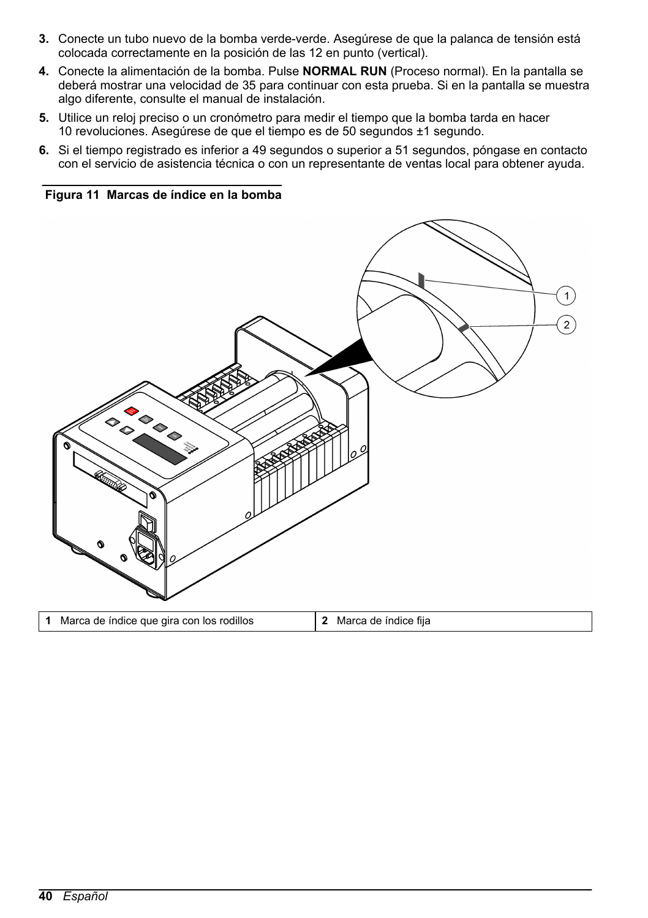3. Conecte un tubo nuevo de la bomba verde-verde. Asegúrese de que la palanca de tensión está colocada correctamente en la posición de las 12 en punto (vertical).
4. Conecte la alimentación de la bomba. Pulse **NORMAL RUN** (Proceso normal). En la pantalla se deberá mostrar una velocidad de 35 para continuar con esta prueba. Si en la pantalla se muestra algo diferente, consulte el manual de instalación.
5. Utilice un reloj preciso o un cronómetro para medir el tiempo que la bomba tarda en hacer 10 revoluciones. Asegúrese de que el tiempo es de 50 segundos ±1 segundo.
6. Si el tiempo registrado es inferior a 49 segundos o superior a 51 segundos, póngase en contacto con el servicio de asistencia técnica o con un representante de ventas local para obtener ayuda.

**Figura 11 Marcas de índice en la bomba**

| | |
|---|---|
| **1** Marca de índice que gira con los rodillos | **2** Marca de índice fija |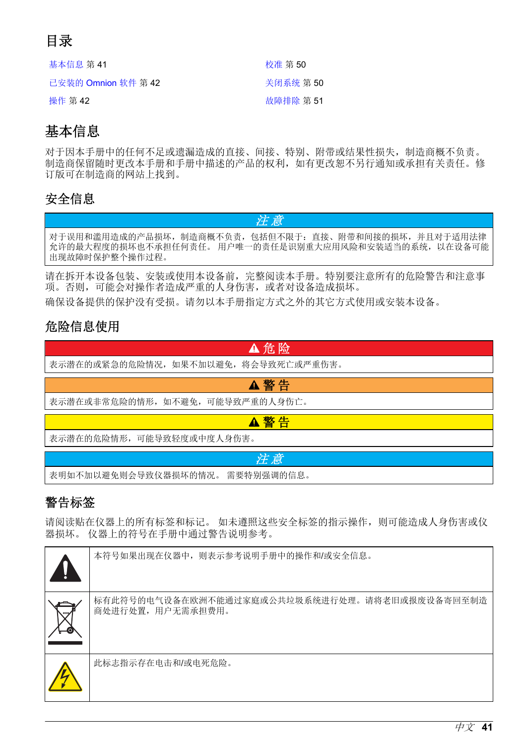# 目录

基本信息 第 41

已安装的 Omnion 软件 第 42

操作 第 42

校准 第 50

关闭系统 第 50

故障排除 第 51

# 基本信息

对于因本手册中的任何不足或遗漏造成的直接、间接、特别、附带或结果性损失，制造商概不负责。制造商保留随时更改本手册和手册中描述的产品的权利，如有更改恕不另行通知或承担有关责任。修订版可在制造商的网站上找到。

## 安全信息

| *注 意* |
|---|
| 对于误用和滥用造成的产品损坏，制造商概不负责，包括但不限于：直接、附带和间接的损坏，并且对于适用法律允许的最大程度的损坏也不承担任何责任。 用户唯一的责任是识别重大应用风险和安装适当的系统，以在设备可能出现故障时保护整个操作过程。 |

请在拆开本设备包装、安装或使用本设备前，完整阅读本手册。特别要注意所有的危险警告和注意事项。否则，可能会对操作者造成严重的人身伤害，或者对设备造成损坏。

确保设备提供的保护没有受损。请勿以本手册指定方式之外的其它方式使用或安装本设备。

## 危险信息使用

| ⚠ 危 险 |
|---|
| 表示潜在的或紧急的危险情况，如果不加以避免，将会导致死亡或严重伤害。 |

| ⚠ 警 告 |
|---|
| 表示潜在或非常危险的情形，如不避免，可能导致严重的人身伤亡。 |

| ⚠ 警 告 |
|---|
| 表示潜在的危险情形，可能导致轻度或中度人身伤害。 |

| *注 意* |
|---|
| 表明如不加以避免则会导致仪器损坏的情况。 需要特别强调的信息。 |

## 警告标签

请阅读贴在仪器上的所有标签和标记。 如未遵照这些安全标签的指示操作，则可能造成人身伤害或仪器损坏。 仪器上的符号在手册中通过警告说明参考。

| | |
|---|---|
| | 本符号如果出现在仪器中，则表示参考说明手册中的操作和/或安全信息。 |
| | 标有此符号的电气设备在欧洲不能通过家庭或公共垃圾系统进行处理。请将老旧或报废设备寄回至制造商处进行处置，用户无需承担费用。 |
| | 此标志指示存在电击和/或电死危险。 |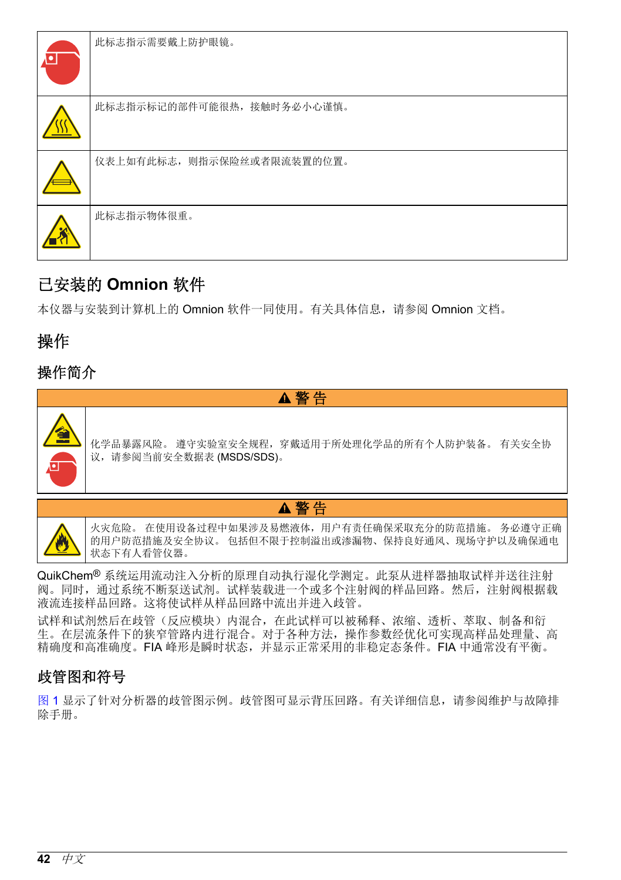| | |
|---|---|
| | 此标志指示需要戴上防护眼镜。 |
| | 此标志指示标记的部件可能很热，接触时务必小心谨慎。 |
| | 仪表上如有此标志，则指示保险丝或者限流装置的位置。 |
| | 此标志指示物体很重。 |

## 已安装的 Omnion 软件

本仪器与安装到计算机上的 Omnion 软件一同使用。有关具体信息，请参阅 Omnion 文档。

# 操作

## 操作简介

**⚠ 警告**

化学品暴露风险。 遵守实验室安全规程，穿戴适用于所处理化学品的所有个人防护装备。 有关安全协议，请参阅当前安全数据表 (MSDS/SDS)。

**⚠ 警告**

火灾危险。 在使用设备过程中如果涉及易燃液体，用户有责任确保采取充分的防范措施。 务必遵守正确的用户防范措施及安全协议。 包括但不限于控制溢出或渗漏物、保持良好通风、现场守护以及确保通电状态下有人看管仪器。

QuikChem® 系统运用流动注入分析的原理自动执行湿化学测定。此泵从进样器抽取试样并送往注射阀。同时，通过系统不断泵送试剂。试样装载进一个或多个注射阀的样品回路。然后，注射阀根据载液流连接样品回路。这将使试样从样品回路中流出并进入歧管。

试样和试剂然后在歧管（反应模块）内混合，在此试样可以被稀释、浓缩、透析、萃取、制备和衍生。在层流条件下的狭窄管路内进行混合。对于各种方法，操作参数经优化可实现高样品处理量、高精确度和高准确度。FIA 峰形是瞬时状态，并显示正常采用的非稳定态条件。FIA 中通常没有平衡。

## 歧管图和符号

图 1 显示了针对分析器的歧管图示例。歧管图可显示背压回路。有关详细信息，请参阅维护与故障排除手册。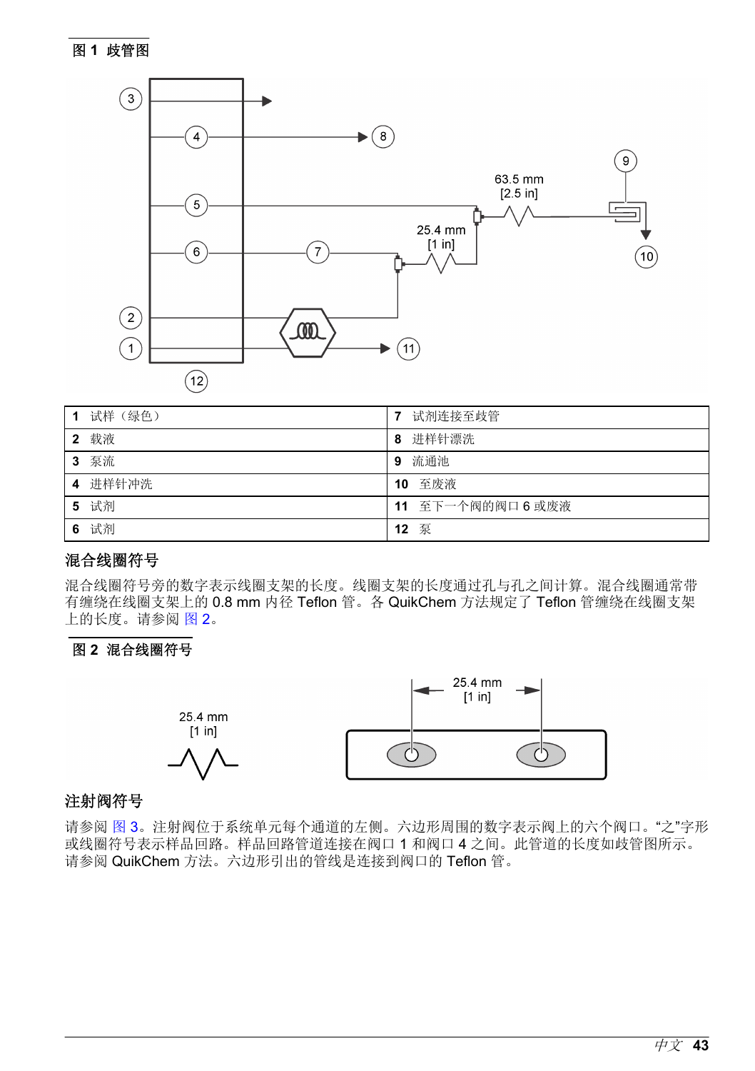**图 1 歧管图**

| | | | |
|---|---|---|---|
| **1** | 试样（绿色） | **7** | 试剂连接至歧管 |
| **2** | 载液 | **8** | 进样针漂洗 |
| **3** | 泵流 | **9** | 流通池 |
| **4** | 进样针冲洗 | **10** | 至废液 |
| **5** | 试剂 | **11** | 至下一个阀的阀口 6 或废液 |
| **6** | 试剂 | **12** | 泵 |

## 混合线圈符号

混合线圈符号旁的数字表示线圈支架的长度。线圈支架的长度通过孔与孔之间计算。混合线圈通常带有缠绕在线圈支架上的 0.8 mm 内径 Teflon 管。各 QuikChem 方法规定了 Teflon 管缠绕在线圈支架上的长度。请参阅 图 2。

**图 2 混合线圈符号**

## 注射阀符号

请参阅 图 3。注射阀位于系统单元每个通道的左侧。六边形周围的数字表示阀上的六个阀口。“之”字形或线圈符号表示样品回路。样品回路管道连接在阀口 1 和阀口 4 之间。此管道的长度如歧管图所示。请参阅 QuikChem 方法。六边形引出的管线是连接到阀口的 Teflon 管。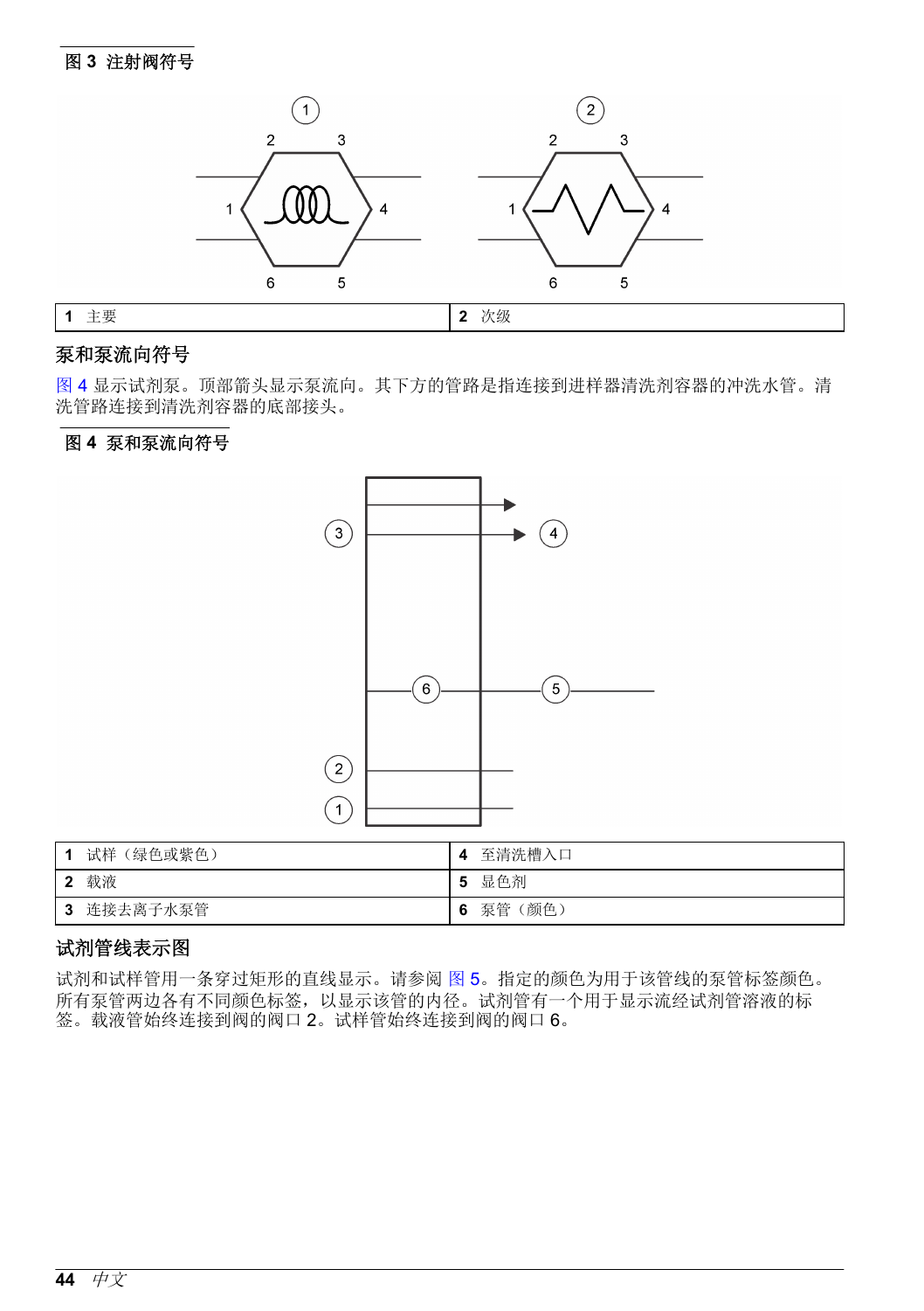**图 3 注射阀符号**

| 1 主要 | 2 次级 |
| --- | --- |

## 泵和泵流向符号

图 4 显示试剂泵。顶部箭头显示泵流向。其下方的管路是指连接到进样器清洗剂容器的冲洗水管。清洗管路连接到清洗剂容器的底部接头。

**图 4 泵和泵流向符号**

| 1 试样（绿色或紫色） | 4 至清洗槽入口 |
| --- | --- |
| 2 载液 | 5 显色剂 |
| 3 连接去离子水泵管 | 6 泵管（颜色） |

## 试剂管线表示图

试剂和试样管用一条穿过矩形的直线显示。请参阅 图 5。指定的颜色为用于该管线的泵管标签颜色。所有泵管两边各有不同颜色标签，以显示该管的内径。试剂管有一个用于显示流经试剂管溶液的标签。载液管始终连接到阀的阀口 2。试样管始终连接到阀的阀口 6。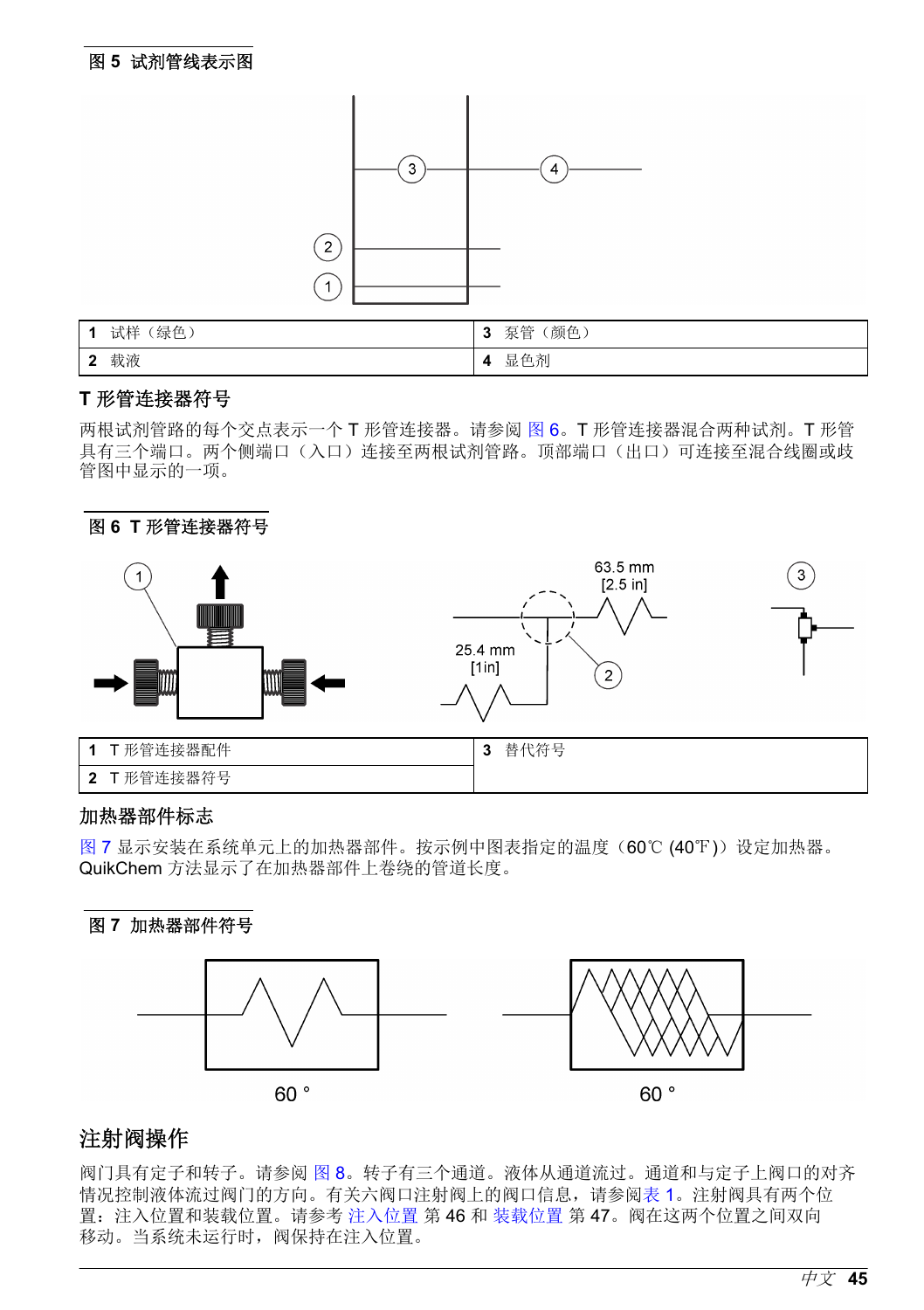**图 5 试剂管线表示图**

| | | | |
|---|---|---|---|
| 1 | 试样（绿色） | 3 | 泵管（颜色） |
| 2 | 载液 | 4 | 显色剂 |

### T 形管连接器符号

两根试剂管路的每个交点表示一个 T 形管连接器。请参阅 图 6。T 形管连接器混合两种试剂。T 形管具有三个端口。两个侧端口（入口）连接至两根试剂管路。顶部端口（出口）可连接至混合线圈或歧管图中显示的一项。

**图 6 T 形管连接器符号**

63.5 mm
[2.5 in]

25.4 mm
[1in]

| | | | |
|---|---|---|---|
| 1 | T 形管连接器配件 | 3 | 替代符号 |
| 2 | T 形管连接器符号 | | |

### 加热器部件标志

图 7 显示安装在系统单元上的加热器部件。按示例中图表指定的温度（60℃ (40℉)）设定加热器。QuikChem 方法显示了在加热器部件上卷绕的管道长度。

**图 7 加热器部件符号**

60 °

60 °

## 注射阀操作

阀门具有定子和转子。请参阅 图 8。转子有三个通道。液体从通道流过。通道和与定子上阀口的对齐情况控制液体流过阀门的方向。有关六阀口注射阀上的阀口信息，请参阅表 1。注射阀具有两个位置：注入位置和装载位置。请参考 注入位置 第 46 和 装载位置 第 47。阀在这两个位置之间双向移动。当系统未运行时，阀保持在注入位置。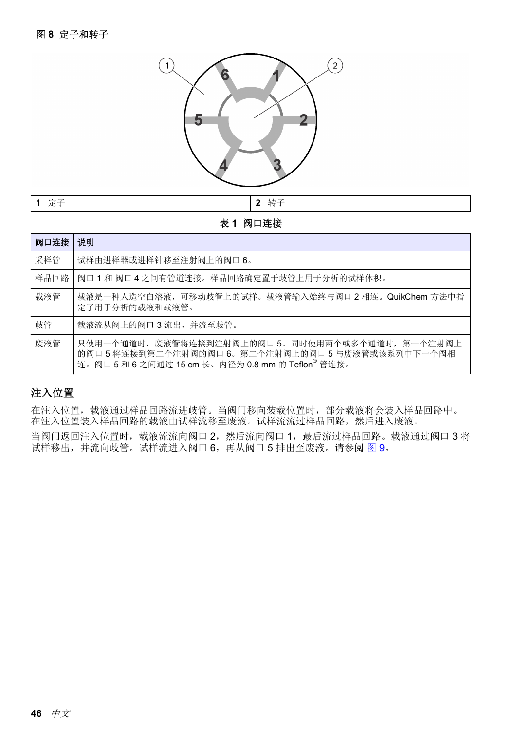图 8 定子和转子

| 1 定子 | 2 转子 |
| --- | --- |

**表 1 阀口连接**

| 阀口连接 | 说明 |
| --- | --- |
| 采样管 | 试样由进样器或进样针移至注射阀上的阀口 6。 |
| 样品回路 | 阀口 1 和 阀口 4 之间有管道连接。样品回路确定置于歧管上用于分析的试样体积。 |
| 载液管 | 载液是一种人造空白溶液，可移动歧管上的试样。载液管输入始终与阀口 2 相连。QuikChem 方法中指定了用于分析的载液和载液管。 |
| 歧管 | 载液流从阀上的阀口 3 流出，并流至歧管。 |
| 废液管 | 只使用一个通道时，废液管将连接到注射阀上的阀口 5。同时使用两个或多个通道时，第一个注射阀上的阀口 5 将连接到第二个注射阀的阀口 6。第二个注射阀上的阀口 5 与废液管或该系列中下一个阀相连。阀口 5 和 6 之间通过 15 cm 长、内径为 0.8 mm 的 Teflon® 管连接。 |

## 注入位置

在注入位置，载液通过样品回路流进歧管。当阀门移向装载位置时，部分载液将会装入样品回路中。在注入位置装入样品回路的载液由试样流移至废液。试样流流过样品回路，然后进入废液。

当阀门返回注入位置时，载液流流向阀口 2，然后流向阀口 1，最后流过样品回路。载液通过阀口 3 将试样移出，并流向歧管。试样流进入阀口 6，再从阀口 5 排出至废液。请参阅 图 9。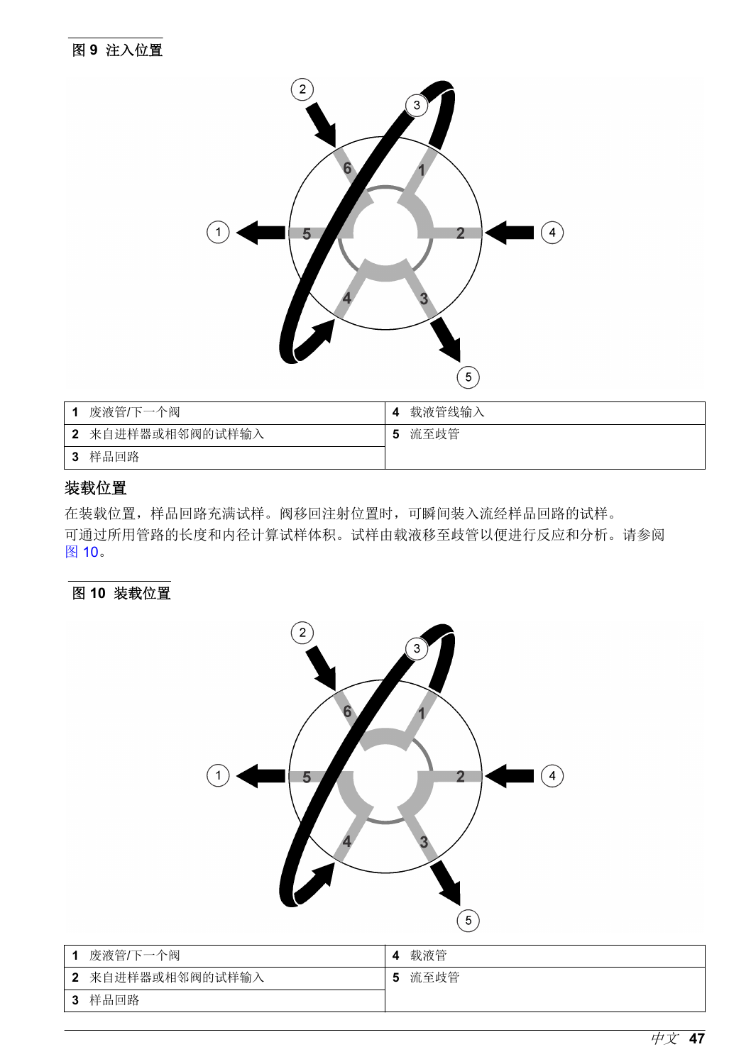**图 9 注入位置**

| | | | |
|---|---|---|---|
| **1** | 废液管/下一个阀 | **4** | 载液管线输入 |
| **2** | 来自进样器或相邻阀的试样输入 | **5** | 流至歧管 |
| **3** | 样品回路 | | |

## 装载位置

在装载位置，样品回路充满试样。阀移回注射位置时，可瞬间装入流经样品回路的试样。

可通过所用管路的长度和内径计算试样体积。试样由载液移至歧管以便进行反应和分析。请参阅图 10。

**图 10 装载位置**

| | | | |
|---|---|---|---|
| **1** | 废液管/下一个阀 | **4** | 载液管 |
| **2** | 来自进样器或相邻阀的试样输入 | **5** | 流至歧管 |
| **3** | 样品回路 | | |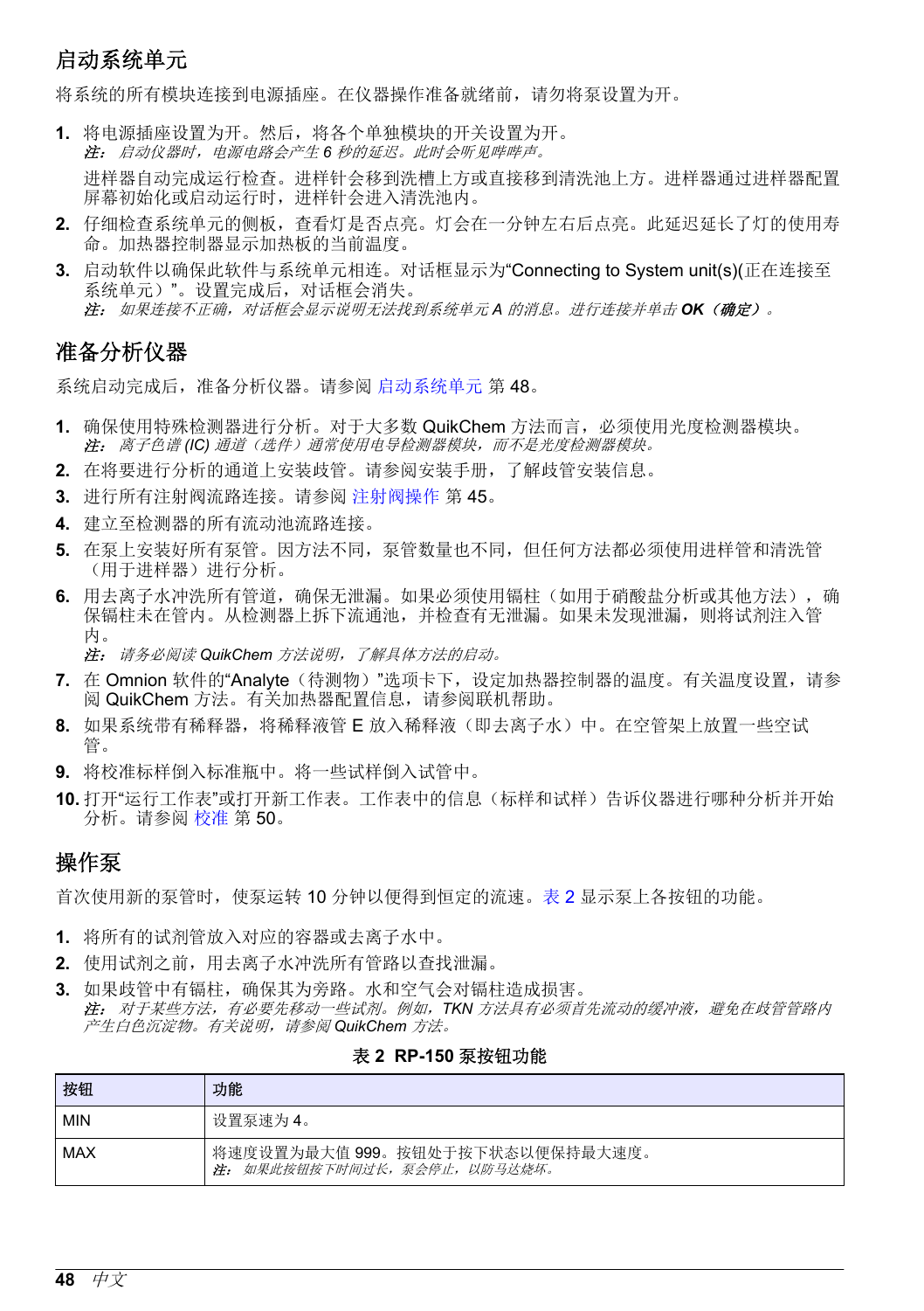## 启动系统单元

将系统的所有模块连接到电源插座。在仪器操作准备就绪前，请勿将泵设置为开。

1. 将电源插座设置为开。然后，将各个单独模块的开关设置为开。
   *注：启动仪器时，电源电路会产生 6 秒的延迟。此时会听见哗哗声。*

   进样器自动完成运行检查。进样针会移到洗槽上方或直接移到清洗池上方。进样器通过进样器配置屏幕初始化或启动运行时，进样针会进入清洗池内。
2. 仔细检查系统单元的侧板，查看灯是否点亮。灯会在一分钟左右后点亮。此延迟延长了灯的使用寿命。加热器控制器显示加热板的当前温度。
3. 启动软件以确保此软件与系统单元相连。对话框显示为“Connecting to System unit(s)(正在连接至系统单元）”。设置完成后，对话框会消失。
   *注：如果连接不正确，对话框会显示说明无法找到系统单元 A 的消息。进行连接并单击* ***OK（确定）***。

## 准备分析仪器

系统启动完成后，准备分析仪器。请参阅 启动系统单元 第 48。

1. 确保使用特殊检测器进行分析。对于大多数 QuikChem 方法而言，必须使用光度检测器模块。
   *注：离子色谱 (IC) 通道（选件）通常使用电导检测器模块，而不是光度检测器模块。*
2. 在将要进行分析的通道上安装歧管。请参阅安装手册，了解歧管安装信息。
3. 进行所有注射阀流路连接。请参阅 注射阀操作 第 45。
4. 建立至检测器的所有流动池流路连接。
5. 在泵上安装好所有泵管。因方法不同，泵管数量也不同，但任何方法都必须使用进样管和清洗管（用于进样器）进行分析。
6. 用去离子水冲洗所有管道，确保无泄漏。如果必须使用镉柱（如用于硝酸盐分析或其他方法），确保镉柱未在管内。从检测器上拆下流通池，并检查有无泄漏。如果未发现泄漏，则将试剂注入管内。
   *注：请务必阅读 QuikChem 方法说明，了解具体方法的启动。*
7. 在 Omnion 软件的“Analyte（待测物）”选项卡下，设定加热器控制器的温度。有关温度设置，请参阅 QuikChem 方法。有关加热器配置信息，请参阅联机帮助。
8. 如果系统带有稀释器，将稀释液管 E 放入稀释液（即去离子水）中。在空管架上放置一些空试管。
9. 将校准标样倒入标准瓶中。将一些试样倒入试管中。
10. 打开“运行工作表”或打开新工作表。工作表中的信息（标样和试样）告诉仪器进行哪种分析并开始分析。请参阅 校准 第 50。

## 操作泵

首次使用新的泵管时，使泵运转 10 分钟以便得到恒定的流速。表 2 显示泵上各按钮的功能。

1. 将所有的试剂管放入对应的容器或去离子水中。
2. 使用试剂之前，用去离子水冲洗所有管路以查找泄漏。
3. 如果歧管中有镉柱，确保其为旁路。水和空气会对镉柱造成损害。
   *注：对于某些方法，有必要先移动一些试剂。例如，TKN 方法具有必须首先流动的缓冲液，避免在歧管管路内产生白色沉淀物。有关说明，请参阅 QuikChem 方法。*

**表 2 RP-150 泵按钮功能**

| 按钮 | 功能 |
|---|---|
| MIN | 设置泵速为 4。 |
| MAX | 将速度设置为最大值 999。按钮处于按下状态以便保持最大速度。<br>*注：如果此按钮按下时间过长，泵会停止，以防马达烧坏。* |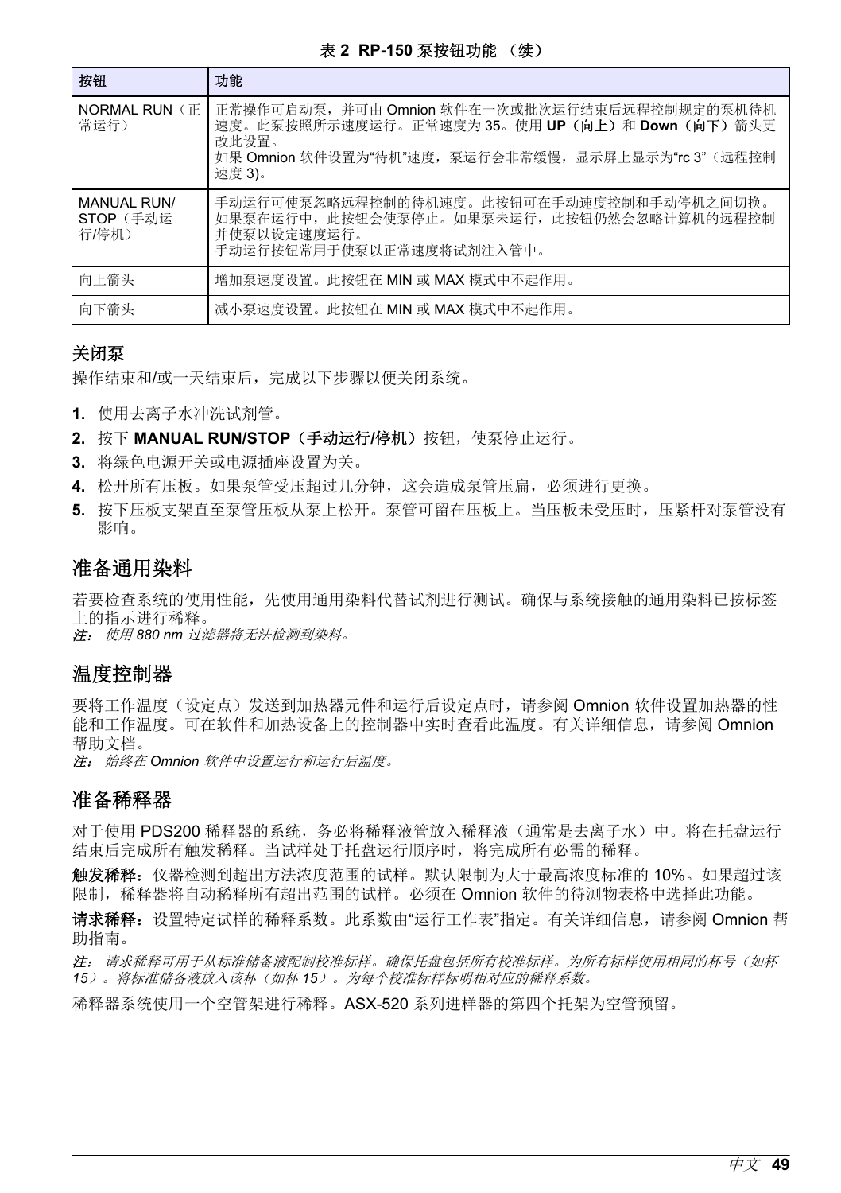**表 2 RP-150 泵按钮功能 （续）**

| 按钮 | 功能 |
| --- | --- |
| NORMAL RUN（正常运行） | 正常操作可启动泵，并可由 Omnion 软件在一次或批次运行结束后远程控制规定的泵机待机速度。此泵按照所示速度运行。正常速度为 35。使用 **UP（向上）**和 **Down（向下）**箭头更改此设置。<br>如果 Omnion 软件设置为“待机”速度，泵运行会非常缓慢，显示屏上显示为“rc 3”（远程控制速度 3）。 |
| MANUAL RUN/STOP（手动运行/停机） | 手动运行可使泵忽略远程控制的待机速度。此按钮可在手动速度控制和手动停机之间切换。如果泵在运行中，此按钮会使泵停止。如果泵未运行，此按钮仍然会忽略计算机的远程控制并使泵以设定速度运行。<br>手动运行按钮常用于使泵以正常速度将试剂注入管中。 |
| 向上箭头 | 增加泵速度设置。此按钮在 MIN 或 MAX 模式中不起作用。 |
| 向下箭头 | 减小泵速度设置。此按钮在 MIN 或 MAX 模式中不起作用。 |

### 关闭泵

操作结束和/或一天结束后，完成以下步骤以便关闭系统。

1. 使用去离子水冲洗试剂管。
2. 按下 **MANUAL RUN/STOP（手动运行/停机）**按钮，使泵停止运行。
3. 将绿色电源开关或电源插座设置为关。
4. 松开所有压板。如果泵管受压超过几分钟，这会造成泵管压扁，必须进行更换。
5. 按下压板支架直至泵管压板从泵上松开。泵管可留在压板上。当压板未受压时，压紧杆对泵管没有影响。

## 准备通用染料

若要检查系统的使用性能，先使用通用染料代替试剂进行测试。确保与系统接触的通用染料已按标签上的指示进行稀释。

***注：*** *使用 880 nm 过滤器将无法检测到染料。*

## 温度控制器

要将工作温度（设定点）发送到加热器元件和运行后设定点时，请参阅 Omnion 软件设置加热器的性能和工作温度。可在软件和加热设备上的控制器中实时查看此温度。有关详细信息，请参阅 Omnion 帮助文档。

***注：*** *始终在 Omnion 软件中设置运行和运行后温度。*

## 准备稀释器

对于使用 PDS200 稀释器的系统，务必将稀释液管放入稀释液（通常是去离子水）中。将在托盘运行结束后完成所有触发稀释。当试样处于托盘运行顺序时，将完成所有必需的稀释。

**触发稀释：**仪器检测到超出方法浓度范围的试样。默认限制为大于最高浓度标准的 10%。如果超过该限制，稀释器将自动稀释所有超出范围的试样。必须在 Omnion 软件的待测物表格中选择此功能。

**请求稀释：**设置特定试样的稀释系数。此系数由“运行工作表”指定。有关详细信息，请参阅 Omnion 帮助指南。

***注：*** *请求稀释可用于从标准储备液配制校准标样。确保托盘包括所有校准标样。为所有标样使用相同的杯号（如杯 15）。将标准储备液放入该杯（如杯 15）。为每个校准标样标明相对应的稀释系数。*

稀释器系统使用一个空管架进行稀释。ASX-520 系列进样器的第四个托架为空管预留。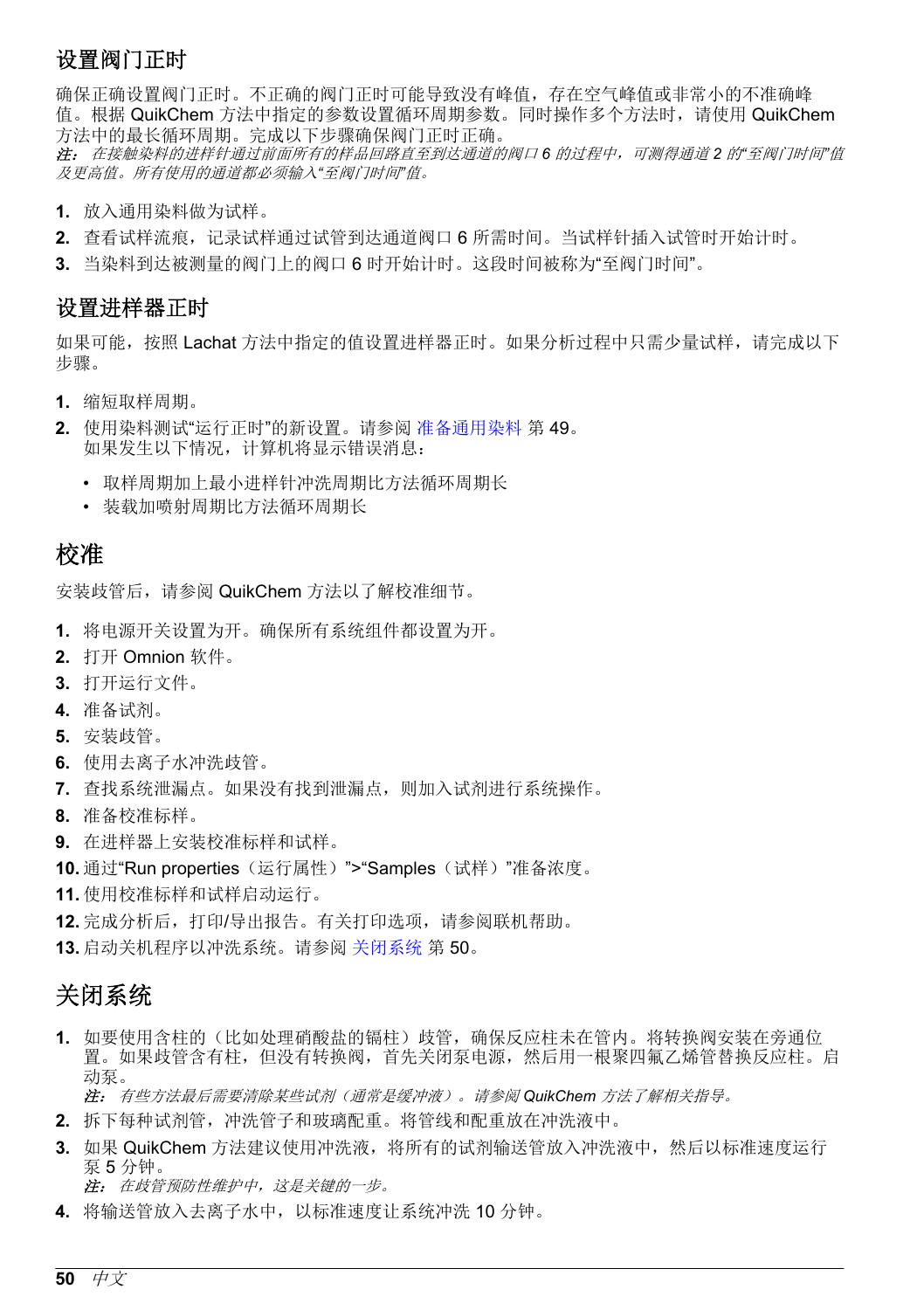## 设置阀门正时

确保正确设置阀门正时。不正确的阀门正时可能导致没有峰值，存在空气峰值或非常小的不准确峰值。根据 QuikChem 方法中指定的参数设置循环周期参数。同时操作多个方法时，请使用 QuikChem 方法中的最长循环周期。完成以下步骤确保阀门正时正确。

*注： 在接触染料的进样针通过前面所有的样品回路直至到达通道的阀口 6 的过程中，可测得通道 2 的"至阀门时间"值及更高值。所有使用的通道都必须输入"至阀门时间"值。*

1. 放入通用染料做为试样。
2. 查看试样流痕，记录试样通过试管到达通道阀口 6 所需时间。当试样针插入试管时开始计时。
3. 当染料到达被测量的阀门上的阀口 6 时开始计时。这段时间被称为"至阀门时间"。

## 设置进样器正时

如果可能，按照 Lachat 方法中指定的值设置进样器正时。如果分析过程中只需少量试样，请完成以下步骤。

1. 缩短取样周期。
2. 使用染料测试"运行正时"的新设置。请参阅 准备通用染料 第 49。
   如果发生以下情况，计算机将显示错误消息：
   - 取样周期加上最小进样针冲洗周期比方法循环周期长
   - 装载加喷射周期比方法循环周期长

# 校准

安装歧管后，请参阅 QuikChem 方法以了解校准细节。

1. 将电源开关设置为开。确保所有系统组件都设置为开。
2. 打开 Omnion 软件。
3. 打开运行文件。
4. 准备试剂。
5. 安装歧管。
6. 使用去离子水冲洗歧管。
7. 查找系统泄漏点。如果没有找到泄漏点，则加入试剂进行系统操作。
8. 准备校准标样。
9. 在进样器上安装校准标样和试样。
10. 通过"Run properties（运行属性）">"Samples（试样）"准备浓度。
11. 使用校准标样和试样启动运行。
12. 完成分析后，打印/导出报告。有关打印选项，请参阅联机帮助。
13. 启动关机程序以冲洗系统。请参阅 关闭系统 第 50。

# 关闭系统

1. 如要使用含柱的（比如处理硝酸盐的镉柱）歧管，确保反应柱未在管内。将转换阀安装在旁通位置。如果歧管含有柱，但没有转换阀，首先关闭泵电源，然后用一根聚四氟乙烯管替换反应柱。启动泵。
   *注： 有些方法最后需要清除某些试剂（通常是缓冲液）。请参阅 QuikChem 方法了解相关指导。*
2. 拆下每种试剂管，冲洗管子和玻璃配重。将管线和配重放在冲洗液中。
3. 如果 QuikChem 方法建议使用冲洗液，将所有的试剂输送管放入冲洗液中，然后以标准速度运行泵 5 分钟。
   *注： 在歧管预防性维护中，这是关键的一步。*
4. 将输送管放入去离子水中，以标准速度让系统冲洗 10 分钟。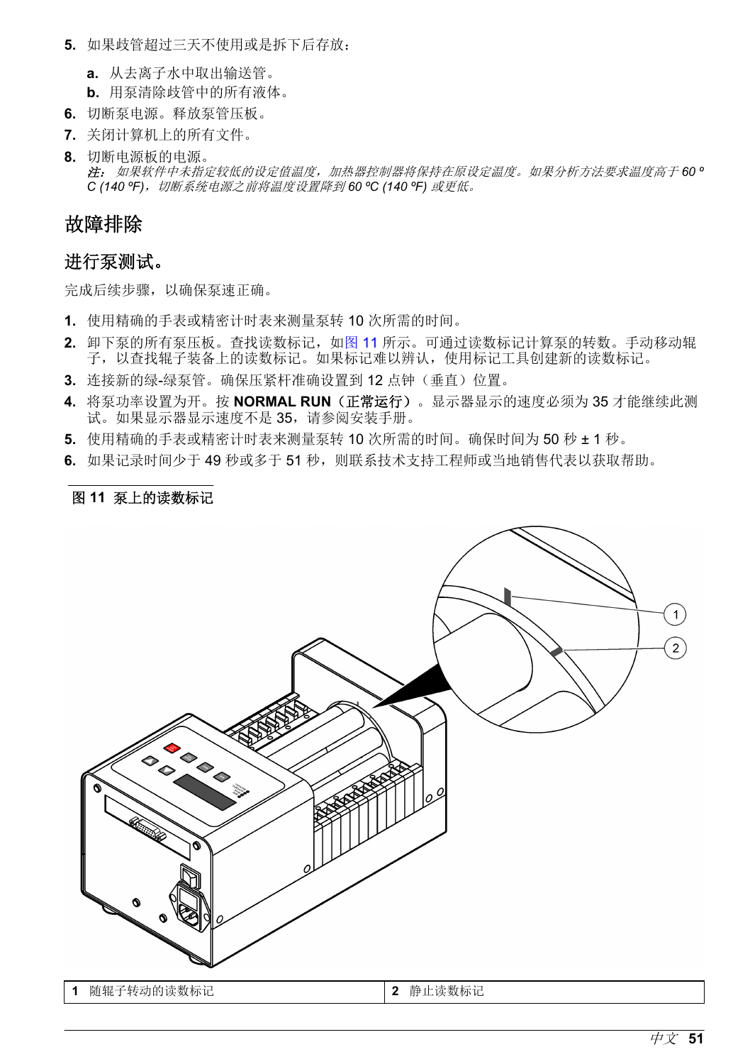5. 如果歧管超过三天不使用或是拆下后存放：
   a. 从去离子水中取出输送管。
   b. 用泵清除歧管中的所有液体。
6. 切断泵电源。释放泵管压板。
7. 关闭计算机上的所有文件。
8. 切断电源板的电源。
   *注： 如果软件中未指定较低的设定值温度，加热器控制器将保持在原设定温度。如果分析方法要求温度高于 60 ºC (140 ºF)，切断系统电源之前将温度设置降到 60 ºC (140 ºF) 或更低。*

# 故障排除

## 进行泵测试。

完成后续步骤，以确保泵速正确。

1. 使用精确的手表或精密计时表来测量泵转 10 次所需的时间。
2. 卸下泵的所有泵压板。查找读数标记，如图 11 所示。可通过读数标记计算泵的转数。手动移动辊子，以查找辊子装备上的读数标记。如果标记难以辨认，使用标记工具创建新的读数标记。
3. 连接新的绿-绿泵管。确保压紧杆准确设置到 12 点钟（垂直）位置。
4. 将泵功率设置为开。按 **NORMAL RUN**（正常运行）。显示器显示的速度必须为 35 才能继续此测试。如果显示器显示速度不是 35，请参阅安装手册。
5. 使用精确的手表或精密计时表来测量泵转 10 次所需的时间。确保时间为 50 秒 ± 1 秒。
6. 如果记录时间少于 49 秒或多于 51 秒，则联系技术支持工程师或当地销售代表以获取帮助。

**图 11 泵上的读数标记**

| 1 随辊子转动的读数标记 | 2 静止读数标记 |
| --- | --- |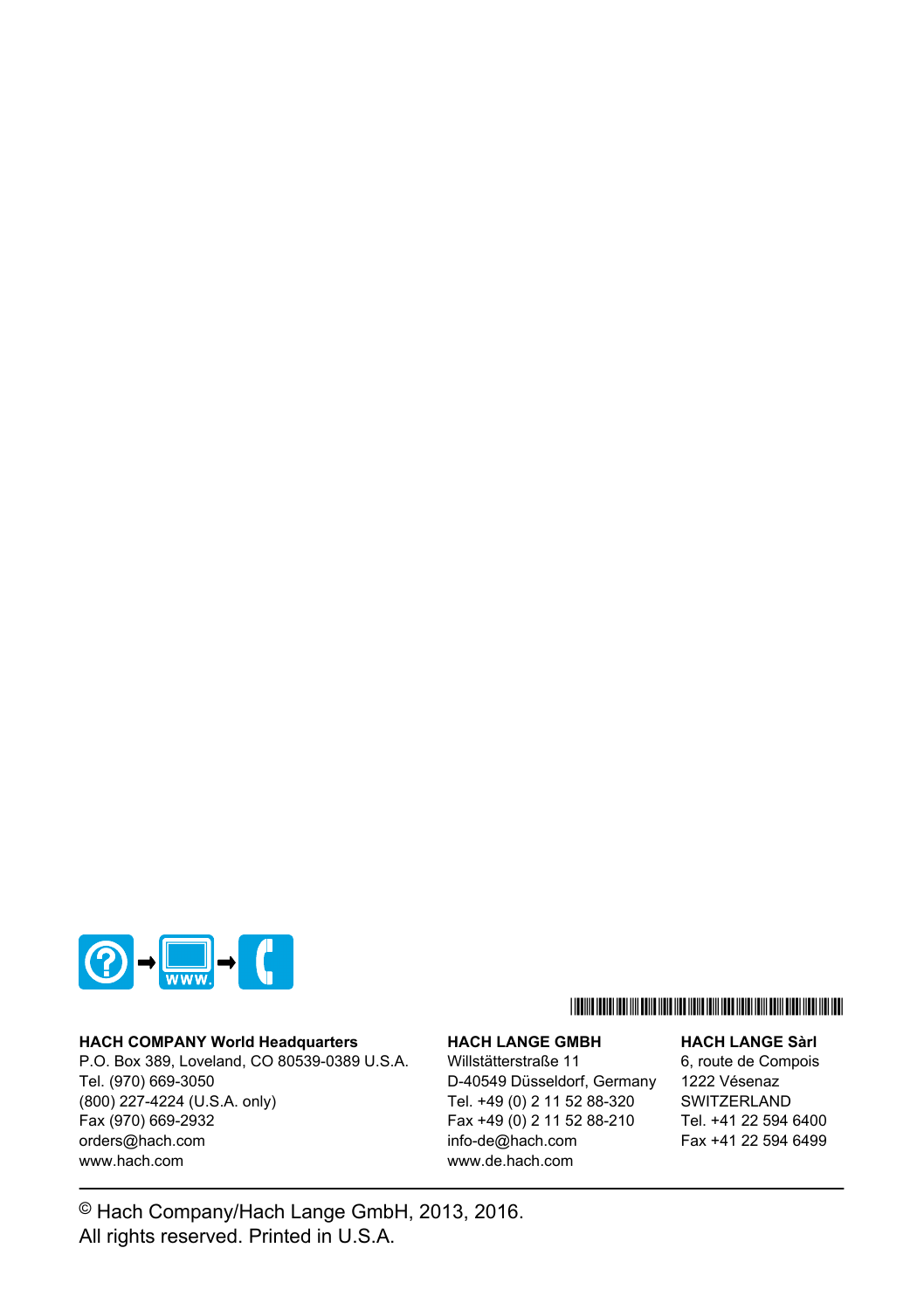**HACH COMPANY World Headquarters**
P.O. Box 389, Loveland, CO 80539-0389 U.S.A.
Tel. (970) 669-3050
(800) 227-4224 (U.S.A. only)
Fax (970) 669-2932
orders@hach.com
www.hach.com

**HACH LANGE GMBH**
Willstätterstraße 11
D-40549 Düsseldorf, Germany
Tel. +49 (0) 2 11 52 88-320
Fax +49 (0) 2 11 52 88-210
info-de@hach.com
www.de.hach.com

**HACH LANGE Sàrl**
6, route de Compois
1222 Vésenaz
SWITZERLAND
Tel. +41 22 594 6400
Fax +41 22 594 6499

© Hach Company/Hach Lange GmbH, 2013, 2016.
All rights reserved. Printed in U.S.A.